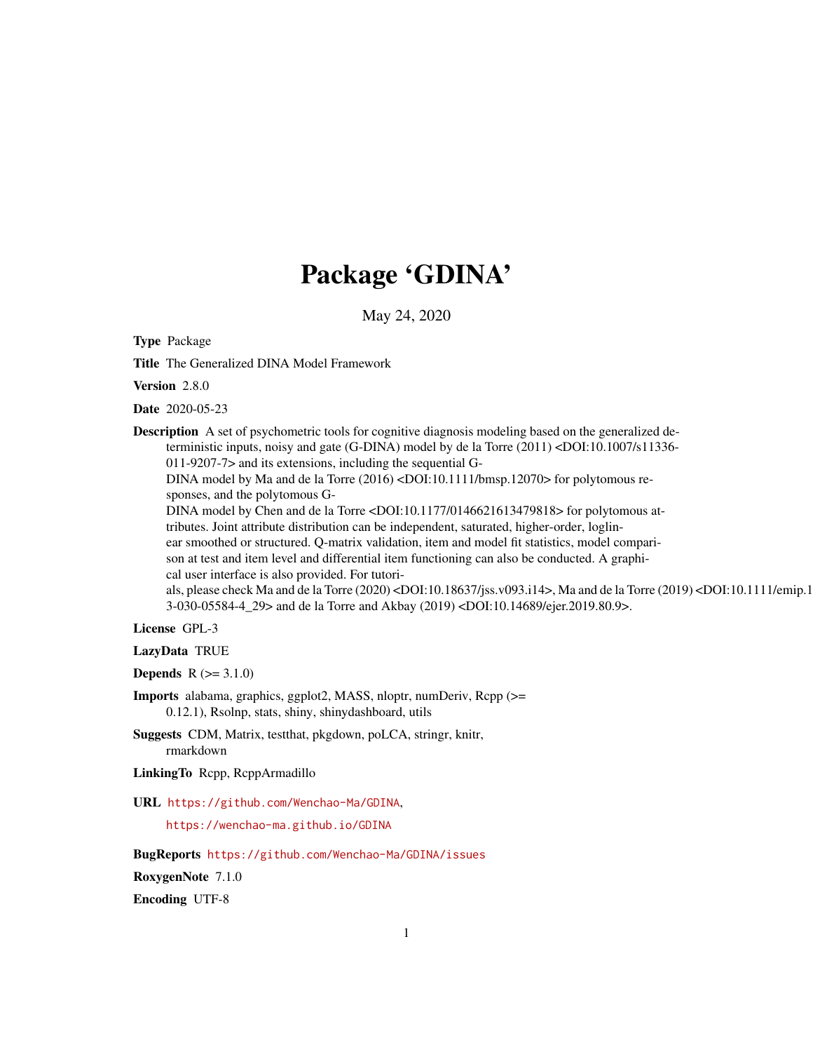# Package 'GDINA'

May 24, 2020

**Type** Package

**Title** The Generalized DINA Model Framework

**Version** 2.8.0

**Date** 2020-05-23

**Description** A set of psychometric tools for cognitive diagnosis modeling based on the generalized deterministic inputs, noisy and gate (G-DINA) model by de la Torre (2011) <DOI:10.1007/s11336-011-9207-7> and its extensions, including the sequential G-DINA model by Ma and de la Torre (2016) <DOI:10.1111/bmsp.12070> for polytomous responses, and the polytomous G-DINA model by Chen and de la Torre <DOI:10.1177/0146621613479818> for polytomous attributes. Joint attribute distribution can be independent, saturated, higher-order, loglinear smoothed or structured. Q-matrix validation, item and model fit statistics, model comparison at test and item level and differential item functioning can also be conducted. A graphical user interface is also provided. For tutorials, please check Ma and de la Torre (2020) <DOI:10.18637/jss.v093.i14>, Ma and de la Torre (2019) <DOI:10.1111/emip.1 3-030-05584-4_29> and de la Torre and Akbay (2019) <DOI:10.14689/ejer.2019.80.9>.

**License** GPL-3

**LazyData** TRUE

**Depends** R (>= 3.1.0)

**Imports** alabama, graphics, ggplot2, MASS, nloptr, numDeriv, Rcpp (>= 0.12.1), Rsolnp, stats, shiny, shinydashboard, utils

**Suggests** CDM, Matrix, testthat, pkgdown, poLCA, stringr, knitr, rmarkdown

**LinkingTo** Rcpp, RcppArmadillo

**URL** https://github.com/Wenchao-Ma/GDINA,

https://wenchao-ma.github.io/GDINA

**BugReports** https://github.com/Wenchao-Ma/GDINA/issues

**RoxygenNote** 7.1.0

**Encoding** UTF-8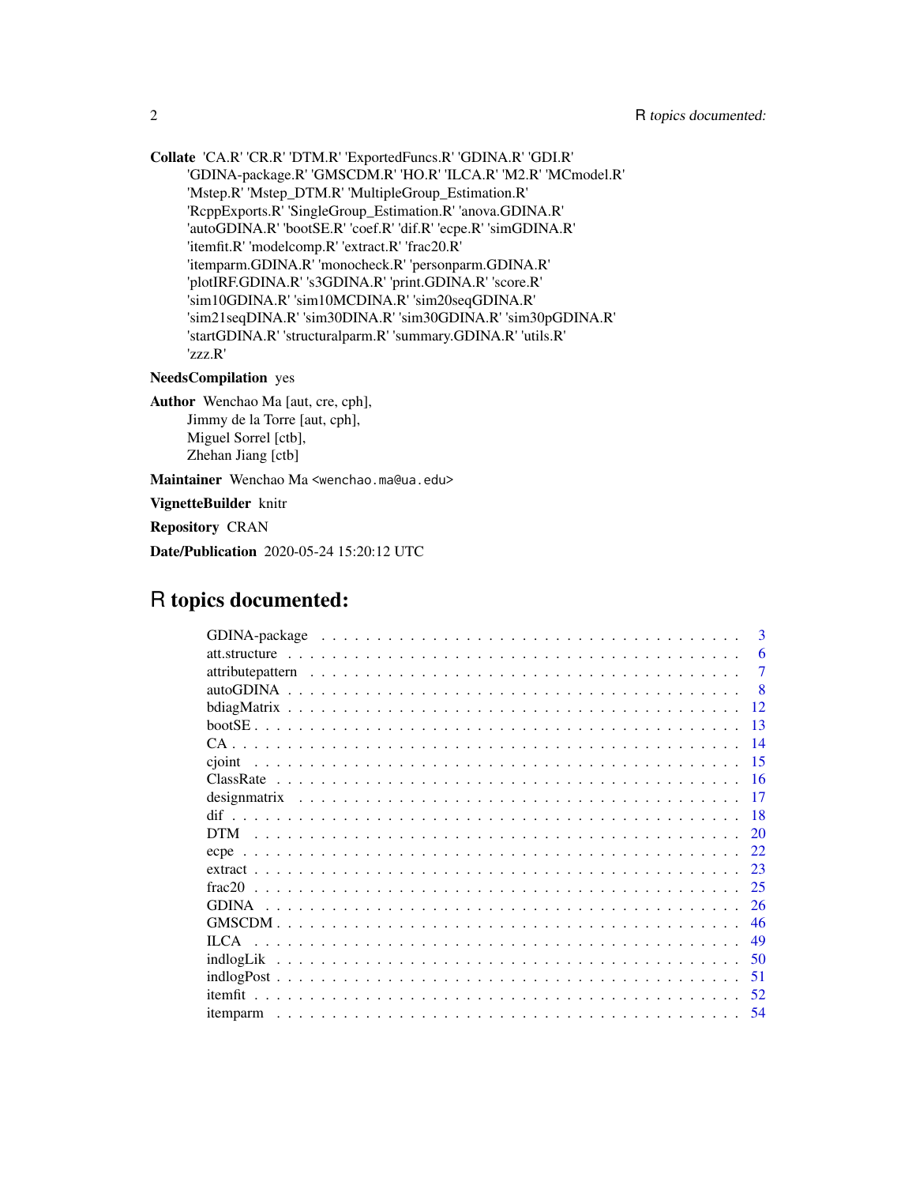**Collate** 'CA.R' 'CR.R' 'DTM.R' 'ExportedFuncs.R' 'GDINA.R' 'GDI.R' 'GDINA-package.R' 'GMSCDM.R' 'HO.R' 'ILCA.R' 'M2.R' 'MCmodel.R' 'Mstep.R' 'Mstep_DTM.R' 'MultipleGroup_Estimation.R' 'RcppExports.R' 'SingleGroup_Estimation.R' 'anova.GDINA.R' 'autoGDINA.R' 'bootSE.R' 'coef.R' 'dif.R' 'ecpe.R' 'simGDINA.R' 'itemfit.R' 'modelcomp.R' 'extract.R' 'frac20.R' 'itemparm.GDINA.R' 'monocheck.R' 'personparm.GDINA.R' 'plotIRF.GDINA.R' 's3GDINA.R' 'print.GDINA.R' 'score.R' 'sim10GDINA.R' 'sim10MCDINA.R' 'sim20seqGDINA.R' 'sim21seqDINA.R' 'sim30DINA.R' 'sim30GDINA.R' 'sim30pGDINA.R' 'startGDINA.R' 'structuralparm.R' 'summary.GDINA.R' 'utils.R' 'zzz.R'

**NeedsCompilation** yes

**Author** Wenchao Ma [aut, cre, cph], Jimmy de la Torre [aut, cph], Miguel Sorrel [ctb], Zhehan Jiang [ctb]

**Maintainer** Wenchao Ma <wenchao.ma@ua.edu>

**VignetteBuilder** knitr

**Repository** CRAN

**Date/Publication** 2020-05-24 15:20:12 UTC

# R topics documented:

| | |
|---|---|
| GDINA-package | 3 |
| att.structure | 6 |
| attributepattern | 7 |
| autoGDINA | 8 |
| bdiagMatrix | 12 |
| bootSE | 13 |
| CA | 14 |
| cjoint | 15 |
| ClassRate | 16 |
| designmatrix | 17 |
| dif | 18 |
| DTM | 20 |
| ecpe | 22 |
| extract | 23 |
| frac20 | 25 |
| GDINA | 26 |
| GMSCDM | 46 |
| ILCA | 49 |
| indlogLik | 50 |
| indlogPost | 51 |
| itemfit | 52 |
| itemparm | 54 |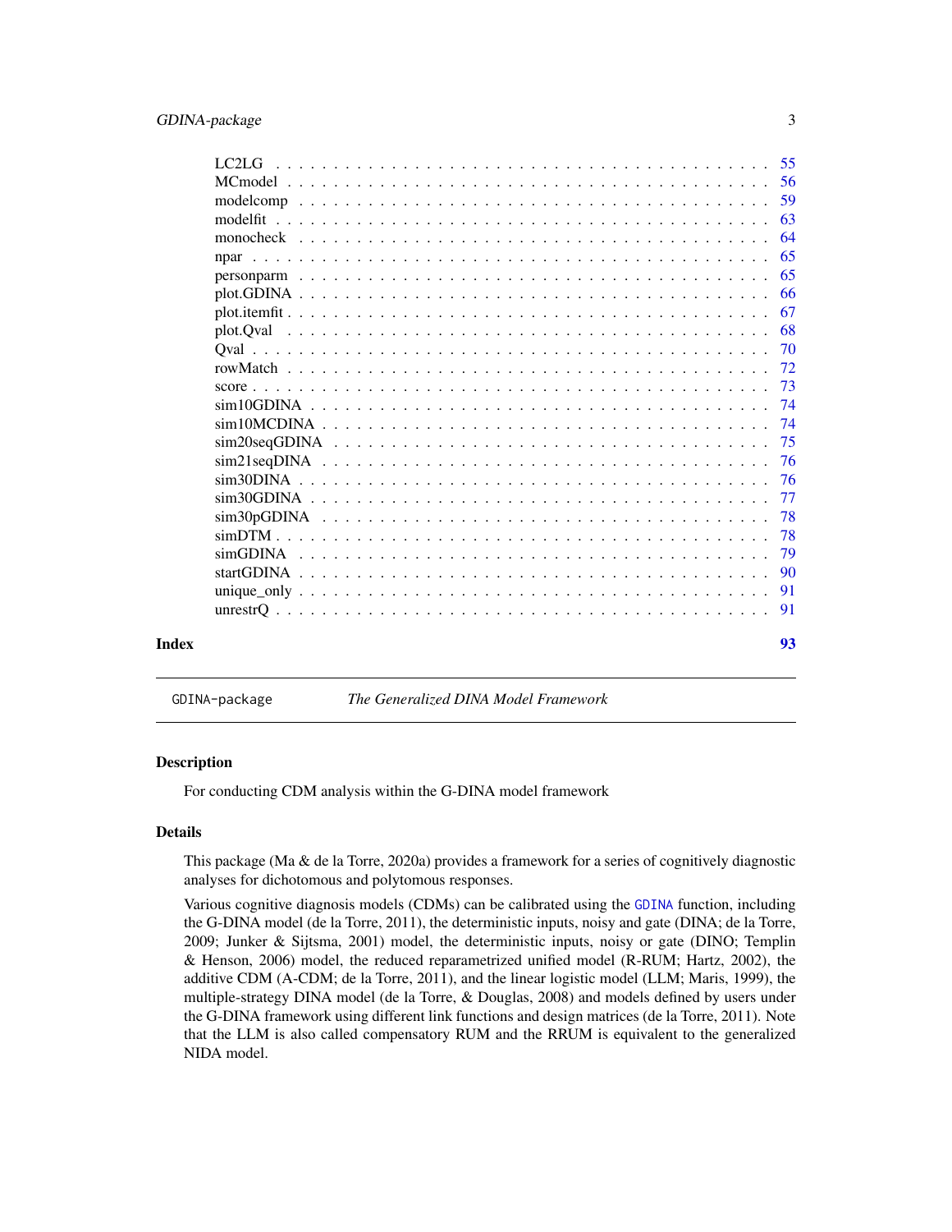| | |
|---|---|
| LC2LG | 55 |
| MCmodel | 56 |
| modelcomp | 59 |
| modelfit | 63 |
| monocheck | 64 |
| npar | 65 |
| personparm | 65 |
| plot.GDINA | 66 |
| plot.itemfit | 67 |
| plot.Qval | 68 |
| Qval | 70 |
| rowMatch | 72 |
| score | 73 |
| sim10GDINA | 74 |
| sim10MCDINA | 74 |
| sim20seqGDINA | 75 |
| sim21seqDINA | 76 |
| sim30DINA | 76 |
| sim30GDINA | 77 |
| sim30pGDINA | 78 |
| simDTM | 78 |
| simGDINA | 79 |
| startGDINA | 90 |
| unique_only | 91 |
| unrestrQ | 91 |

**Index** 93

---

GDINA-package    *The Generalized DINA Model Framework*

---

### Description

For conducting CDM analysis within the G-DINA model framework

### Details

This package (Ma & de la Torre, 2020a) provides a framework for a series of cognitively diagnostic analyses for dichotomous and polytomous responses.

Various cognitive diagnosis models (CDMs) can be calibrated using the `GDINA` function, including the G-DINA model (de la Torre, 2011), the deterministic inputs, noisy and gate (DINA; de la Torre, 2009; Junker & Sijtsma, 2001) model, the deterministic inputs, noisy or gate (DINO; Templin & Henson, 2006) model, the reduced reparametrized unified model (R-RUM; Hartz, 2002), the additive CDM (A-CDM; de la Torre, 2011), and the linear logistic model (LLM; Maris, 1999), the multiple-strategy DINA model (de la Torre, & Douglas, 2008) and models defined by users under the G-DINA framework using different link functions and design matrices (de la Torre, 2011). Note that the LLM is also called compensatory RUM and the RRUM is equivalent to the generalized NIDA model.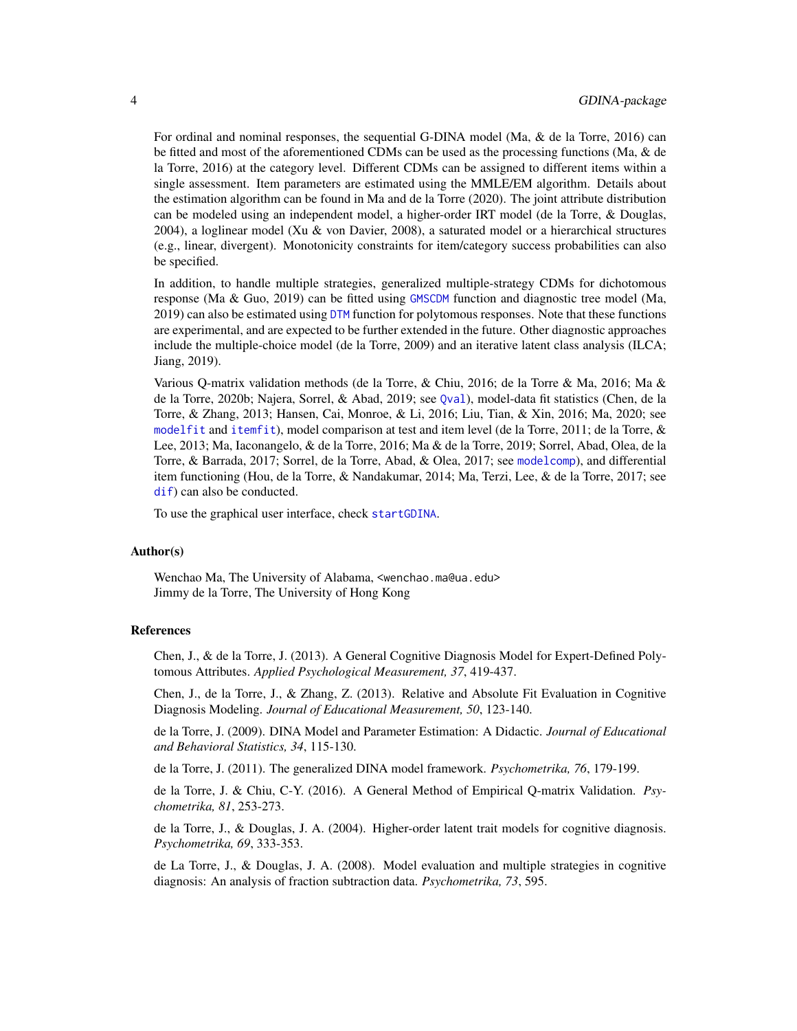For ordinal and nominal responses, the sequential G-DINA model (Ma, & de la Torre, 2016) can be fitted and most of the aforementioned CDMs can be used as the processing functions (Ma, & de la Torre, 2016) at the category level. Different CDMs can be assigned to different items within a single assessment. Item parameters are estimated using the MMLE/EM algorithm. Details about the estimation algorithm can be found in Ma and de la Torre (2020). The joint attribute distribution can be modeled using an independent model, a higher-order IRT model (de la Torre, & Douglas, 2004), a loglinear model (Xu & von Davier, 2008), a saturated model or a hierarchical structures (e.g., linear, divergent). Monotonicity constraints for item/category success probabilities can also be specified.

In addition, to handle multiple strategies, generalized multiple-strategy CDMs for dichotomous response (Ma & Guo, 2019) can be fitted using `GMSCDM` function and diagnostic tree model (Ma, 2019) can also be estimated using `DTM` function for polytomous responses. Note that these functions are experimental, and are expected to be further extended in the future. Other diagnostic approaches include the multiple-choice model (de la Torre, 2009) and an iterative latent class analysis (ILCA; Jiang, 2019).

Various Q-matrix validation methods (de la Torre, & Chiu, 2016; de la Torre & Ma, 2016; Ma & de la Torre, 2020b; Najera, Sorrel, & Abad, 2019; see `Qval`), model-data fit statistics (Chen, de la Torre, & Zhang, 2013; Hansen, Cai, Monroe, & Li, 2016; Liu, Tian, & Xin, 2016; Ma, 2020; see `modelfit` and `itemfit`), model comparison at test and item level (de la Torre, 2011; de la Torre, & Lee, 2013; Ma, Iaconangelo, & de la Torre, 2016; Ma & de la Torre, 2019; Sorrel, Abad, Olea, de la Torre, & Barrada, 2017; Sorrel, de la Torre, Abad, & Olea, 2017; see `modelcomp`), and differential item functioning (Hou, de la Torre, & Nandakumar, 2014; Ma, Terzi, Lee, & de la Torre, 2017; see `dif`) can also be conducted.

To use the graphical user interface, check `startGDINA`.

### Author(s)

Wenchao Ma, The University of Alabama, <wenchao.ma@ua.edu>
Jimmy de la Torre, The University of Hong Kong

### References

Chen, J., & de la Torre, J. (2013). A General Cognitive Diagnosis Model for Expert-Defined Polytomous Attributes. *Applied Psychological Measurement, 37*, 419-437.

Chen, J., de la Torre, J., & Zhang, Z. (2013). Relative and Absolute Fit Evaluation in Cognitive Diagnosis Modeling. *Journal of Educational Measurement, 50*, 123-140.

de la Torre, J. (2009). DINA Model and Parameter Estimation: A Didactic. *Journal of Educational and Behavioral Statistics, 34*, 115-130.

de la Torre, J. (2011). The generalized DINA model framework. *Psychometrika, 76*, 179-199.

de la Torre, J. & Chiu, C-Y. (2016). A General Method of Empirical Q-matrix Validation. *Psychometrika, 81*, 253-273.

de la Torre, J., & Douglas, J. A. (2004). Higher-order latent trait models for cognitive diagnosis. *Psychometrika, 69*, 333-353.

de La Torre, J., & Douglas, J. A. (2008). Model evaluation and multiple strategies in cognitive diagnosis: An analysis of fraction subtraction data. *Psychometrika, 73*, 595.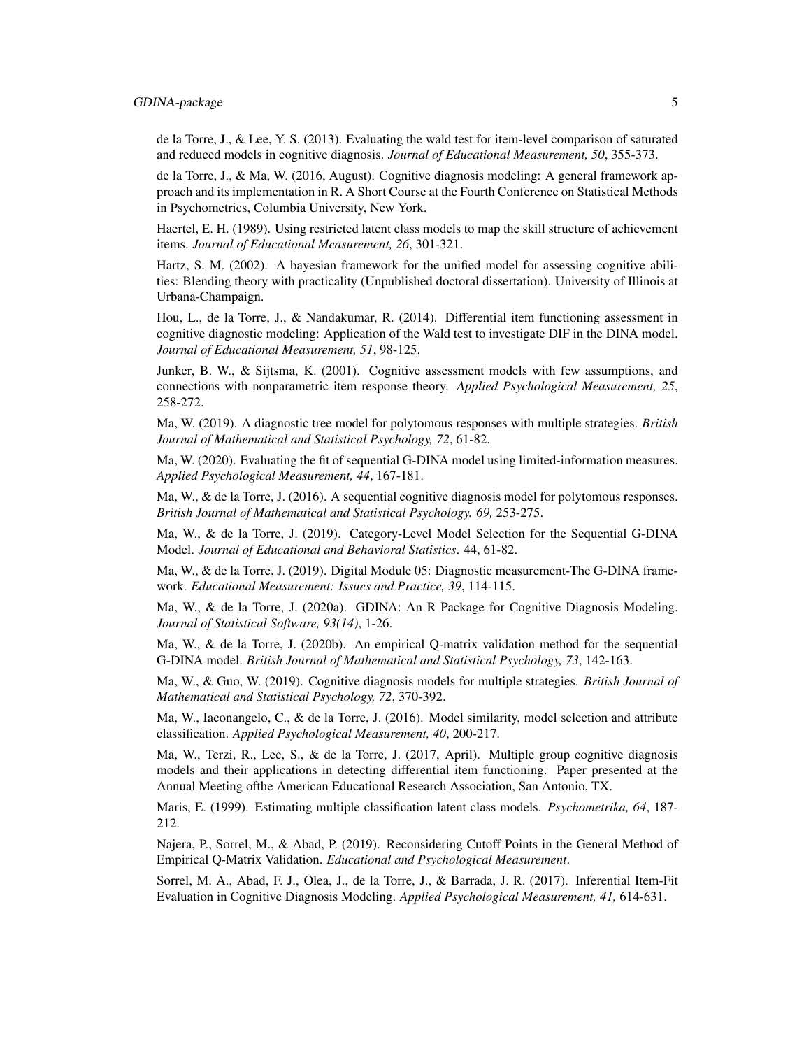de la Torre, J., & Lee, Y. S. (2013). Evaluating the wald test for item-level comparison of saturated and reduced models in cognitive diagnosis. *Journal of Educational Measurement, 50*, 355-373.

de la Torre, J., & Ma, W. (2016, August). Cognitive diagnosis modeling: A general framework approach and its implementation in R. A Short Course at the Fourth Conference on Statistical Methods in Psychometrics, Columbia University, New York.

Haertel, E. H. (1989). Using restricted latent class models to map the skill structure of achievement items. *Journal of Educational Measurement, 26*, 301-321.

Hartz, S. M. (2002). A bayesian framework for the unified model for assessing cognitive abilities: Blending theory with practicality (Unpublished doctoral dissertation). University of Illinois at Urbana-Champaign.

Hou, L., de la Torre, J., & Nandakumar, R. (2014). Differential item functioning assessment in cognitive diagnostic modeling: Application of the Wald test to investigate DIF in the DINA model. *Journal of Educational Measurement, 51*, 98-125.

Junker, B. W., & Sijtsma, K. (2001). Cognitive assessment models with few assumptions, and connections with nonparametric item response theory. *Applied Psychological Measurement, 25*, 258-272.

Ma, W. (2019). A diagnostic tree model for polytomous responses with multiple strategies. *British Journal of Mathematical and Statistical Psychology, 72*, 61-82.

Ma, W. (2020). Evaluating the fit of sequential G-DINA model using limited-information measures. *Applied Psychological Measurement, 44*, 167-181.

Ma, W., & de la Torre, J. (2016). A sequential cognitive diagnosis model for polytomous responses. *British Journal of Mathematical and Statistical Psychology. 69,* 253-275.

Ma, W., & de la Torre, J. (2019). Category-Level Model Selection for the Sequential G-DINA Model. *Journal of Educational and Behavioral Statistics*. 44, 61-82.

Ma, W., & de la Torre, J. (2019). Digital Module 05: Diagnostic measurement-The G-DINA framework. *Educational Measurement: Issues and Practice, 39*, 114-115.

Ma, W., & de la Torre, J. (2020a). GDINA: An R Package for Cognitive Diagnosis Modeling. *Journal of Statistical Software, 93(14)*, 1-26.

Ma, W., & de la Torre, J. (2020b). An empirical Q-matrix validation method for the sequential G-DINA model. *British Journal of Mathematical and Statistical Psychology, 73*, 142-163.

Ma, W., & Guo, W. (2019). Cognitive diagnosis models for multiple strategies. *British Journal of Mathematical and Statistical Psychology, 72*, 370-392.

Ma, W., Iaconangelo, C., & de la Torre, J. (2016). Model similarity, model selection and attribute classification. *Applied Psychological Measurement, 40*, 200-217.

Ma, W., Terzi, R., Lee, S., & de la Torre, J. (2017, April). Multiple group cognitive diagnosis models and their applications in detecting differential item functioning. Paper presented at the Annual Meeting ofthe American Educational Research Association, San Antonio, TX.

Maris, E. (1999). Estimating multiple classification latent class models. *Psychometrika, 64*, 187-212.

Najera, P., Sorrel, M., & Abad, P. (2019). Reconsidering Cutoff Points in the General Method of Empirical Q-Matrix Validation. *Educational and Psychological Measurement*.

Sorrel, M. A., Abad, F. J., Olea, J., de la Torre, J., & Barrada, J. R. (2017). Inferential Item-Fit Evaluation in Cognitive Diagnosis Modeling. *Applied Psychological Measurement, 41,* 614-631.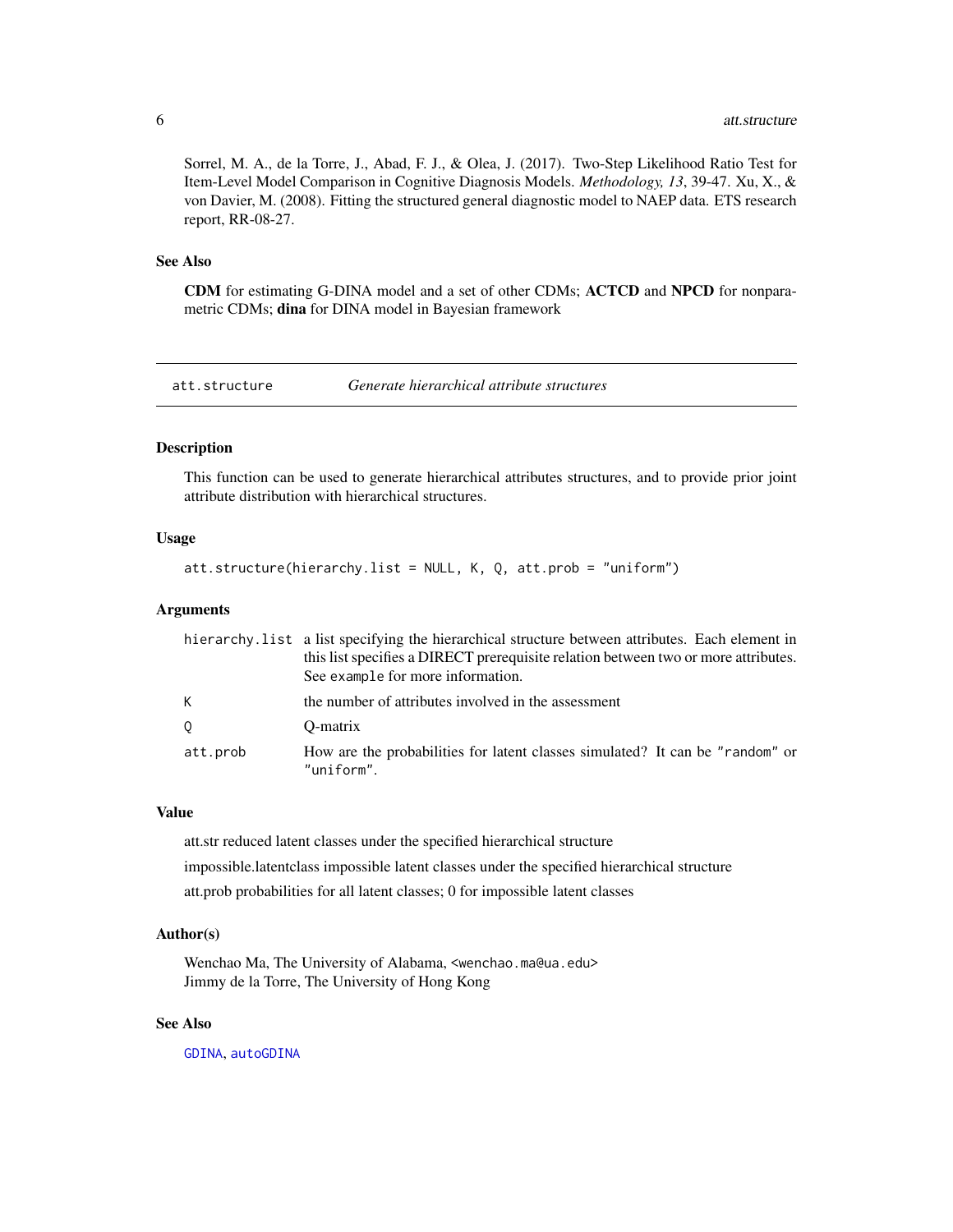Sorrel, M. A., de la Torre, J., Abad, F. J., & Olea, J. (2017). Two-Step Likelihood Ratio Test for Item-Level Model Comparison in Cognitive Diagnosis Models. *Methodology, 13*, 39-47. Xu, X., & von Davier, M. (2008). Fitting the structured general diagnostic model to NAEP data. ETS research report, RR-08-27.

### See Also

**CDM** for estimating G-DINA model and a set of other CDMs; **ACTCD** and **NPCD** for nonparametric CDMs; **dina** for DINA model in Bayesian framework

---

## att.structure — *Generate hierarchical attribute structures*

### Description

This function can be used to generate hierarchical attributes structures, and to provide prior joint attribute distribution with hierarchical structures.

### Usage

```
att.structure(hierarchy.list = NULL, K, Q, att.prob = "uniform")
```

### Arguments

| | |
|---|---|
| hierarchy.list | a list specifying the hierarchical structure between attributes. Each element in this list specifies a DIRECT prerequisite relation between two or more attributes. See `example` for more information. |
| K | the number of attributes involved in the assessment |
| Q | Q-matrix |
| att.prob | How are the probabilities for latent classes simulated? It can be "random" or "uniform". |

### Value

att.str reduced latent classes under the specified hierarchical structure

impossible.latentclass impossible latent classes under the specified hierarchical structure

att.prob probabilities for all latent classes; 0 for impossible latent classes

### Author(s)

Wenchao Ma, The University of Alabama, <wenchao.ma@ua.edu>
Jimmy de la Torre, The University of Hong Kong

### See Also

GDINA, autoGDINA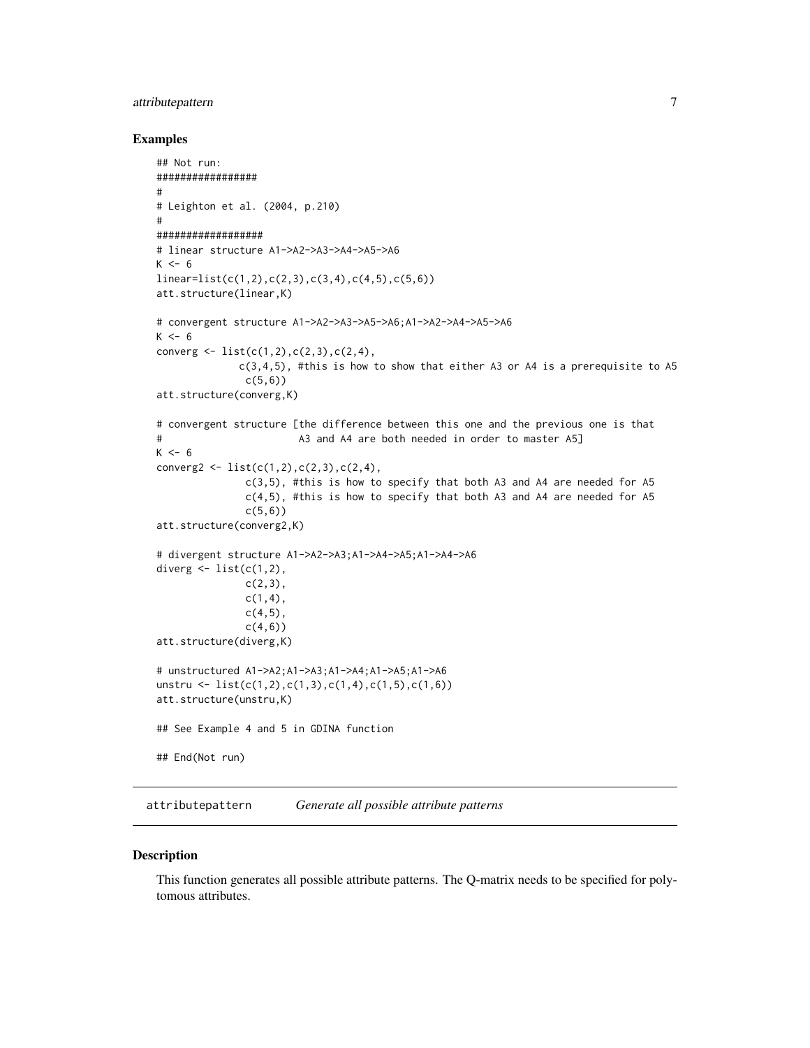### Examples

```
## Not run:
#################
#
# Leighton et al. (2004, p.210)
#
##################
# linear structure A1->A2->A3->A4->A5->A6
K <- 6
linear=list(c(1,2),c(2,3),c(3,4),c(4,5),c(5,6))
att.structure(linear,K)

# convergent structure A1->A2->A3->A5->A6;A1->A2->A4->A5->A6
K <- 6
converg <- list(c(1,2),c(2,3),c(2,4),
             c(3,4,5), #this is how to show that either A3 or A4 is a prerequisite to A5
              c(5,6))
att.structure(converg,K)

# convergent structure [the difference between this one and the previous one is that
#                       A3 and A4 are both needed in order to master A5]
K <- 6
converg2 <- list(c(1,2),c(2,3),c(2,4),
              c(3,5), #this is how to specify that both A3 and A4 are needed for A5
              c(4,5), #this is how to specify that both A3 and A4 are needed for A5
              c(5,6))
att.structure(converg2,K)

# divergent structure A1->A2->A3;A1->A4->A5;A1->A4->A6
diverg <- list(c(1,2),
              c(2,3),
              c(1,4),
              c(4,5),
              c(4,6))
att.structure(diverg,K)

# unstructured A1->A2;A1->A3;A1->A4;A1->A5;A1->A6
unstru <- list(c(1,2),c(1,3),c(1,4),c(1,5),c(1,6))
att.structure(unstru,K)

## See Example 4 and 5 in GDINA function

## End(Not run)
```

---

## attributepattern    *Generate all possible attribute patterns*

---

### Description

This function generates all possible attribute patterns. The Q-matrix needs to be specified for polytomous attributes.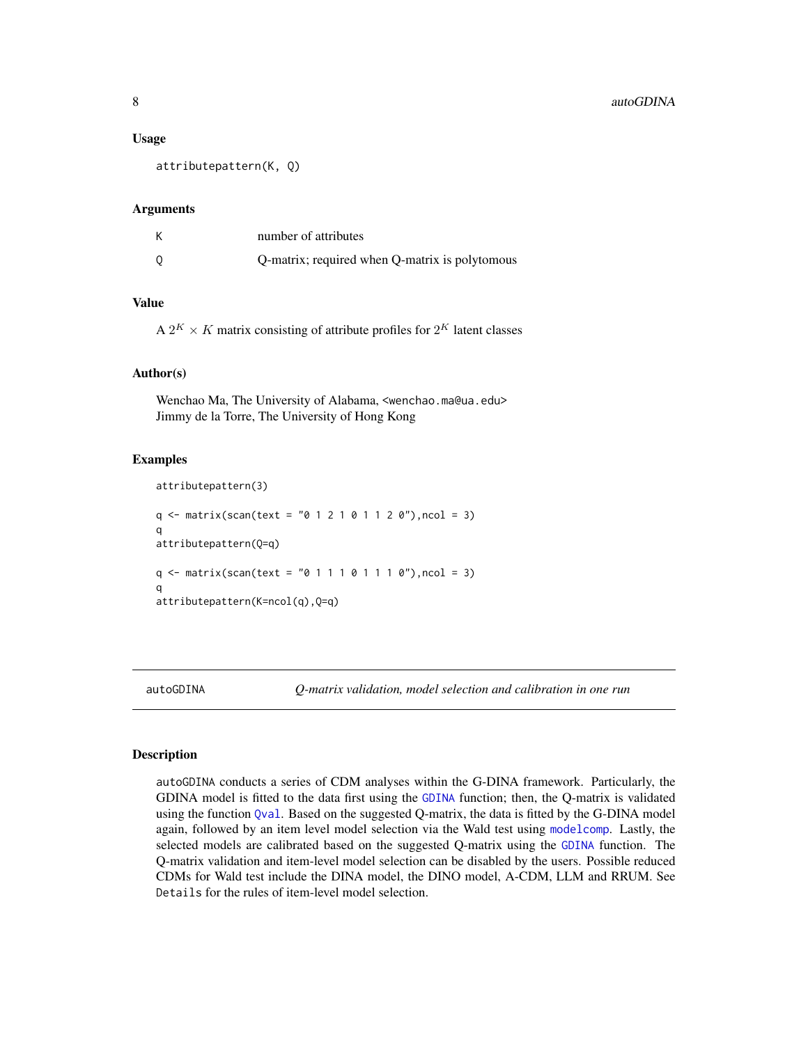### Usage

```
attributepattern(K, Q)
```

### Arguments

| | |
|---|---|
| K | number of attributes |
| Q | Q-matrix; required when Q-matrix is polytomous |

### Value

A $2^K \times K$ matrix consisting of attribute profiles for $2^K$ latent classes

### Author(s)

Wenchao Ma, The University of Alabama, <wenchao.ma@ua.edu>
Jimmy de la Torre, The University of Hong Kong

### Examples

```
attributepattern(3)

q <- matrix(scan(text = "0 1 2 1 0 1 1 2 0"),ncol = 3)
q
attributepattern(Q=q)

q <- matrix(scan(text = "0 1 1 1 0 1 1 1 0"),ncol = 3)
q
attributepattern(K=ncol(q),Q=q)
```

---

## autoGDINA — *Q-matrix validation, model selection and calibration in one run*

---

### Description

autoGDINA conducts a series of CDM analyses within the G-DINA framework. Particularly, the GDINA model is fitted to the data first using the GDINA function; then, the Q-matrix is validated using the function Qval. Based on the suggested Q-matrix, the data is fitted by the G-DINA model again, followed by an item level model selection via the Wald test using modelcomp. Lastly, the selected models are calibrated based on the suggested Q-matrix using the GDINA function. The Q-matrix validation and item-level model selection can be disabled by the users. Possible reduced CDMs for Wald test include the DINA model, the DINO model, A-CDM, LLM and RRUM. See Details for the rules of item-level model selection.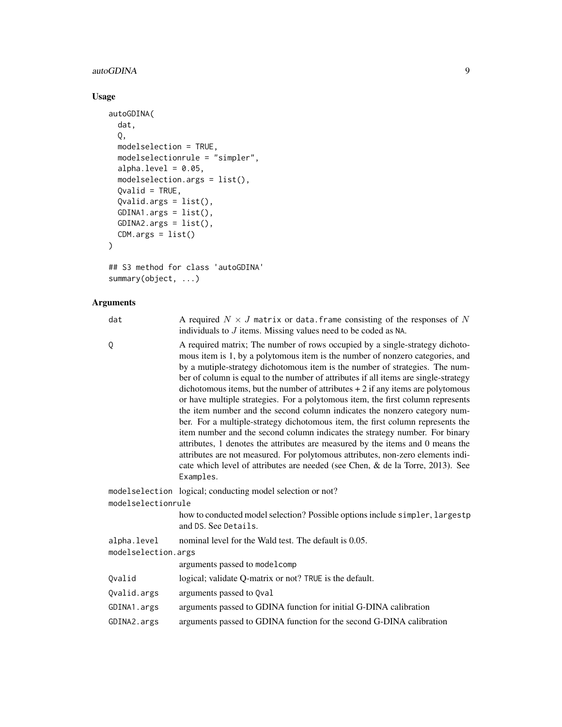## Usage

```
autoGDINA(
  dat,
  Q,
  modelselection = TRUE,
  modelselectionrule = "simpler",
  alpha.level = 0.05,
  modelselection.args = list(),
  Qvalid = TRUE,
  Qvalid.args = list(),
  GDINA1.args = list(),
  GDINA2.args = list(),
  CDM.args = list()
)

## S3 method for class 'autoGDINA'
summary(object, ...)
```

## Arguments

`dat` A required $N \times J$ `matrix` or `data.frame` consisting of the responses of $N$ individuals to $J$ items. Missing values need to be coded as `NA`.

`Q` A required matrix; The number of rows occupied by a single-strategy dichotomous item is 1, by a polytomous item is the number of nonzero categories, and by a mutiple-strategy dichotomous item is the number of strategies. The number of column is equal to the number of attributes if all items are single-strategy dichotomous items, but the number of attributes + 2 if any items are polytomous or have multiple strategies. For a polytomous item, the first column represents the item number and the second column indicates the nonzero category number. For a multiple-strategy dichotomous item, the first column represents the item number and the second column indicates the strategy number. For binary attributes, 1 denotes the attributes are measured by the items and 0 means the attributes are not measured. For polytomous attributes, non-zero elements indicate which level of attributes are needed (see Chen, & de la Torre, 2013). See `Examples`.

`modelselection` logical; conducting model selection or not?

`modelselectionrule` how to conducted model selection? Possible options include `simpler`, `largestp` and `DS`. See `Details`.

`alpha.level` nominal level for the Wald test. The default is 0.05.

`modelselection.args` arguments passed to `modelcomp`

`Qvalid` logical; validate Q-matrix or not? `TRUE` is the default.

`Qvalid.args` arguments passed to `Qval`

`GDINA1.args` arguments passed to GDINA function for initial G-DINA calibration

`GDINA2.args` arguments passed to GDINA function for the second G-DINA calibration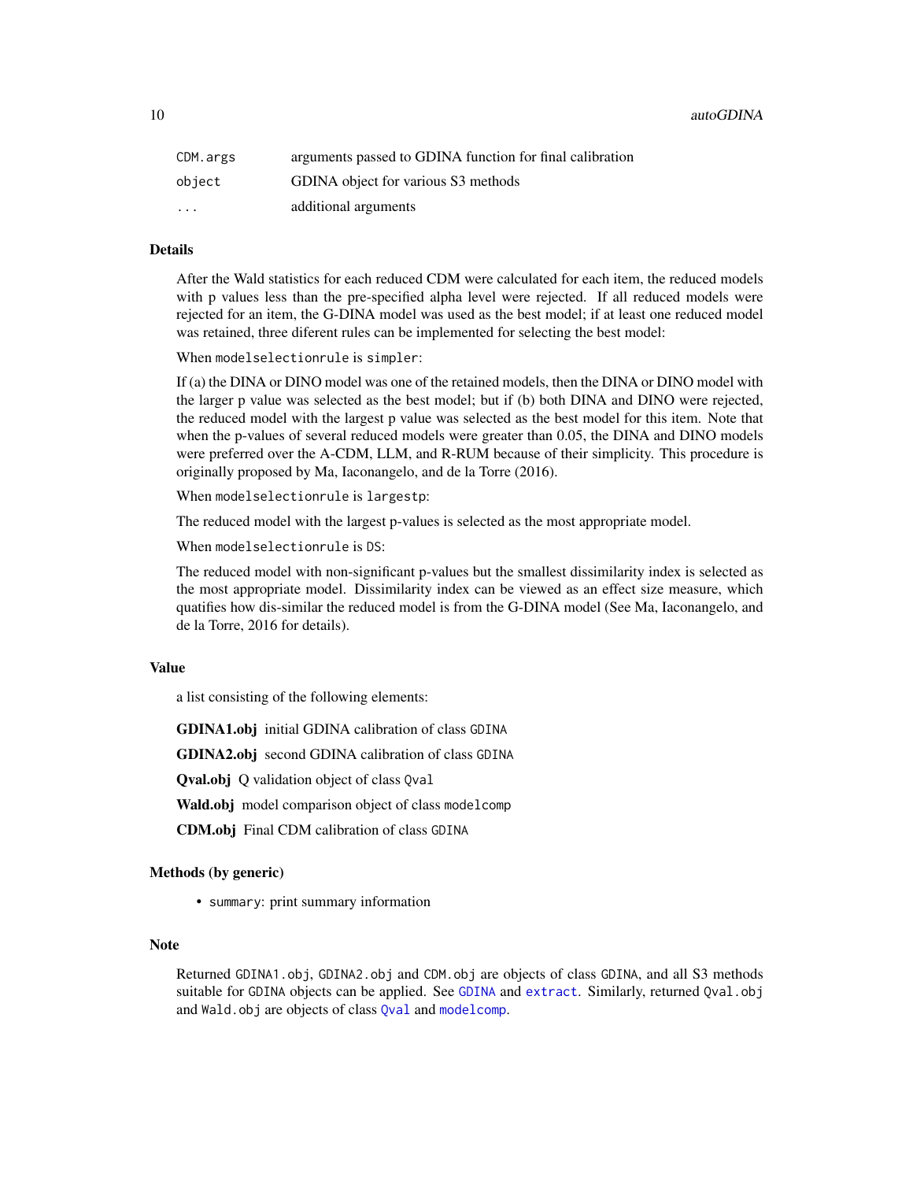| | |
|---|---|
| `CDM.args` | arguments passed to GDINA function for final calibration |
| `object` | GDINA object for various S3 methods |
| `...` | additional arguments |

### Details

After the Wald statistics for each reduced CDM were calculated for each item, the reduced models with p values less than the pre-specified alpha level were rejected. If all reduced models were rejected for an item, the G-DINA model was used as the best model; if at least one reduced model was retained, three diferent rules can be implemented for selecting the best model:

When `modelselectionrule` is `simpler`:

If (a) the DINA or DINO model was one of the retained models, then the DINA or DINO model with the larger p value was selected as the best model; but if (b) both DINA and DINO were rejected, the reduced model with the largest p value was selected as the best model for this item. Note that when the p-values of several reduced models were greater than 0.05, the DINA and DINO models were preferred over the A-CDM, LLM, and R-RUM because of their simplicity. This procedure is originally proposed by Ma, Iaconangelo, and de la Torre (2016).

When `modelselectionrule` is `largestp`:

The reduced model with the largest p-values is selected as the most appropriate model.

When `modelselectionrule` is `DS`:

The reduced model with non-significant p-values but the smallest dissimilarity index is selected as the most appropriate model. Dissimilarity index can be viewed as an effect size measure, which quatifies how dis-similar the reduced model is from the G-DINA model (See Ma, Iaconangelo, and de la Torre, 2016 for details).

### Value

a list consisting of the following elements:

**GDINA1.obj** initial GDINA calibration of class `GDINA`

**GDINA2.obj** second GDINA calibration of class `GDINA`

**Qval.obj** Q validation object of class `Qval`

**Wald.obj** model comparison object of class `modelcomp`

**CDM.obj** Final CDM calibration of class `GDINA`

### Methods (by generic)

- `summary`: print summary information

### Note

Returned `GDINA1.obj`, `GDINA2.obj` and `CDM.obj` are objects of class `GDINA`, and all S3 methods suitable for `GDINA` objects can be applied. See `GDINA` and `extract`. Similarly, returned `Qval.obj` and `Wald.obj` are objects of class `Qval` and `modelcomp`.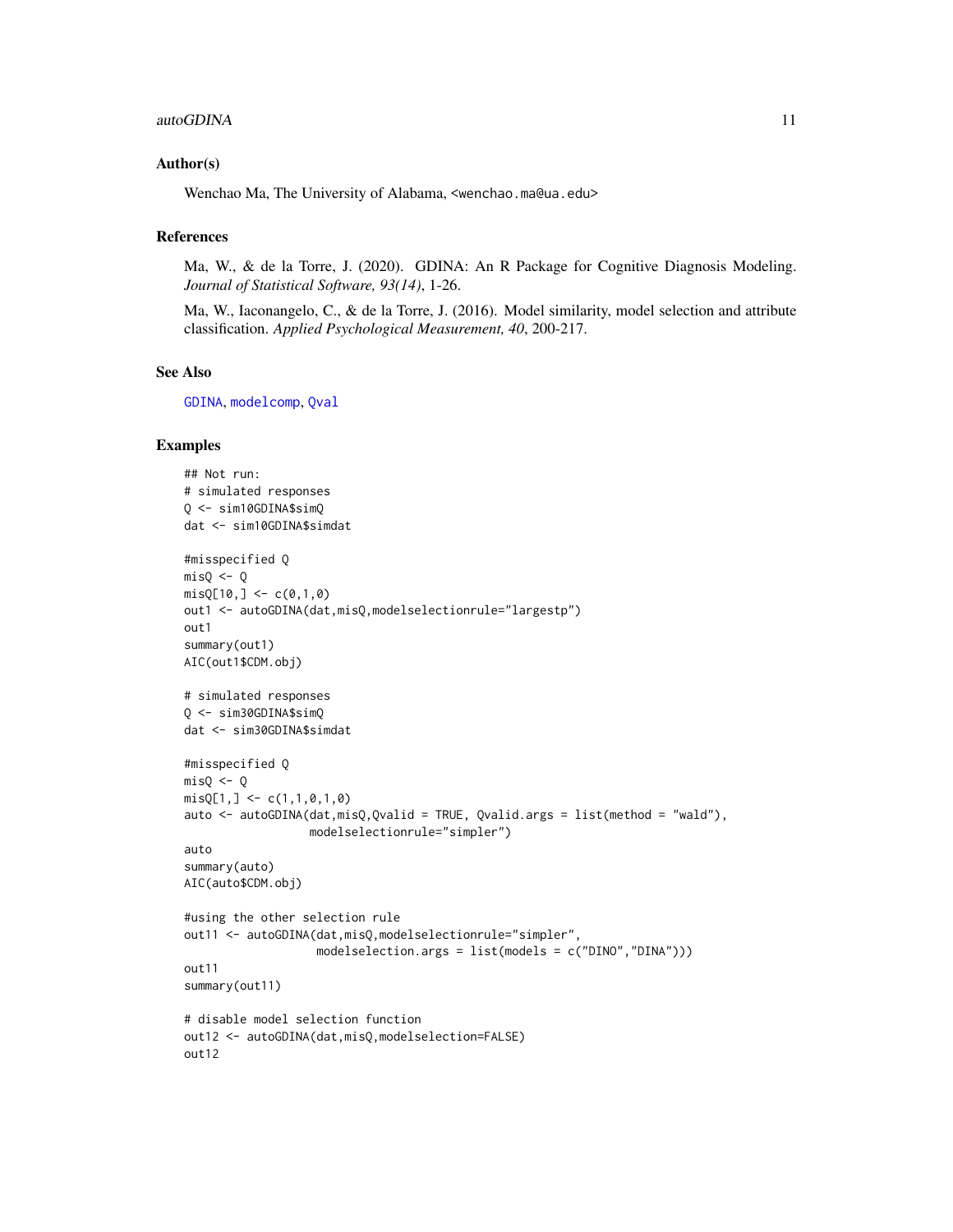## Author(s)

Wenchao Ma, The University of Alabama, <wenchao.ma@ua.edu>

## References

Ma, W., & de la Torre, J. (2020). GDINA: An R Package for Cognitive Diagnosis Modeling. *Journal of Statistical Software, 93(14)*, 1-26.

Ma, W., Iaconangelo, C., & de la Torre, J. (2016). Model similarity, model selection and attribute classification. *Applied Psychological Measurement, 40*, 200-217.

## See Also

GDINA, modelcomp, Qval

## Examples

```
## Not run:
# simulated responses
Q <- sim10GDINA$simQ
dat <- sim10GDINA$simdat

#misspecified Q
misQ <- Q
misQ[10,] <- c(0,1,0)
out1 <- autoGDINA(dat,misQ,modelselectionrule="largestp")
out1
summary(out1)
AIC(out1$CDM.obj)

# simulated responses
Q <- sim30GDINA$simQ
dat <- sim30GDINA$simdat

#misspecified Q
misQ <- Q
misQ[1,] <- c(1,1,0,1,0)
auto <- autoGDINA(dat,misQ,Qvalid = TRUE, Qvalid.args = list(method = "wald"),
                  modelselectionrule="simpler")
auto
summary(auto)
AIC(auto$CDM.obj)

#using the other selection rule
out11 <- autoGDINA(dat,misQ,modelselectionrule="simpler",
                   modelselection.args = list(models = c("DINO","DINA")))
out11
summary(out11)

# disable model selection function
out12 <- autoGDINA(dat,misQ,modelselection=FALSE)
out12
```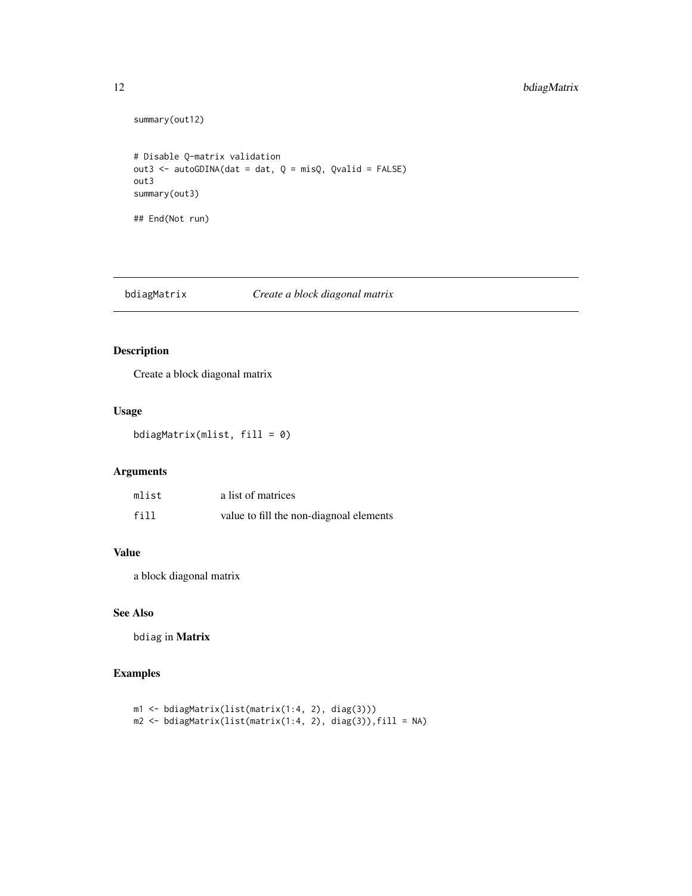```
summary(out12)


# Disable Q-matrix validation
out3 <- autoGDINA(dat = dat, Q = misQ, Qvalid = FALSE)
out3
summary(out3)

## End(Not run)
```

## bdiagMatrix *Create a block diagonal matrix*

### Description

Create a block diagonal matrix

### Usage

```
bdiagMatrix(mlist, fill = 0)
```

### Arguments

| | |
|---|---|
| mlist | a list of matrices |
| fill | value to fill the non-diagnoal elements |

### Value

a block diagonal matrix

### See Also

bdiag in **Matrix**

### Examples

```
m1 <- bdiagMatrix(list(matrix(1:4, 2), diag(3)))
m2 <- bdiagMatrix(list(matrix(1:4, 2), diag(3)),fill = NA)
```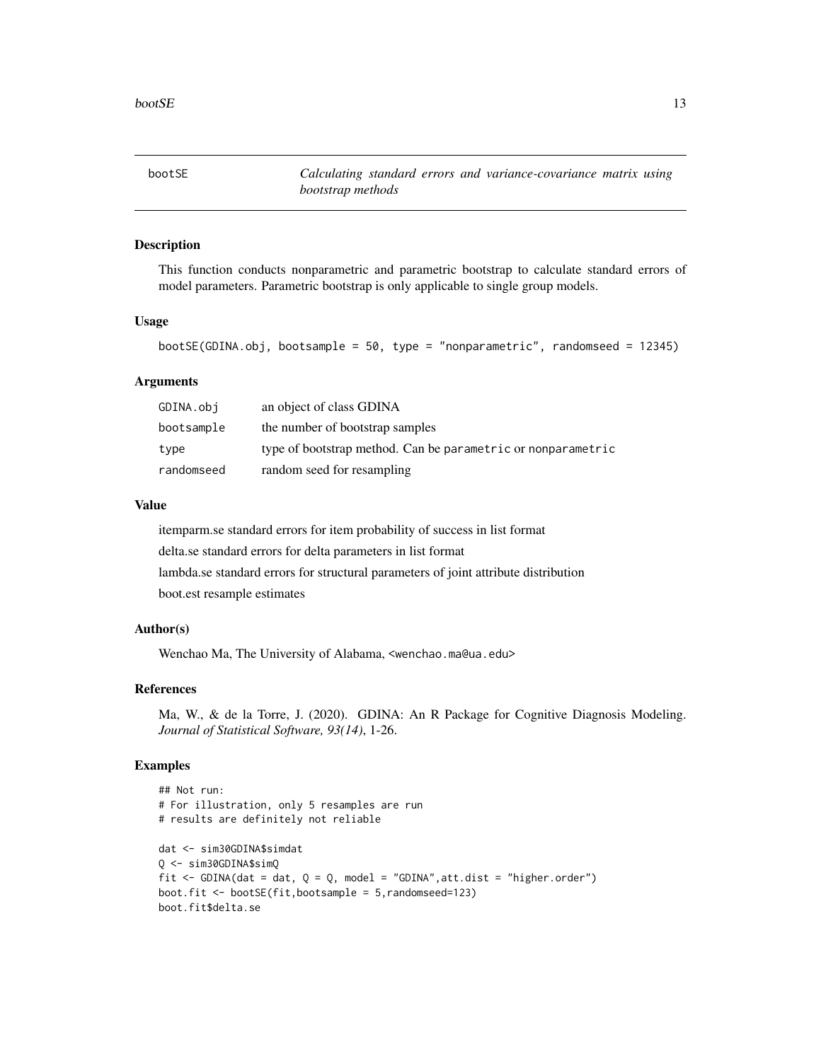# bootSE — *Calculating standard errors and variance-covariance matrix using bootstrap methods*

## Description

This function conducts nonparametric and parametric bootstrap to calculate standard errors of model parameters. Parametric bootstrap is only applicable to single group models.

## Usage

```
bootSE(GDINA.obj, bootsample = 50, type = "nonparametric", randomseed = 12345)
```

## Arguments

| | |
|---|---|
| GDINA.obj | an object of class GDINA |
| bootsample | the number of bootstrap samples |
| type | type of bootstrap method. Can be `parametric` or `nonparametric` |
| randomseed | random seed for resampling |

## Value

itemparm.se standard errors for item probability of success in list format

delta.se standard errors for delta parameters in list format

lambda.se standard errors for structural parameters of joint attribute distribution

boot.est resample estimates

## Author(s)

Wenchao Ma, The University of Alabama, <wenchao.ma@ua.edu>

## References

Ma, W., & de la Torre, J. (2020). GDINA: An R Package for Cognitive Diagnosis Modeling. *Journal of Statistical Software, 93(14)*, 1-26.

## Examples

```
## Not run:
# For illustration, only 5 resamples are run
# results are definitely not reliable

dat <- sim30GDINA$simdat
Q <- sim30GDINA$simQ
fit <- GDINA(dat = dat, Q = Q, model = "GDINA",att.dist = "higher.order")
boot.fit <- bootSE(fit,bootsample = 5,randomseed=123)
boot.fit$delta.se
```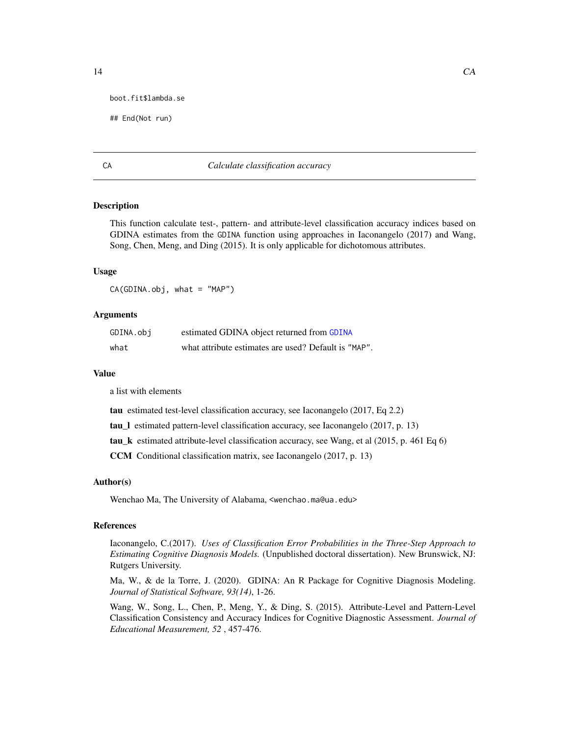```
boot.fit$lambda.se

## End(Not run)
```

## CA — *Calculate classification accuracy*

### Description

This function calculate test-, pattern- and attribute-level classification accuracy indices based on GDINA estimates from the GDINA function using approaches in Iaconangelo (2017) and Wang, Song, Chen, Meng, and Ding (2015). It is only applicable for dichotomous attributes.

### Usage

```
CA(GDINA.obj, what = "MAP")
```

### Arguments

| | |
|---|---|
| GDINA.obj | estimated GDINA object returned from GDINA |
| what | what attribute estimates are used? Default is "MAP". |

### Value

a list with elements

**tau** estimated test-level classification accuracy, see Iaconangelo (2017, Eq 2.2)

**tau_l** estimated pattern-level classification accuracy, see Iaconangelo (2017, p. 13)

**tau_k** estimated attribute-level classification accuracy, see Wang, et al (2015, p. 461 Eq 6)

**CCM** Conditional classification matrix, see Iaconangelo (2017, p. 13)

### Author(s)

Wenchao Ma, The University of Alabama, <wenchao.ma@ua.edu>

### References

Iaconangelo, C.(2017). *Uses of Classification Error Probabilities in the Three-Step Approach to Estimating Cognitive Diagnosis Models.* (Unpublished doctoral dissertation). New Brunswick, NJ: Rutgers University.

Ma, W., & de la Torre, J. (2020). GDINA: An R Package for Cognitive Diagnosis Modeling. *Journal of Statistical Software, 93(14)*, 1-26.

Wang, W., Song, L., Chen, P., Meng, Y., & Ding, S. (2015). Attribute-Level and Pattern-Level Classification Consistency and Accuracy Indices for Cognitive Diagnostic Assessment. *Journal of Educational Measurement, 52* , 457-476.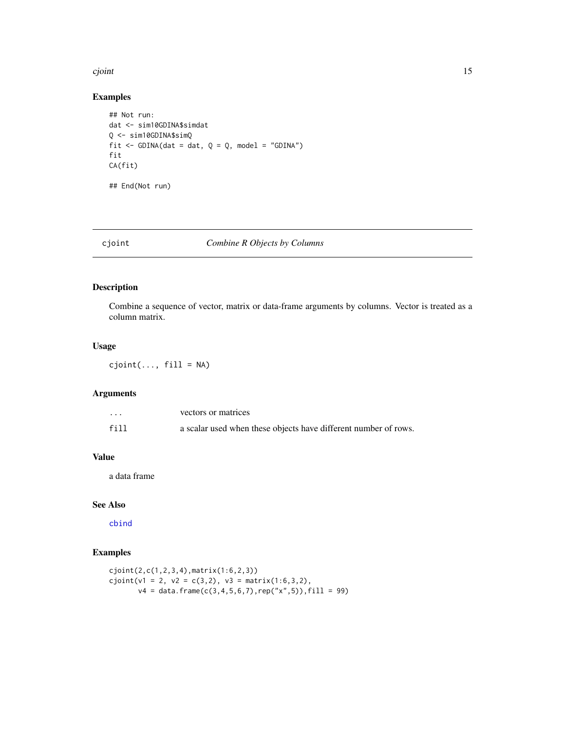### Examples

```
## Not run:
dat <- sim10GDINA$simdat
Q <- sim10GDINA$simQ
fit <- GDINA(dat = dat, Q = Q, model = "GDINA")
fit
CA(fit)

## End(Not run)
```

---

## cjoint *Combine R Objects by Columns*

### Description

Combine a sequence of vector, matrix or data-frame arguments by columns. Vector is treated as a column matrix.

### Usage

```
cjoint(..., fill = NA)
```

### Arguments

| | |
|---|---|
| ... | vectors or matrices |
| fill | a scalar used when these objects have different number of rows. |

### Value

a data frame

### See Also

cbind

### Examples

```
cjoint(2,c(1,2,3,4),matrix(1:6,2,3))
cjoint(v1 = 2, v2 = c(3,2), v3 = matrix(1:6,3,2),
       v4 = data.frame(c(3,4,5,6,7),rep("x",5)),fill = 99)
```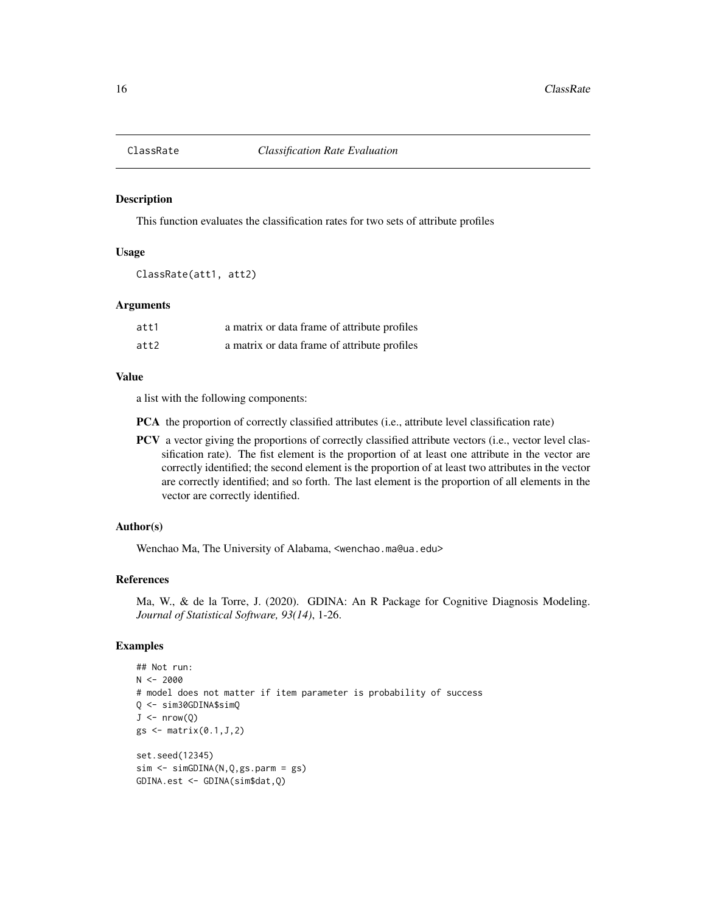# ClassRate *Classification Rate Evaluation*

## Description

This function evaluates the classification rates for two sets of attribute profiles

## Usage

```
ClassRate(att1, att2)
```

## Arguments

| | |
|---|---|
| att1 | a matrix or data frame of attribute profiles |
| att2 | a matrix or data frame of attribute profiles |

## Value

a list with the following components:

**PCA** the proportion of correctly classified attributes (i.e., attribute level classification rate)

**PCV** a vector giving the proportions of correctly classified attribute vectors (i.e., vector level classification rate). The fist element is the proportion of at least one attribute in the vector are correctly identified; the second element is the proportion of at least two attributes in the vector are correctly identified; and so forth. The last element is the proportion of all elements in the vector are correctly identified.

## Author(s)

Wenchao Ma, The University of Alabama, <wenchao.ma@ua.edu>

## References

Ma, W., & de la Torre, J. (2020). GDINA: An R Package for Cognitive Diagnosis Modeling. *Journal of Statistical Software, 93(14)*, 1-26.

## Examples

```
## Not run:
N <- 2000
# model does not matter if item parameter is probability of success
Q <- sim30GDINA$simQ
J <- nrow(Q)
gs <- matrix(0.1,J,2)

set.seed(12345)
sim <- simGDINA(N,Q,gs.parm = gs)
GDINA.est <- GDINA(sim$dat,Q)
```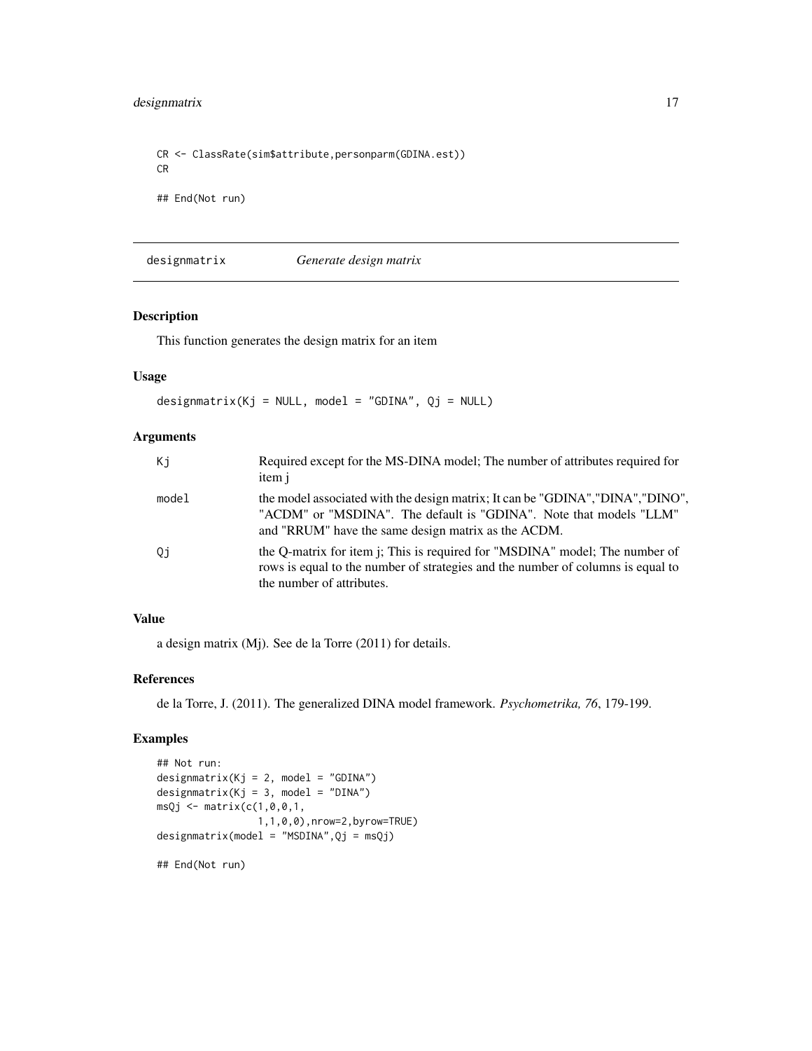```
CR <- ClassRate(sim$attribute,personparm(GDINA.est))
CR

## End(Not run)
```

## designmatrix *Generate design matrix*

### Description

This function generates the design matrix for an item

### Usage

```
designmatrix(Kj = NULL, model = "GDINA", Qj = NULL)
```

### Arguments

| | |
|---|---|
| Kj | Required except for the MS-DINA model; The number of attributes required for item j |
| model | the model associated with the design matrix; It can be "GDINA","DINA","DINO", "ACDM" or "MSDINA". The default is "GDINA". Note that models "LLM" and "RRUM" have the same design matrix as the ACDM. |
| Qj | the Q-matrix for item j; This is required for "MSDINA" model; The number of rows is equal to the number of strategies and the number of columns is equal to the number of attributes. |

### Value

a design matrix (Mj). See de la Torre (2011) for details.

### References

de la Torre, J. (2011). The generalized DINA model framework. *Psychometrika, 76*, 179-199.

### Examples

```
## Not run:
designmatrix(Kj = 2, model = "GDINA")
designmatrix(Kj = 3, model = "DINA")
msQj <- matrix(c(1,0,0,1,
                 1,1,0,0),nrow=2,byrow=TRUE)
designmatrix(model = "MSDINA",Qj = msQj)

## End(Not run)
```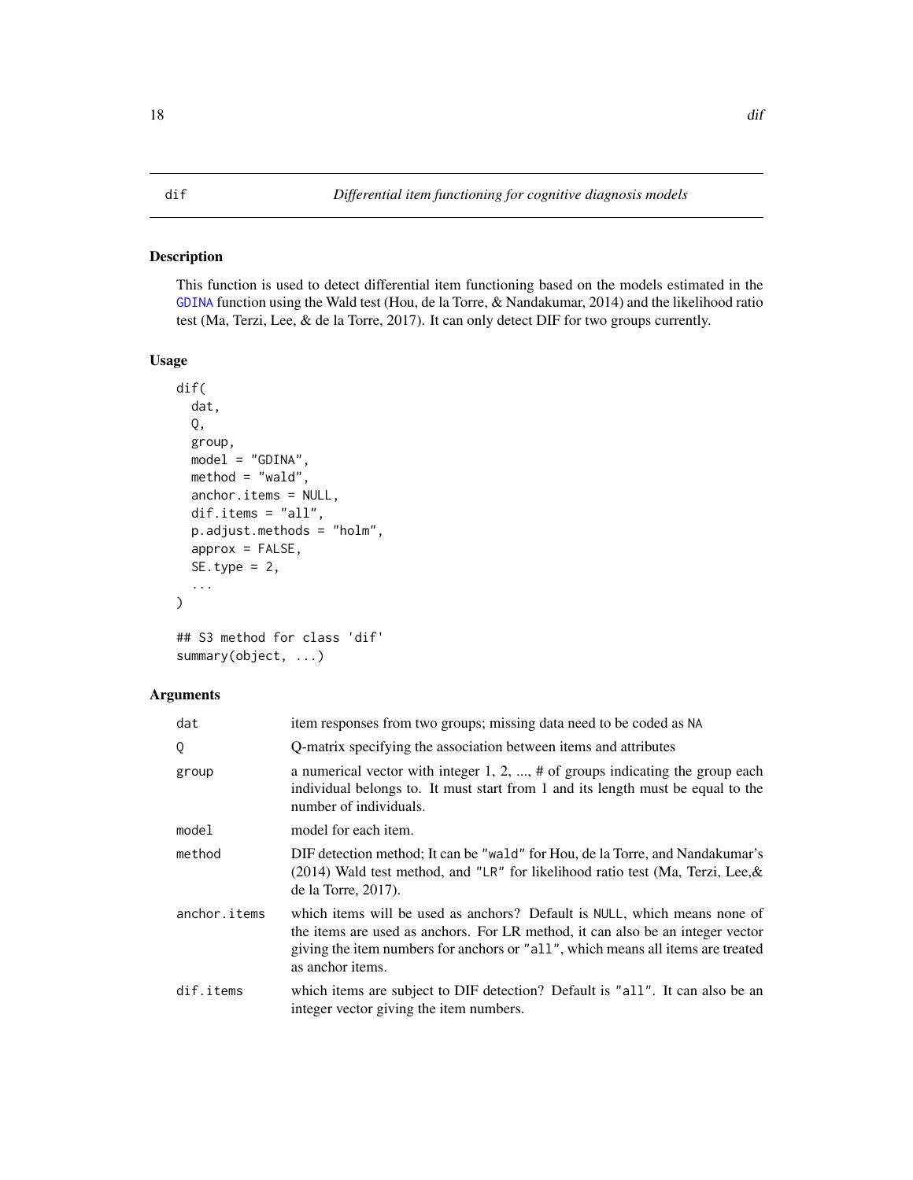# dif — *Differential item functioning for cognitive diagnosis models*

## Description

This function is used to detect differential item functioning based on the models estimated in the GDINA function using the Wald test (Hou, de la Torre, & Nandakumar, 2014) and the likelihood ratio test (Ma, Terzi, Lee, & de la Torre, 2017). It can only detect DIF for two groups currently.

## Usage

```
dif(
  dat,
  Q,
  group,
  model = "GDINA",
  method = "wald",
  anchor.items = NULL,
  dif.items = "all",
  p.adjust.methods = "holm",
  approx = FALSE,
  SE.type = 2,
  ...
)

## S3 method for class 'dif'
summary(object, ...)
```

## Arguments

| | |
|---|---|
| `dat` | item responses from two groups; missing data need to be coded as `NA` |
| `Q` | Q-matrix specifying the association between items and attributes |
| `group` | a numerical vector with integer 1, 2, ..., # of groups indicating the group each individual belongs to. It must start from 1 and its length must be equal to the number of individuals. |
| `model` | model for each item. |
| `method` | DIF detection method; It can be `"wald"` for Hou, de la Torre, and Nandakumar's (2014) Wald test method, and `"LR"` for likelihood ratio test (Ma, Terzi, Lee,& de la Torre, 2017). |
| `anchor.items` | which items will be used as anchors? Default is `NULL`, which means none of the items are used as anchors. For LR method, it can also be an integer vector giving the item numbers for anchors or `"all"`, which means all items are treated as anchor items. |
| `dif.items` | which items are subject to DIF detection? Default is `"all"`. It can also be an integer vector giving the item numbers. |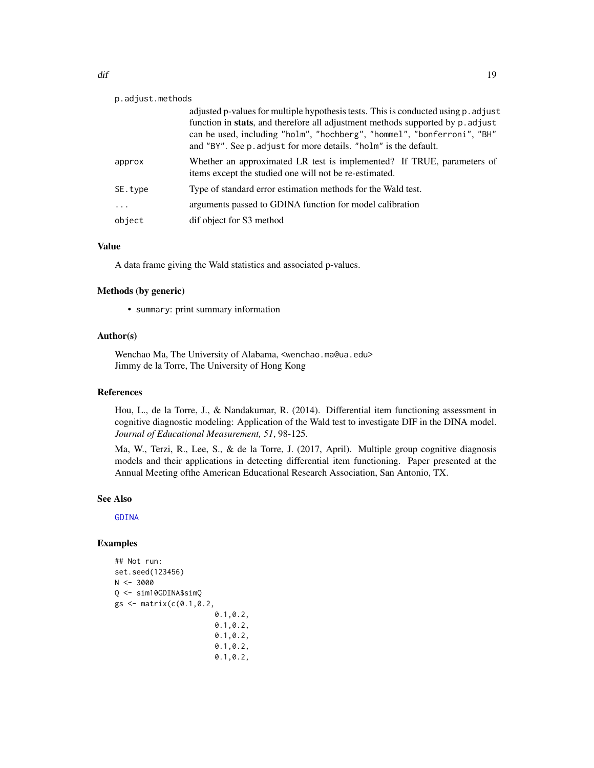| | |
|---|---|
| p.adjust.methods | adjusted p-values for multiple hypothesis tests. This is conducted using p.adjust function in **stats**, and therefore all adjustment methods supported by p.adjust can be used, including "holm", "hochberg", "hommel", "bonferroni", "BH" and "BY". See p.adjust for more details. "holm" is the default. |
| approx | Whether an approximated LR test is implemented? If TRUE, parameters of items except the studied one will not be re-estimated. |
| SE.type | Type of standard error estimation methods for the Wald test. |
| ... | arguments passed to GDINA function for model calibration |
| object | dif object for S3 method |

### Value

A data frame giving the Wald statistics and associated p-values.

### Methods (by generic)

- summary: print summary information

### Author(s)

Wenchao Ma, The University of Alabama, <wenchao.ma@ua.edu>
Jimmy de la Torre, The University of Hong Kong

### References

Hou, L., de la Torre, J., & Nandakumar, R. (2014). Differential item functioning assessment in cognitive diagnostic modeling: Application of the Wald test to investigate DIF in the DINA model. *Journal of Educational Measurement, 51*, 98-125.

Ma, W., Terzi, R., Lee, S., & de la Torre, J. (2017, April). Multiple group cognitive diagnosis models and their applications in detecting differential item functioning. Paper presented at the Annual Meeting ofthe American Educational Research Association, San Antonio, TX.

### See Also

GDINA

### Examples

```
## Not run:
set.seed(123456)
N <- 3000
Q <- sim10GDINA$simQ
gs <- matrix(c(0.1,0.2,
                        0.1,0.2,
                        0.1,0.2,
                        0.1,0.2,
                        0.1,0.2,
                        0.1,0.2,
```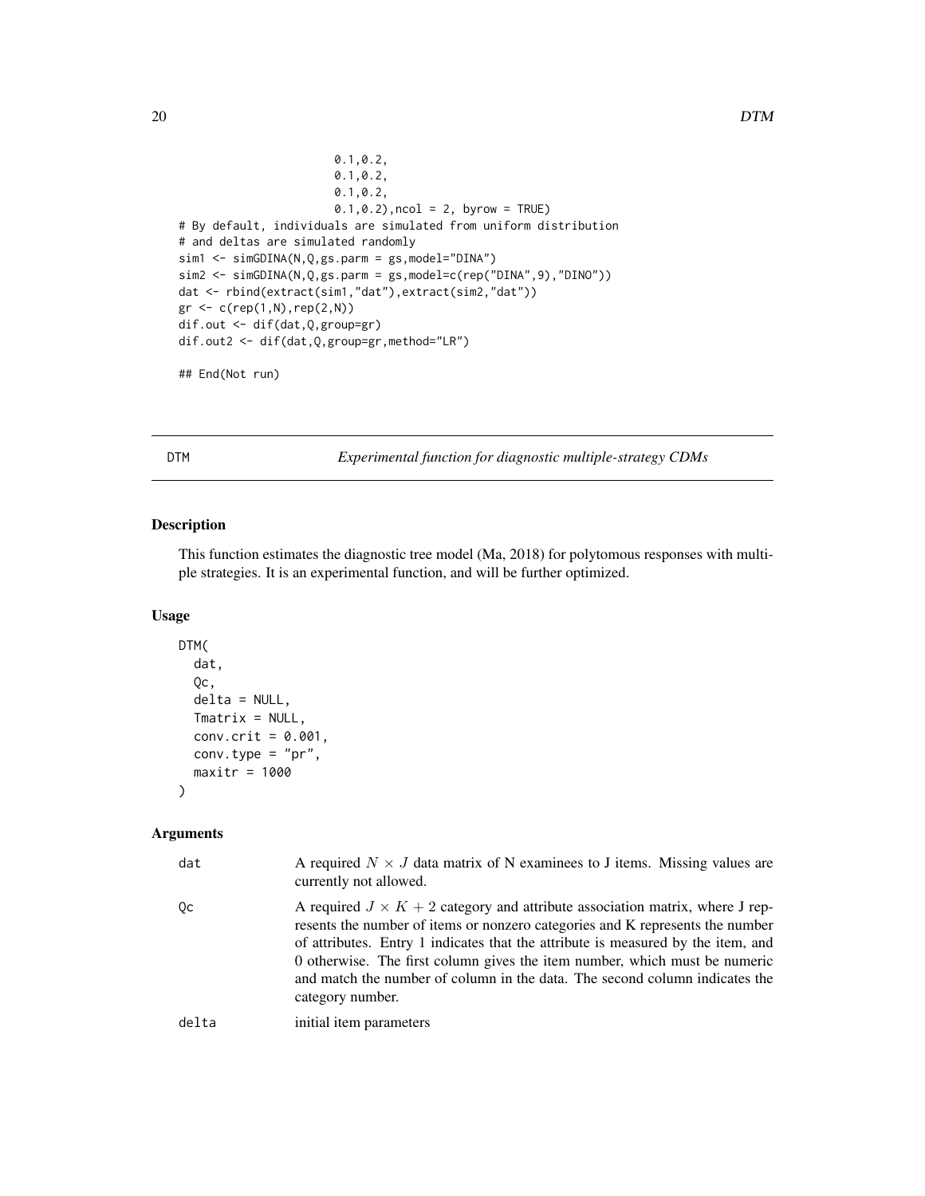```
                    0.1,0.2,
                    0.1,0.2,
                    0.1,0.2,
                    0.1,0.2),ncol = 2, byrow = TRUE)
# By default, individuals are simulated from uniform distribution
# and deltas are simulated randomly
sim1 <- simGDINA(N,Q,gs.parm = gs,model="DINA")
sim2 <- simGDINA(N,Q,gs.parm = gs,model=c(rep("DINA",9),"DINO"))
dat <- rbind(extract(sim1,"dat"),extract(sim2,"dat"))
gr <- c(rep(1,N),rep(2,N))
dif.out <- dif(dat,Q,group=gr)
dif.out2 <- dif(dat,Q,group=gr,method="LR")

## End(Not run)
```

## DTM *Experimental function for diagnostic multiple-strategy CDMs*

### Description

This function estimates the diagnostic tree model (Ma, 2018) for polytomous responses with multiple strategies. It is an experimental function, and will be further optimized.

### Usage

```
DTM(
  dat,
  Qc,
  delta = NULL,
  Tmatrix = NULL,
  conv.crit = 0.001,
  conv.type = "pr",
  maxitr = 1000
)
```

### Arguments

| | |
|---|---|
| dat | A required $N \times J$ data matrix of N examinees to J items. Missing values are currently not allowed. |
| Qc | A required $J \times K + 2$ category and attribute association matrix, where J represents the number of items or nonzero categories and K represents the number of attributes. Entry 1 indicates that the attribute is measured by the item, and 0 otherwise. The first column gives the item number, which must be numeric and match the number of column in the data. The second column indicates the category number. |
| delta | initial item parameters |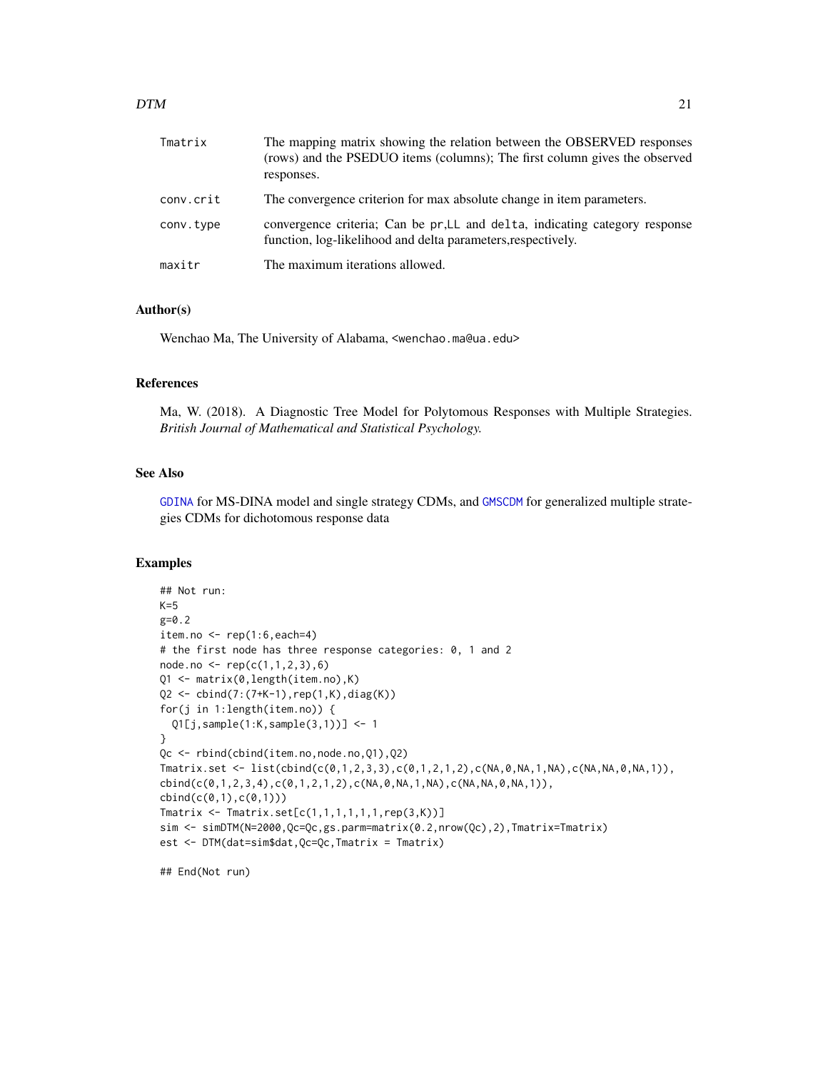| | |
|---|---|
| Tmatrix | The mapping matrix showing the relation between the OBSERVED responses (rows) and the PSEDUO items (columns); The first column gives the observed responses. |
| conv.crit | The convergence criterion for max absolute change in item parameters. |
| conv.type | convergence criteria; Can be pr,LL and delta, indicating category response function, log-likelihood and delta parameters,respectively. |
| maxitr | The maximum iterations allowed. |

## Author(s)

Wenchao Ma, The University of Alabama, <wenchao.ma@ua.edu>

## References

Ma, W. (2018). A Diagnostic Tree Model for Polytomous Responses with Multiple Strategies. *British Journal of Mathematical and Statistical Psychology.*

## See Also

GDINA for MS-DINA model and single strategy CDMs, and GMSCDM for generalized multiple strategies CDMs for dichotomous response data

## Examples

```
## Not run:
K=5
g=0.2
item.no <- rep(1:6,each=4)
# the first node has three response categories: 0, 1 and 2
node.no <- rep(c(1,1,2,3),6)
Q1 <- matrix(0,length(item.no),K)
Q2 <- cbind(7:(7+K-1),rep(1,K),diag(K))
for(j in 1:length(item.no)) {
  Q1[j,sample(1:K,sample(3,1))] <- 1
}
Qc <- rbind(cbind(item.no,node.no,Q1),Q2)
Tmatrix.set <- list(cbind(c(0,1,2,3,3),c(0,1,2,1,2),c(NA,0,NA,1,NA),c(NA,NA,0,NA,1)),
cbind(c(0,1,2,3,4),c(0,1,2,1,2),c(NA,0,NA,1,NA),c(NA,NA,0,NA,1)),
cbind(c(0,1),c(0,1)))
Tmatrix <- Tmatrix.set[c(1,1,1,1,1,1,rep(3,K))]
sim <- simDTM(N=2000,Qc=Qc,gs.parm=matrix(0.2,nrow(Qc),2),Tmatrix=Tmatrix)
est <- DTM(dat=sim$dat,Qc=Qc,Tmatrix = Tmatrix)

## End(Not run)
```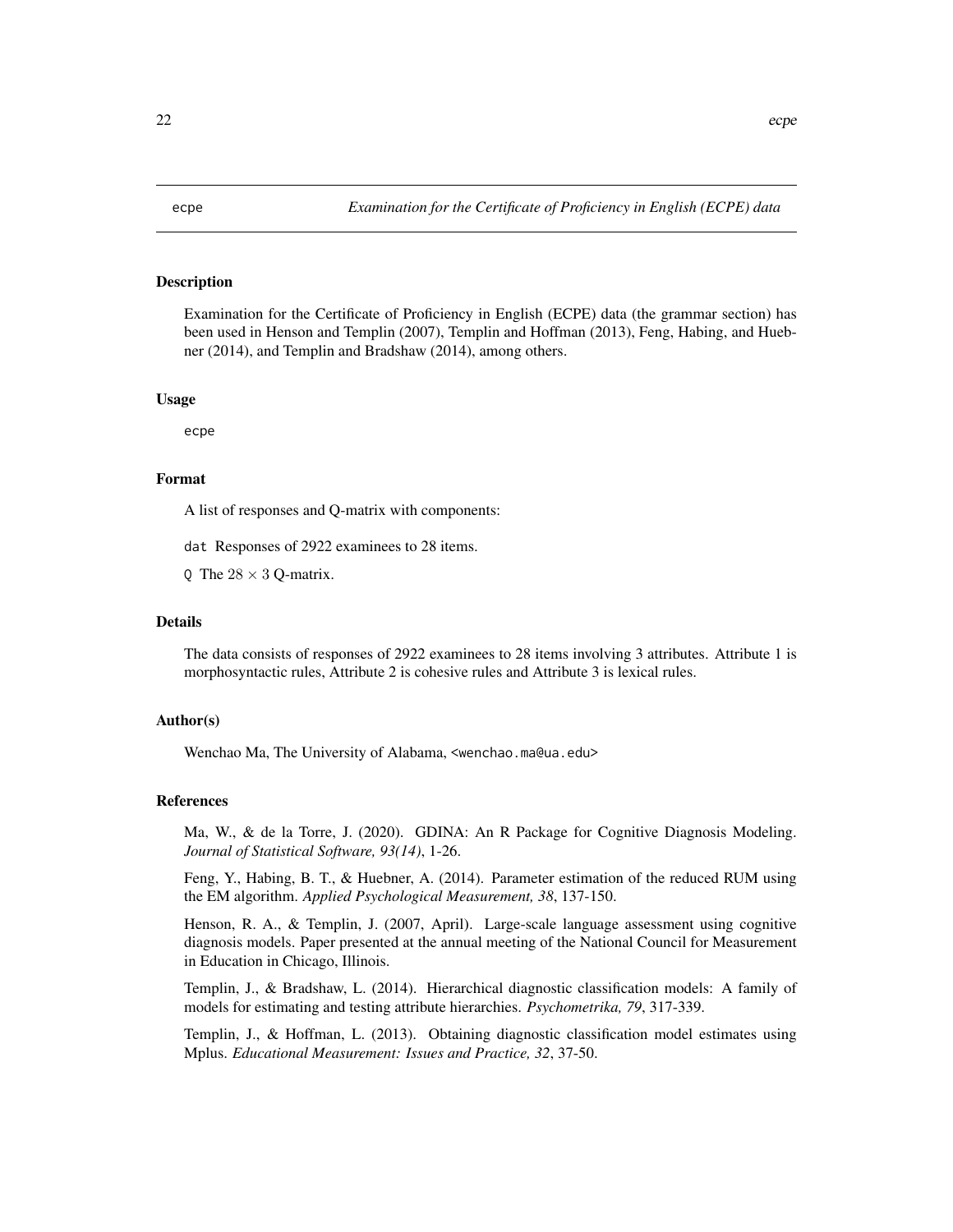ecpe *Examination for the Certificate of Proficiency in English (ECPE) data*

## Description

Examination for the Certificate of Proficiency in English (ECPE) data (the grammar section) has been used in Henson and Templin (2007), Templin and Hoffman (2013), Feng, Habing, and Huebner (2014), and Templin and Bradshaw (2014), among others.

## Usage

```
ecpe
```

## Format

A list of responses and Q-matrix with components:

`dat` Responses of 2922 examinees to 28 items.

`Q` The $28 \times 3$ Q-matrix.

## Details

The data consists of responses of 2922 examinees to 28 items involving 3 attributes. Attribute 1 is morphosyntactic rules, Attribute 2 is cohesive rules and Attribute 3 is lexical rules.

## Author(s)

Wenchao Ma, The University of Alabama, <wenchao.ma@ua.edu>

## References

Ma, W., & de la Torre, J. (2020). GDINA: An R Package for Cognitive Diagnosis Modeling. *Journal of Statistical Software, 93(14)*, 1-26.

Feng, Y., Habing, B. T., & Huebner, A. (2014). Parameter estimation of the reduced RUM using the EM algorithm. *Applied Psychological Measurement, 38*, 137-150.

Henson, R. A., & Templin, J. (2007, April). Large-scale language assessment using cognitive diagnosis models. Paper presented at the annual meeting of the National Council for Measurement in Education in Chicago, Illinois.

Templin, J., & Bradshaw, L. (2014). Hierarchical diagnostic classification models: A family of models for estimating and testing attribute hierarchies. *Psychometrika, 79*, 317-339.

Templin, J., & Hoffman, L. (2013). Obtaining diagnostic classification model estimates using Mplus. *Educational Measurement: Issues and Practice, 32*, 37-50.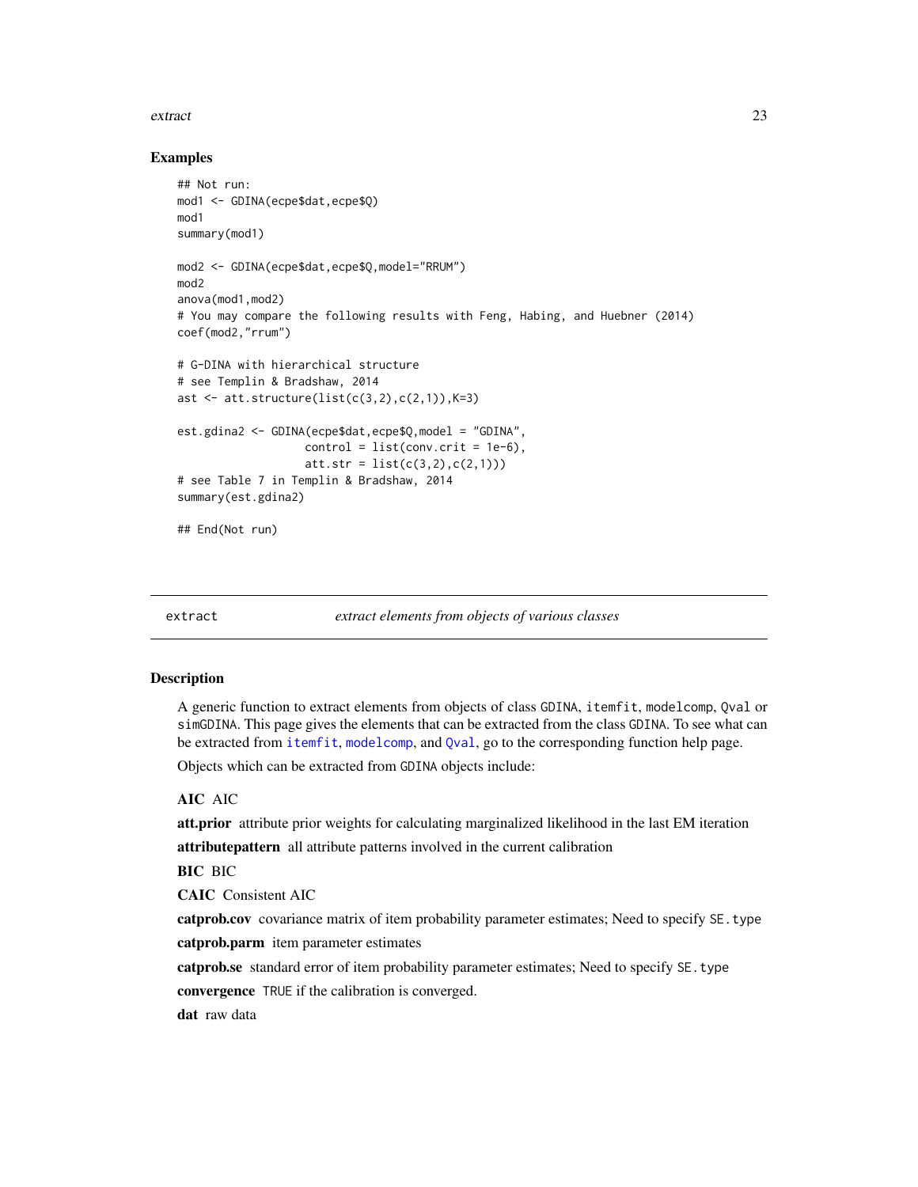## Examples

```
## Not run:
mod1 <- GDINA(ecpe$dat,ecpe$Q)
mod1
summary(mod1)

mod2 <- GDINA(ecpe$dat,ecpe$Q,model="RRUM")
mod2
anova(mod1,mod2)
# You may compare the following results with Feng, Habing, and Huebner (2014)
coef(mod2,"rrum")

# G-DINA with hierarchical structure
# see Templin & Bradshaw, 2014
ast <- att.structure(list(c(3,2),c(2,1)),K=3)

est.gdina2 <- GDINA(ecpe$dat,ecpe$Q,model = "GDINA",
                    control = list(conv.crit = 1e-6),
                    att.str = list(c(3,2),c(2,1)))
# see Table 7 in Templin & Bradshaw, 2014
summary(est.gdina2)

## End(Not run)
```

---

`extract` *extract elements from objects of various classes*

---

## Description

A generic function to extract elements from objects of class GDINA, itemfit, modelcomp, Qval or simGDINA. This page gives the elements that can be extracted from the class GDINA. To see what can be extracted from itemfit, modelcomp, and Qval, go to the corresponding function help page.

Objects which can be extracted from GDINA objects include:

**AIC** AIC

**att.prior** attribute prior weights for calculating marginalized likelihood in the last EM iteration

**attributepattern** all attribute patterns involved in the current calibration

**BIC** BIC

**CAIC** Consistent AIC

**catprob.cov** covariance matrix of item probability parameter estimates; Need to specify SE.type

**catprob.parm** item parameter estimates

**catprob.se** standard error of item probability parameter estimates; Need to specify SE.type

**convergence** TRUE if the calibration is converged.

**dat** raw data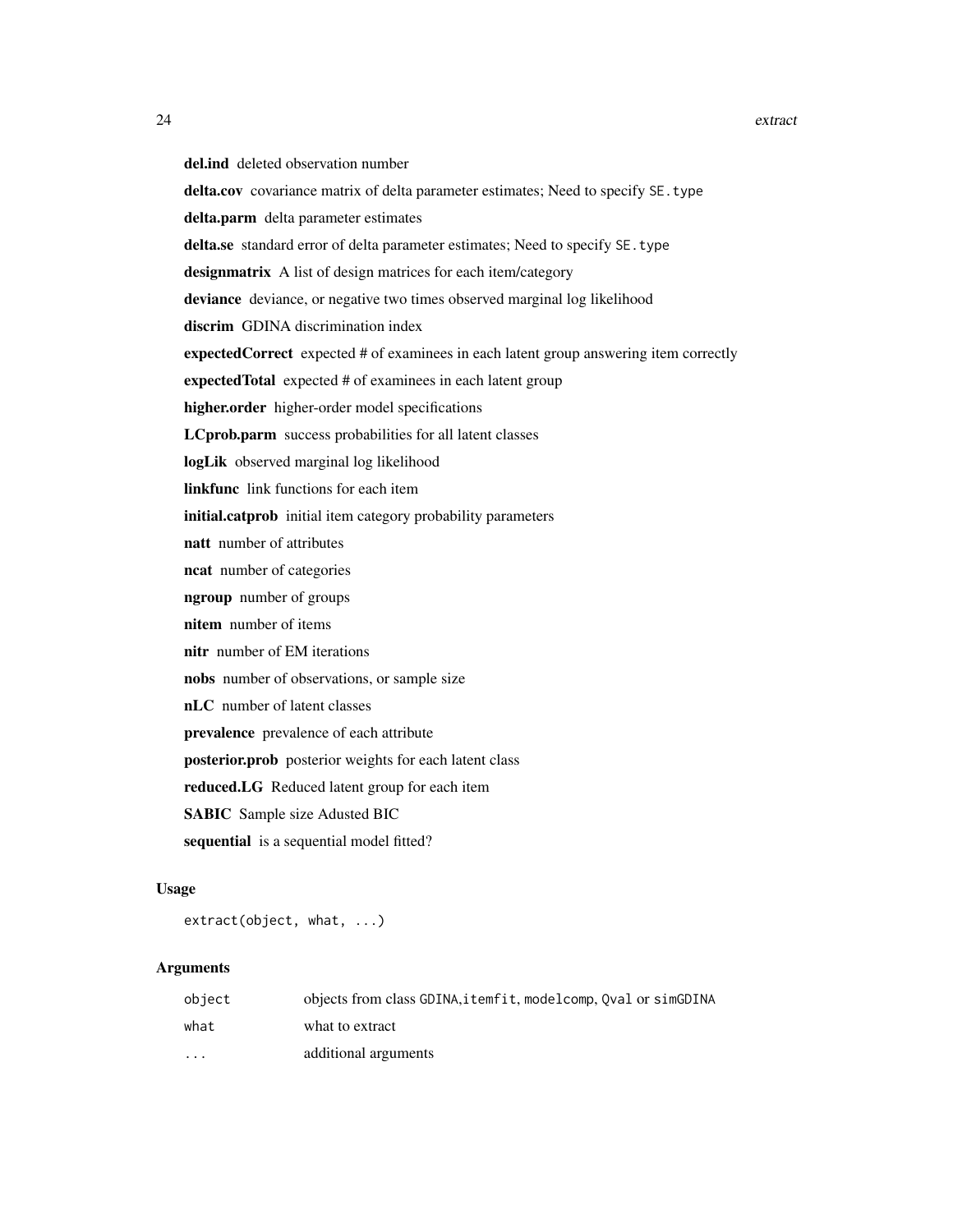**del.ind** deleted observation number

**delta.cov** covariance matrix of delta parameter estimates; Need to specify `SE.type`

**delta.parm** delta parameter estimates

**delta.se** standard error of delta parameter estimates; Need to specify `SE.type`

**designmatrix** A list of design matrices for each item/category

**deviance** deviance, or negative two times observed marginal log likelihood

**discrim** GDINA discrimination index

**expectedCorrect** expected # of examinees in each latent group answering item correctly

**expectedTotal** expected # of examinees in each latent group

**higher.order** higher-order model specifications

**LCprob.parm** success probabilities for all latent classes

**logLik** observed marginal log likelihood

**linkfunc** link functions for each item

**initial.catprob** initial item category probability parameters

**natt** number of attributes

**ncat** number of categories

**ngroup** number of groups

**nitem** number of items

**nitr** number of EM iterations

**nobs** number of observations, or sample size

**nLC** number of latent classes

**prevalence** prevalence of each attribute

**posterior.prob** posterior weights for each latent class

**reduced.LG** Reduced latent group for each item

**SABIC** Sample size Adusted BIC

**sequential** is a sequential model fitted?

### Usage

```
extract(object, what, ...)
```

### Arguments

| | |
|---|---|
| `object` | objects from class `GDINA`,`itemfit`, `modelcomp`, `Qval` or `simGDINA` |
| `what` | what to extract |
| `...` | additional arguments |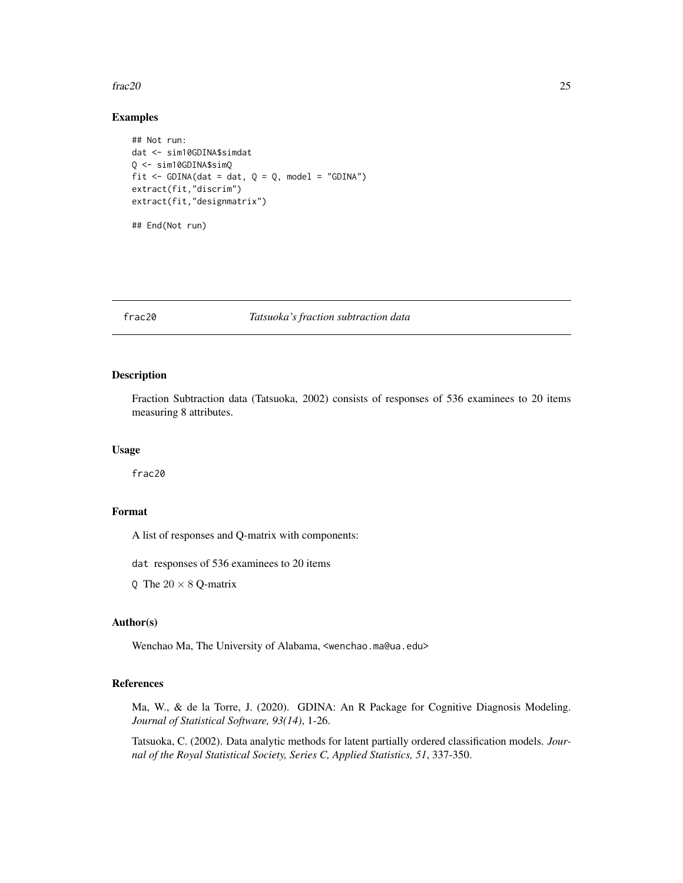## Examples

```
## Not run:
dat <- sim10GDINA$simdat
Q <- sim10GDINA$simQ
fit <- GDINA(dat = dat, Q = Q, model = "GDINA")
extract(fit,"discrim")
extract(fit,"designmatrix")

## End(Not run)
```

---

# frac20 — *Tatsuoka's fraction subtraction data*

---

## Description

Fraction Subtraction data (Tatsuoka, 2002) consists of responses of 536 examinees to 20 items measuring 8 attributes.

## Usage

```
frac20
```

## Format

A list of responses and Q-matrix with components:

`dat` responses of 536 examinees to 20 items

`Q` The $20 \times 8$ Q-matrix

## Author(s)

Wenchao Ma, The University of Alabama, <wenchao.ma@ua.edu>

## References

Ma, W., & de la Torre, J. (2020). GDINA: An R Package for Cognitive Diagnosis Modeling. *Journal of Statistical Software, 93(14)*, 1-26.

Tatsuoka, C. (2002). Data analytic methods for latent partially ordered classification models. *Journal of the Royal Statistical Society, Series C, Applied Statistics, 51*, 337-350.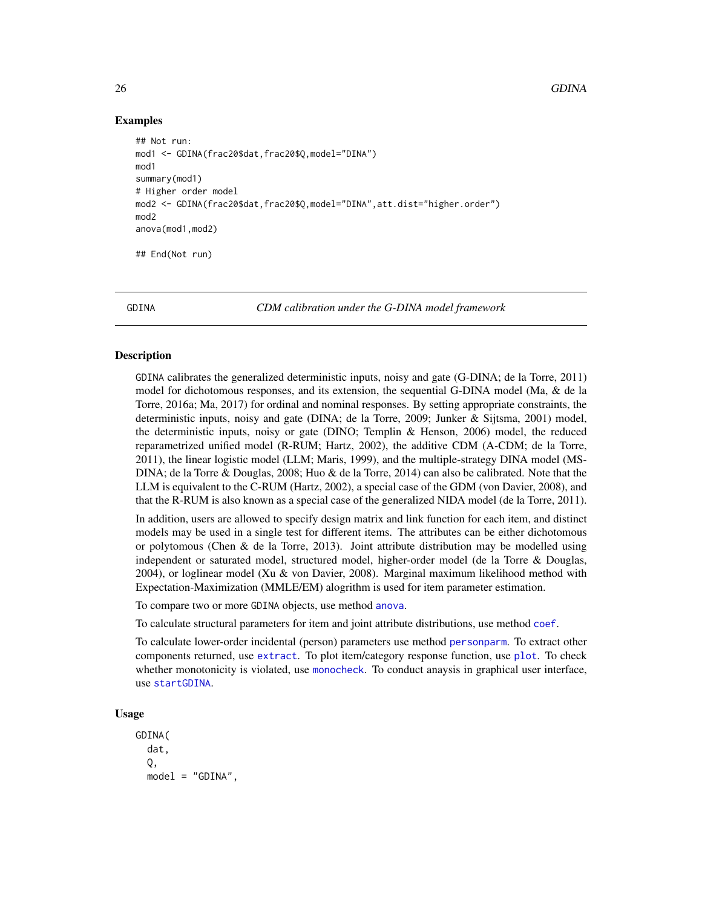### Examples

```
## Not run:
mod1 <- GDINA(frac20$dat,frac20$Q,model="DINA")
mod1
summary(mod1)
# Higher order model
mod2 <- GDINA(frac20$dat,frac20$Q,model="DINA",att.dist="higher.order")
mod2
anova(mod1,mod2)

## End(Not run)
```

---

GDINA *CDM calibration under the G-DINA model framework*

---

### Description

GDINA calibrates the generalized deterministic inputs, noisy and gate (G-DINA; de la Torre, 2011) model for dichotomous responses, and its extension, the sequential G-DINA model (Ma, & de la Torre, 2016a; Ma, 2017) for ordinal and nominal responses. By setting appropriate constraints, the deterministic inputs, noisy and gate (DINA; de la Torre, 2009; Junker & Sijtsma, 2001) model, the deterministic inputs, noisy or gate (DINO; Templin & Henson, 2006) model, the reduced reparametrized unified model (R-RUM; Hartz, 2002), the additive CDM (A-CDM; de la Torre, 2011), the linear logistic model (LLM; Maris, 1999), and the multiple-strategy DINA model (MS-DINA; de la Torre & Douglas, 2008; Huo & de la Torre, 2014) can also be calibrated. Note that the LLM is equivalent to the C-RUM (Hartz, 2002), a special case of the GDM (von Davier, 2008), and that the R-RUM is also known as a special case of the generalized NIDA model (de la Torre, 2011).

In addition, users are allowed to specify design matrix and link function for each item, and distinct models may be used in a single test for different items. The attributes can be either dichotomous or polytomous (Chen & de la Torre, 2013). Joint attribute distribution may be modelled using independent or saturated model, structured model, higher-order model (de la Torre & Douglas, 2004), or loglinear model (Xu & von Davier, 2008). Marginal maximum likelihood method with Expectation-Maximization (MMLE/EM) alogrithm is used for item parameter estimation.

To compare two or more GDINA objects, use method anova.

To calculate structural parameters for item and joint attribute distributions, use method coef.

To calculate lower-order incidental (person) parameters use method personparm. To extract other components returned, use extract. To plot item/category response function, use plot. To check whether monotonicity is violated, use monocheck. To conduct anaysis in graphical user interface, use startGDINA.

### Usage

```
GDINA(
  dat,
  Q,
  model = "GDINA",
```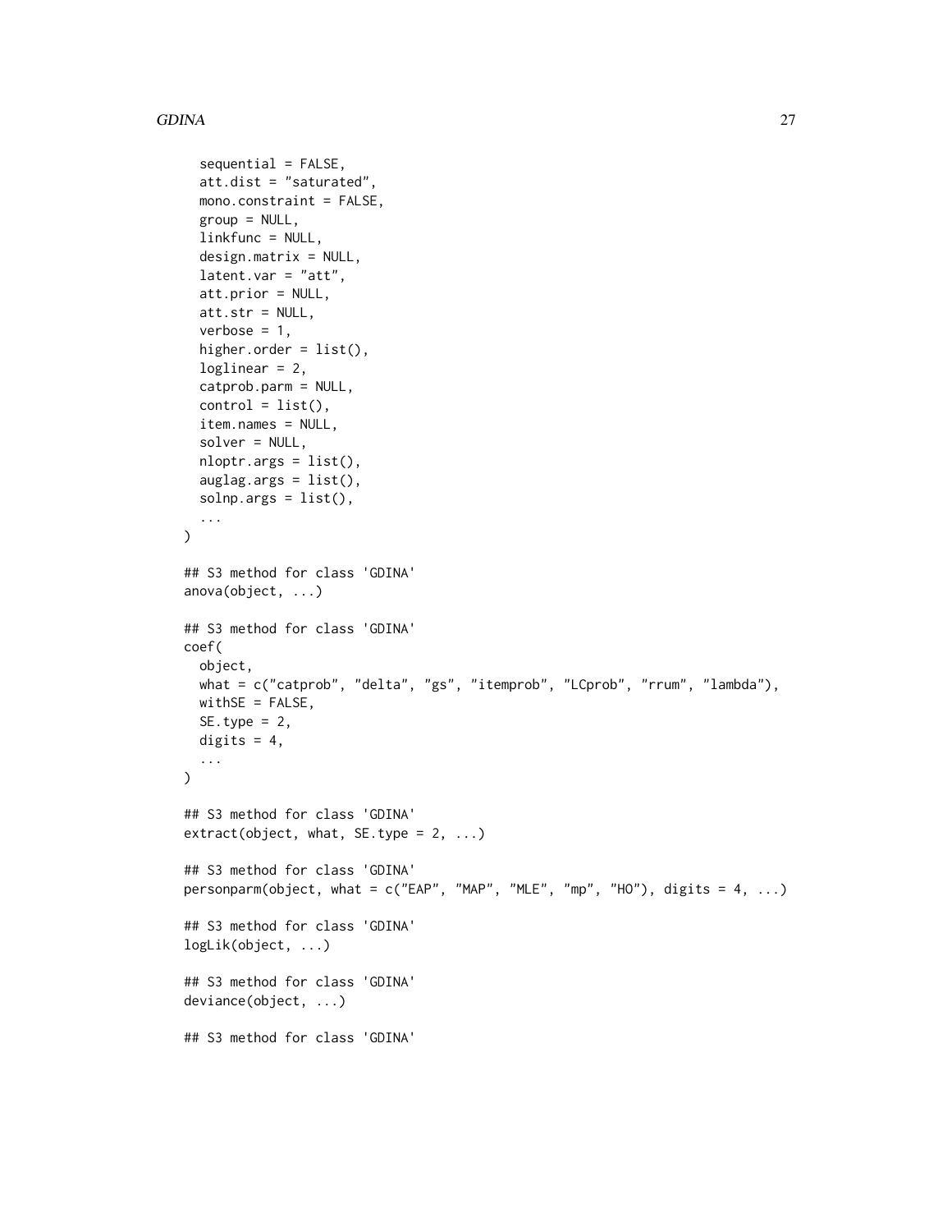```
  sequential = FALSE,
  att.dist = "saturated",
  mono.constraint = FALSE,
  group = NULL,
  linkfunc = NULL,
  design.matrix = NULL,
  latent.var = "att",
  att.prior = NULL,
  att.str = NULL,
  verbose = 1,
  higher.order = list(),
  loglinear = 2,
  catprob.parm = NULL,
  control = list(),
  item.names = NULL,
  solver = NULL,
  nloptr.args = list(),
  auglag.args = list(),
  solnp.args = list(),
  ...
)

## S3 method for class 'GDINA'
anova(object, ...)

## S3 method for class 'GDINA'
coef(
  object,
  what = c("catprob", "delta", "gs", "itemprob", "LCprob", "rrum", "lambda"),
  withSE = FALSE,
  SE.type = 2,
  digits = 4,
  ...
)

## S3 method for class 'GDINA'
extract(object, what, SE.type = 2, ...)

## S3 method for class 'GDINA'
personparm(object, what = c("EAP", "MAP", "MLE", "mp", "HO"), digits = 4, ...)

## S3 method for class 'GDINA'
logLik(object, ...)

## S3 method for class 'GDINA'
deviance(object, ...)

## S3 method for class 'GDINA'
```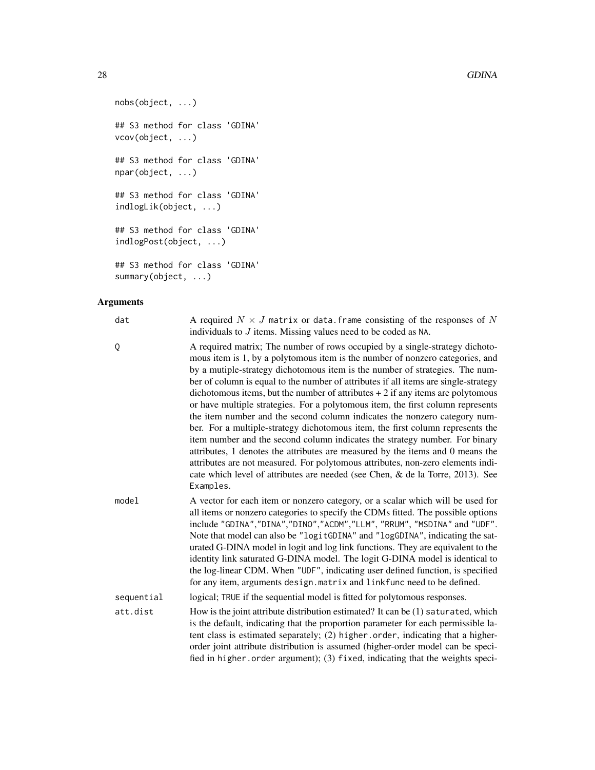```
nobs(object, ...)

## S3 method for class 'GDINA'
vcov(object, ...)

## S3 method for class 'GDINA'
npar(object, ...)

## S3 method for class 'GDINA'
indlogLik(object, ...)

## S3 method for class 'GDINA'
indlogPost(object, ...)

## S3 method for class 'GDINA'
summary(object, ...)
```

## Arguments

**dat** A required $N \times J$ `matrix` or `data.frame` consisting of the responses of $N$ individuals to $J$ items. Missing values need to be coded as `NA`.

**Q** A required matrix; The number of rows occupied by a single-strategy dichotomous item is 1, by a polytomous item is the number of nonzero categories, and by a mutiple-strategy dichotomous item is the number of strategies. The number of column is equal to the number of attributes if all items are single-strategy dichotomous items, but the number of attributes + 2 if any items are polytomous or have multiple strategies. For a polytomous item, the first column represents the item number and the second column indicates the nonzero category number. For a multiple-strategy dichotomous item, the first column represents the item number and the second column indicates the strategy number. For binary attributes, 1 denotes the attributes are measured by the items and 0 means the attributes are not measured. For polytomous attributes, non-zero elements indicate which level of attributes are needed (see Chen, & de la Torre, 2013). See `Examples`.

**model** A vector for each item or nonzero category, or a scalar which will be used for all items or nonzero categories to specify the CDMs fitted. The possible options include `"GDINA"`,`"DINA"`,`"DINO"`,`"ACDM"`,`"LLM"`, `"RRUM"`, `"MSDINA"` and `"UDF"`. Note that model can also be `"logitGDINA"` and `"logGDINA"`, indicating the saturated G-DINA model in logit and log link functions. They are equivalent to the identity link saturated G-DINA model. The logit G-DINA model is identical to the log-linear CDM. When `"UDF"`, indicating user defined function, is specified for any item, arguments `design.matrix` and `linkfunc` need to be defined.

**sequential** logical; `TRUE` if the sequential model is fitted for polytomous responses.

**att.dist** How is the joint attribute distribution estimated? It can be (1) `saturated`, which is the default, indicating that the proportion parameter for each permissible latent class is estimated separately; (2) `higher.order`, indicating that a higher-order joint attribute distribution is assumed (higher-order model can be specified in `higher.order` argument); (3) `fixed`, indicating that the weights speci-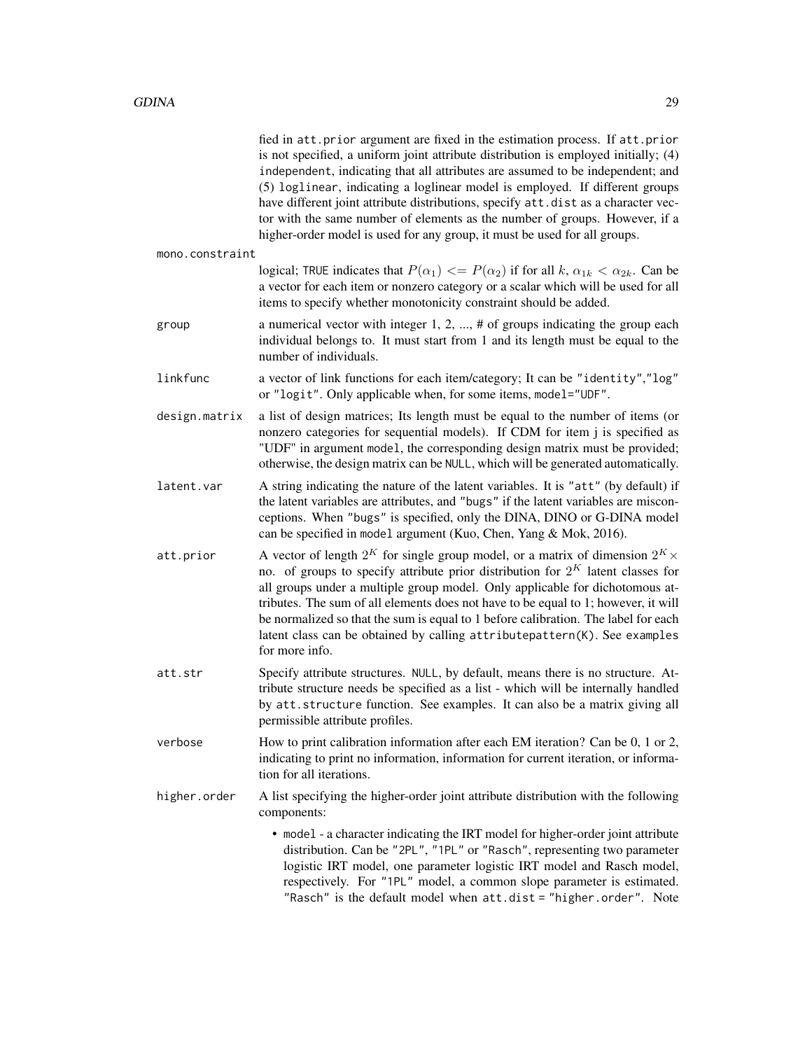fied in `att.prior` argument are fixed in the estimation process. If `att.prior` is not specified, a uniform joint attribute distribution is employed initially; (4) `independent`, indicating that all attributes are assumed to be independent; and (5) `loglinear`, indicating a loglinear model is employed. If different groups have different joint attribute distributions, specify `att.dist` as a character vector with the same number of elements as the number of groups. However, if a higher-order model is used for any group, it must be used for all groups.

`mono.constraint`
: logical; `TRUE` indicates that $P(\alpha_1) <= P(\alpha_2)$ if for all $k$, $\alpha_{1k} < \alpha_{2k}$. Can be a vector for each item or nonzero category or a scalar which will be used for all items to specify whether monotonicity constraint should be added.

`group`
: a numerical vector with integer 1, 2, ..., # of groups indicating the group each individual belongs to. It must start from 1 and its length must be equal to the number of individuals.

`linkfunc`
: a vector of link functions for each item/category; It can be `"identity"`,`"log"` or `"logit"`. Only applicable when, for some items, `model="UDF"`.

`design.matrix`
: a list of design matrices; Its length must be equal to the number of items (or nonzero categories for sequential models). If CDM for item j is specified as "UDF" in argument `model`, the corresponding design matrix must be provided; otherwise, the design matrix can be `NULL`, which will be generated automatically.

`latent.var`
: A string indicating the nature of the latent variables. It is `"att"` (by default) if the latent variables are attributes, and `"bugs"` if the latent variables are misconceptions. When `"bugs"` is specified, only the DINA, DINO or G-DINA model can be specified in `model` argument (Kuo, Chen, Yang & Mok, 2016).

`att.prior`
: A vector of length $2^K$ for single group model, or a matrix of dimension $2^K \times$ no. of groups to specify attribute prior distribution for $2^K$ latent classes for all groups under a multiple group model. Only applicable for dichotomous attributes. The sum of all elements does not have to be equal to 1; however, it will be normalized so that the sum is equal to 1 before calibration. The label for each latent class can be obtained by calling `attributepattern(K)`. See `examples` for more info.

`att.str`
: Specify attribute structures. `NULL`, by default, means there is no structure. Attribute structure needs be specified as a list - which will be internally handled by `att.structure` function. See examples. It can also be a matrix giving all permissible attribute profiles.

`verbose`
: How to print calibration information after each EM iteration? Can be 0, 1 or 2, indicating to print no information, information for current iteration, or information for all iterations.

`higher.order`
: A list specifying the higher-order joint attribute distribution with the following components:

  - `model` - a character indicating the IRT model for higher-order joint attribute distribution. Can be `"2PL"`, `"1PL"` or `"Rasch"`, representing two parameter logistic IRT model, one parameter logistic IRT model and Rasch model, respectively. For `"1PL"` model, a common slope parameter is estimated. `"Rasch"` is the default model when `att.dist = "higher.order"`. Note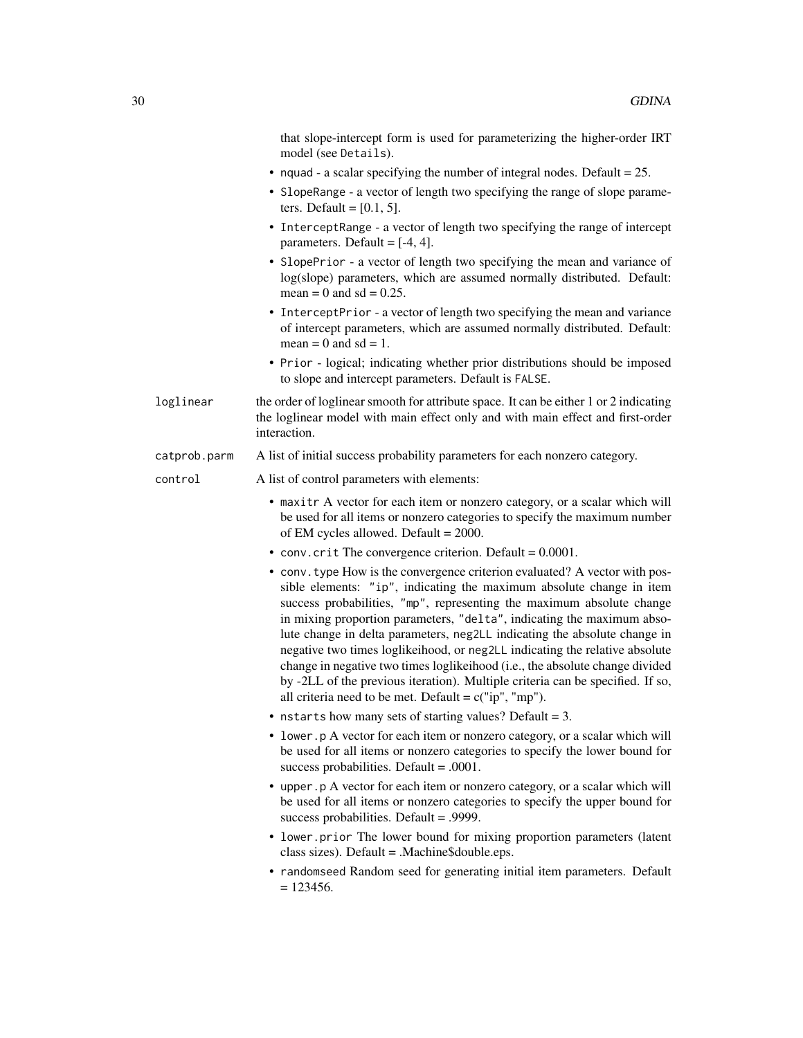that slope-intercept form is used for parameterizing the higher-order IRT model (see `Details`).

- `nquad` - a scalar specifying the number of integral nodes. Default = 25.
- `SlopeRange` - a vector of length two specifying the range of slope parameters. Default = [0.1, 5].
- `InterceptRange` - a vector of length two specifying the range of intercept parameters. Default = [-4, 4].
- `SlopePrior` - a vector of length two specifying the mean and variance of log(slope) parameters, which are assumed normally distributed. Default: mean = 0 and sd = 0.25.
- `InterceptPrior` - a vector of length two specifying the mean and variance of intercept parameters, which are assumed normally distributed. Default: mean = 0 and sd = 1.
- `Prior` - logical; indicating whether prior distributions should be imposed to slope and intercept parameters. Default is `FALSE`.

`loglinear` the order of loglinear smooth for attribute space. It can be either 1 or 2 indicating the loglinear model with main effect only and with main effect and first-order interaction.

`catprob.parm` A list of initial success probability parameters for each nonzero category.

`control` A list of control parameters with elements:

- `maxitr` A vector for each item or nonzero category, or a scalar which will be used for all items or nonzero categories to specify the maximum number of EM cycles allowed. Default = 2000.
- `conv.crit` The convergence criterion. Default = 0.0001.
- `conv.type` How is the convergence criterion evaluated? A vector with possible elements: `"ip"`, indicating the maximum absolute change in item success probabilities, `"mp"`, representing the maximum absolute change in mixing proportion parameters, `"delta"`, indicating the maximum absolute change in delta parameters, `neg2LL` indicating the absolute change in negative two times loglikeihood, or `neg2LL` indicating the relative absolute change in negative two times loglikeihood (i.e., the absolute change divided by -2LL of the previous iteration). Multiple criteria can be specified. If so, all criteria need to be met. Default = c("ip", "mp").
- `nstarts` how many sets of starting values? Default = 3.
- `lower.p` A vector for each item or nonzero category, or a scalar which will be used for all items or nonzero categories to specify the lower bound for success probabilities. Default = .0001.
- `upper.p` A vector for each item or nonzero category, or a scalar which will be used for all items or nonzero categories to specify the upper bound for success probabilities. Default = .9999.
- `lower.prior` The lower bound for mixing proportion parameters (latent class sizes). Default = .Machine$double.eps.
- `randomseed` Random seed for generating initial item parameters. Default = 123456.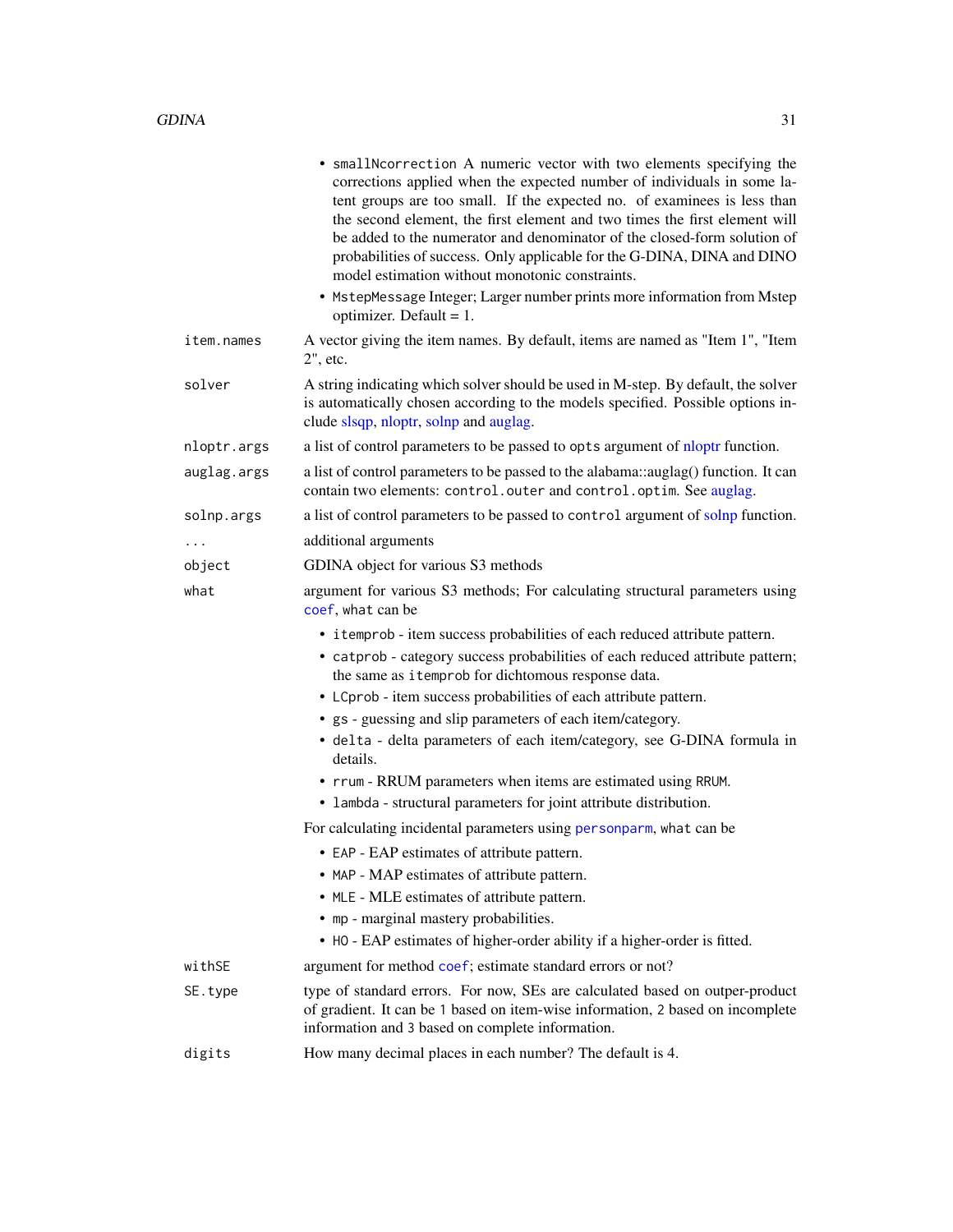- `smallNcorrection` A numeric vector with two elements specifying the corrections applied when the expected number of individuals in some latent groups are too small. If the expected no. of examinees is less than the second element, the first element and two times the first element will be added to the numerator and denominator of the closed-form solution of probabilities of success. Only applicable for the G-DINA, DINA and DINO model estimation without monotonic constraints.
- `MstepMessage` Integer; Larger number prints more information from Mstep optimizer. Default = 1.

`item.names` A vector giving the item names. By default, items are named as "Item 1", "Item 2", etc.

`solver` A string indicating which solver should be used in M-step. By default, the solver is automatically chosen according to the models specified. Possible options include slsqp, nloptr, solnp and auglag.

`nloptr.args` a list of control parameters to be passed to `opts` argument of nloptr function.

`auglag.args` a list of control parameters to be passed to the alabama::auglag() function. It can contain two elements: `control.outer` and `control.optim`. See auglag.

`solnp.args` a list of control parameters to be passed to `control` argument of solnp function.

`...` additional arguments

`object` GDINA object for various S3 methods

`what` argument for various S3 methods; For calculating structural parameters using `coef`, `what` can be

- `itemprob` - item success probabilities of each reduced attribute pattern.
- `catprob` - category success probabilities of each reduced attribute pattern; the same as `itemprob` for dichtomous response data.
- `LCprob` - item success probabilities of each attribute pattern.
- `gs` - guessing and slip parameters of each item/category.
- `delta` - delta parameters of each item/category, see G-DINA formula in details.
- `rrum` - RRUM parameters when items are estimated using `RRUM`.
- `lambda` - structural parameters for joint attribute distribution.

For calculating incidental parameters using `personparm`, `what` can be

- `EAP` - EAP estimates of attribute pattern.
- `MAP` - MAP estimates of attribute pattern.
- `MLE` - MLE estimates of attribute pattern.
- `mp` - marginal mastery probabilities.
- `HO` - EAP estimates of higher-order ability if a higher-order is fitted.

`withSE` argument for method `coef`; estimate standard errors or not?

`SE.type` type of standard errors. For now, SEs are calculated based on outper-product of gradient. It can be `1` based on item-wise information, `2` based on incomplete information and `3` based on complete information.

`digits` How many decimal places in each number? The default is 4.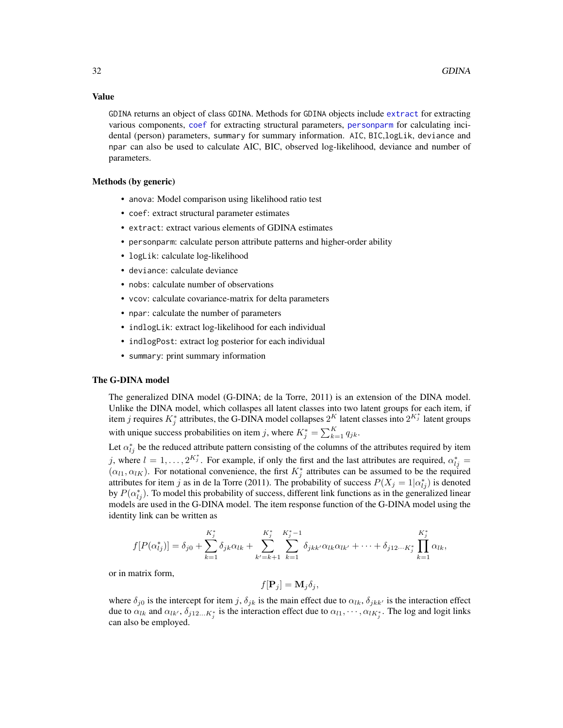### Value

GDINA returns an object of class GDINA. Methods for GDINA objects include extract for extracting various components, coef for extracting structural parameters, personparm for calculating incidental (person) parameters, summary for summary information. AIC, BIC,logLik, deviance and npar can also be used to calculate AIC, BIC, observed log-likelihood, deviance and number of parameters.

### Methods (by generic)

- anova: Model comparison using likelihood ratio test
- coef: extract structural parameter estimates
- extract: extract various elements of GDINA estimates
- personparm: calculate person attribute patterns and higher-order ability
- logLik: calculate log-likelihood
- deviance: calculate deviance
- nobs: calculate number of observations
- vcov: calculate covariance-matrix for delta parameters
- npar: calculate the number of parameters
- indlogLik: extract log-likelihood for each individual
- indlogPost: extract log posterior for each individual
- summary: print summary information

### The G-DINA model

The generalized DINA model (G-DINA; de la Torre, 2011) is an extension of the DINA model. Unlike the DINA model, which collaspes all latent classes into two latent groups for each item, if item $j$ requires $K_j^*$ attributes, the G-DINA model collapses $2^K$ latent classes into $2^{K_j^*}$ latent groups with unique success probabilities on item $j$, where $K_j^* = \sum_{k=1}^K q_{jk}$.

Let $\alpha_{lj}^*$ be the reduced attribute pattern consisting of the columns of the attributes required by item $j$, where $l = 1, \ldots, 2^{K_j^*}$. For example, if only the first and the last attributes are required, $\alpha_{lj}^* = (\alpha_{l1}, \alpha_{lK})$. For notational convenience, the first $K_j^*$ attributes can be assumed to be the required attributes for item $j$ as in de la Torre (2011). The probability of success $P(X_j = 1|\alpha_{lj}^*)$ is denoted by $P(\alpha_{lj}^*)$. To model this probability of success, different link functions as in the generalized linear models are used in the G-DINA model. The item response function of the G-DINA model using the identity link can be written as

$$f[P(\alpha_{lj}^*)] = \delta_{j0} + \sum_{k=1}^{K_j^*} \delta_{jk}\alpha_{lk} + \sum_{k'=k+1}^{K_j^*} \sum_{k=1}^{K_j^*-1} \delta_{jkk'}\alpha_{lk}\alpha_{lk'} + \cdots + \delta_{j12\cdots K_j^*} \prod_{k=1}^{K_j^*} \alpha_{lk},$$

or in matrix form,

$$f[\mathbf{P}_j] = \mathbf{M}_j \delta_j,$$

where $\delta_{j0}$ is the intercept for item $j$, $\delta_{jk}$ is the main effect due to $\alpha_{lk}$, $\delta_{jkk'}$ is the interaction effect due to $\alpha_{lk}$ and $\alpha_{lk'}$, $\delta_{j12\ldots K_j^*}$ is the interaction effect due to $\alpha_{l1}, \cdots, \alpha_{lK_j^*}$. The log and logit links can also be employed.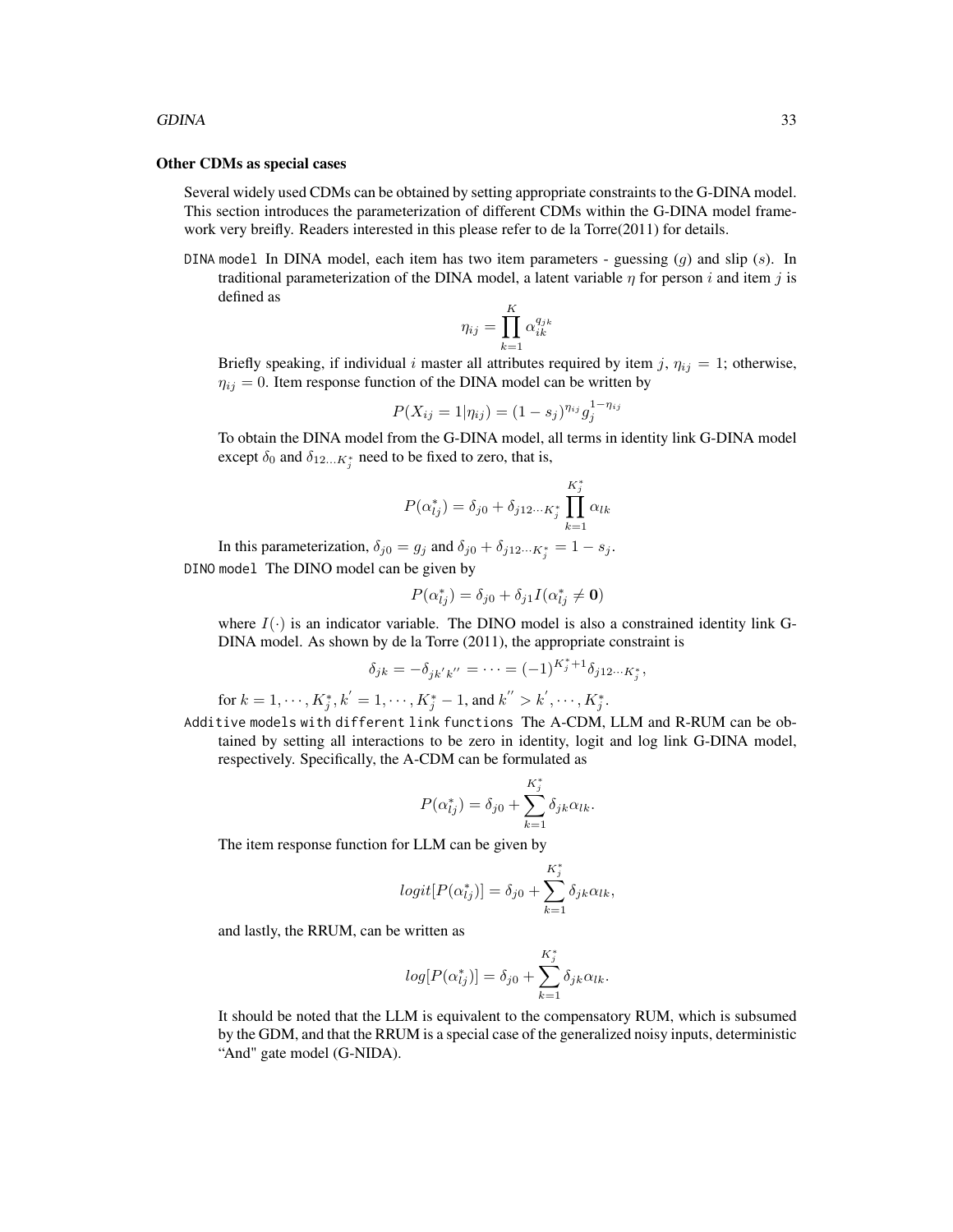**Other CDMs as special cases**

Several widely used CDMs can be obtained by setting appropriate constraints to the G-DINA model. This section introduces the parameterization of different CDMs within the G-DINA model framework very breifly. Readers interested in this please refer to de la Torre(2011) for details.

`DINA model` In DINA model, each item has two item parameters - guessing ($g$) and slip ($s$). In traditional parameterization of the DINA model, a latent variable $\eta$ for person $i$ and item $j$ is defined as

$$\eta_{ij} = \prod_{k=1}^{K} \alpha_{ik}^{q_{jk}}$$

Briefly speaking, if individual $i$ master all attributes required by item $j$, $\eta_{ij} = 1$; otherwise, $\eta_{ij} = 0$. Item response function of the DINA model can be written by

$$P(X_{ij} = 1|\eta_{ij}) = (1 - s_j)^{\eta_{ij}} g_j^{1-\eta_{ij}}$$

To obtain the DINA model from the G-DINA model, all terms in identity link G-DINA model except $\delta_0$ and $\delta_{12...K_j^*}$ need to be fixed to zero, that is,

$$P(\alpha_{lj}^*) = \delta_{j0} + \delta_{j12\cdots K_j^*} \prod_{k=1}^{K_j^*} \alpha_{lk}$$

In this parameterization, $\delta_{j0} = g_j$ and $\delta_{j0} + \delta_{j12\cdots K_j^*} = 1 - s_j$.

`DINO model` The DINO model can be given by

$$P(\alpha_{lj}^*) = \delta_{j0} + \delta_{j1} I(\alpha_{lj}^* \neq \mathbf{0})$$

where $I(\cdot)$ is an indicator variable. The DINO model is also a constrained identity link G-DINA model. As shown by de la Torre (2011), the appropriate constraint is

$$\delta_{jk} = -\delta_{jk'k''} = \cdots = (-1)^{K_j^*+1} \delta_{j12\cdots K_j^*},$$

for $k = 1, \cdots, K_j^*, k' = 1, \cdots, K_j^* - 1$, and $k'' > k', \cdots, K_j^*$.

`Additive models with different link functions` The A-CDM, LLM and R-RUM can be obtained by setting all interactions to be zero in identity, logit and log link G-DINA model, respectively. Specifically, the A-CDM can be formulated as

$$P(\alpha_{lj}^*) = \delta_{j0} + \sum_{k=1}^{K_j^*} \delta_{jk} \alpha_{lk}.$$

The item response function for LLM can be given by

$$logit[P(\alpha_{lj}^*)] = \delta_{j0} + \sum_{k=1}^{K_j^*} \delta_{jk} \alpha_{lk},$$

and lastly, the RRUM, can be written as

$$log[P(\alpha_{lj}^*)] = \delta_{j0} + \sum_{k=1}^{K_j^*} \delta_{jk} \alpha_{lk}.$$

It should be noted that the LLM is equivalent to the compensatory RUM, which is subsumed by the GDM, and that the RRUM is a special case of the generalized noisy inputs, deterministic "And" gate model (G-NIDA).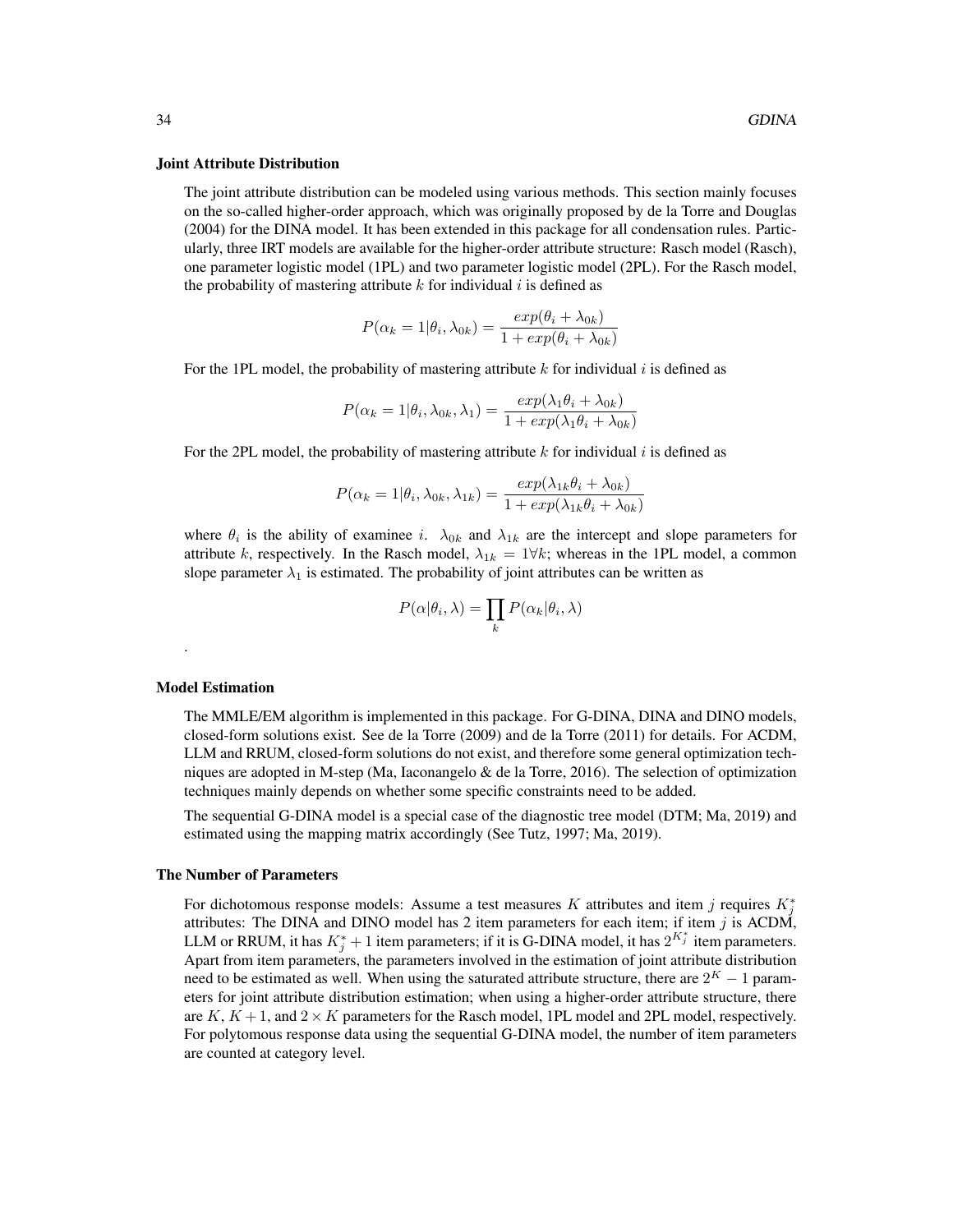### Joint Attribute Distribution

The joint attribute distribution can be modeled using various methods. This section mainly focuses on the so-called higher-order approach, which was originally proposed by de la Torre and Douglas (2004) for the DINA model. It has been extended in this package for all condensation rules. Particularly, three IRT models are available for the higher-order attribute structure: Rasch model (Rasch), one parameter logistic model (1PL) and two parameter logistic model (2PL). For the Rasch model, the probability of mastering attribute $k$ for individual $i$ is defined as

$$P(\alpha_k = 1|\theta_i, \lambda_{0k}) = \frac{exp(\theta_i + \lambda_{0k})}{1 + exp(\theta_i + \lambda_{0k})}$$

For the 1PL model, the probability of mastering attribute $k$ for individual $i$ is defined as

$$P(\alpha_k = 1|\theta_i, \lambda_{0k}, \lambda_1) = \frac{exp(\lambda_1\theta_i + \lambda_{0k})}{1 + exp(\lambda_1\theta_i + \lambda_{0k})}$$

For the 2PL model, the probability of mastering attribute $k$ for individual $i$ is defined as

$$P(\alpha_k = 1|\theta_i, \lambda_{0k}, \lambda_{1k}) = \frac{exp(\lambda_{1k}\theta_i + \lambda_{0k})}{1 + exp(\lambda_{1k}\theta_i + \lambda_{0k})}$$

where $\theta_i$ is the ability of examinee $i$. $\lambda_{0k}$ and $\lambda_{1k}$ are the intercept and slope parameters for attribute $k$, respectively. In the Rasch model, $\lambda_{1k} = 1 \forall k$; whereas in the 1PL model, a common slope parameter $\lambda_1$ is estimated. The probability of joint attributes can be written as

$$P(\alpha|\theta_i, \lambda) = \prod_k P(\alpha_k|\theta_i, \lambda)$$

.

### Model Estimation

The MMLE/EM algorithm is implemented in this package. For G-DINA, DINA and DINO models, closed-form solutions exist. See de la Torre (2009) and de la Torre (2011) for details. For ACDM, LLM and RRUM, closed-form solutions do not exist, and therefore some general optimization techniques are adopted in M-step (Ma, Iaconangelo & de la Torre, 2016). The selection of optimization techniques mainly depends on whether some specific constraints need to be added.

The sequential G-DINA model is a special case of the diagnostic tree model (DTM; Ma, 2019) and estimated using the mapping matrix accordingly (See Tutz, 1997; Ma, 2019).

### The Number of Parameters

For dichotomous response models: Assume a test measures $K$ attributes and item $j$ requires $K_j^*$ attributes: The DINA and DINO model has 2 item parameters for each item; if item $j$ is ACDM, LLM or RRUM, it has $K_j^* + 1$ item parameters; if it is G-DINA model, it has $2^{K_j^*}$ item parameters. Apart from item parameters, the parameters involved in the estimation of joint attribute distribution need to be estimated as well. When using the saturated attribute structure, there are $2^K - 1$ parameters for joint attribute distribution estimation; when using a higher-order attribute structure, there are $K$, $K + 1$, and $2 \times K$ parameters for the Rasch model, 1PL model and 2PL model, respectively. For polytomous response data using the sequential G-DINA model, the number of item parameters are counted at category level.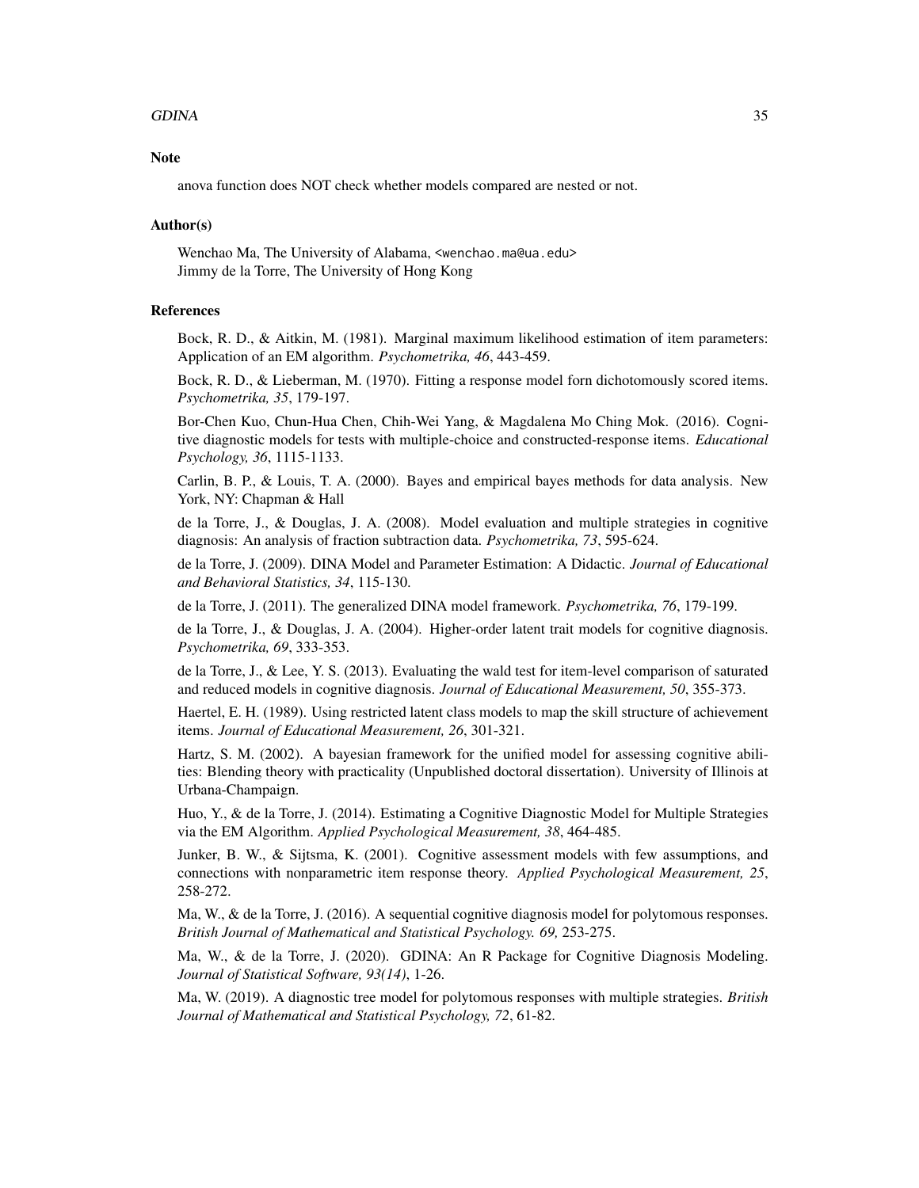## Note

anova function does NOT check whether models compared are nested or not.

## Author(s)

Wenchao Ma, The University of Alabama, <wenchao.ma@ua.edu>
Jimmy de la Torre, The University of Hong Kong

## References

Bock, R. D., & Aitkin, M. (1981). Marginal maximum likelihood estimation of item parameters: Application of an EM algorithm. *Psychometrika, 46*, 443-459.

Bock, R. D., & Lieberman, M. (1970). Fitting a response model forn dichotomously scored items. *Psychometrika, 35*, 179-197.

Bor-Chen Kuo, Chun-Hua Chen, Chih-Wei Yang, & Magdalena Mo Ching Mok. (2016). Cognitive diagnostic models for tests with multiple-choice and constructed-response items. *Educational Psychology, 36*, 1115-1133.

Carlin, B. P., & Louis, T. A. (2000). Bayes and empirical bayes methods for data analysis. New York, NY: Chapman & Hall

de la Torre, J., & Douglas, J. A. (2008). Model evaluation and multiple strategies in cognitive diagnosis: An analysis of fraction subtraction data. *Psychometrika, 73*, 595-624.

de la Torre, J. (2009). DINA Model and Parameter Estimation: A Didactic. *Journal of Educational and Behavioral Statistics, 34*, 115-130.

de la Torre, J. (2011). The generalized DINA model framework. *Psychometrika, 76*, 179-199.

de la Torre, J., & Douglas, J. A. (2004). Higher-order latent trait models for cognitive diagnosis. *Psychometrika, 69*, 333-353.

de la Torre, J., & Lee, Y. S. (2013). Evaluating the wald test for item-level comparison of saturated and reduced models in cognitive diagnosis. *Journal of Educational Measurement, 50*, 355-373.

Haertel, E. H. (1989). Using restricted latent class models to map the skill structure of achievement items. *Journal of Educational Measurement, 26*, 301-321.

Hartz, S. M. (2002). A bayesian framework for the unified model for assessing cognitive abilities: Blending theory with practicality (Unpublished doctoral dissertation). University of Illinois at Urbana-Champaign.

Huo, Y., & de la Torre, J. (2014). Estimating a Cognitive Diagnostic Model for Multiple Strategies via the EM Algorithm. *Applied Psychological Measurement, 38*, 464-485.

Junker, B. W., & Sijtsma, K. (2001). Cognitive assessment models with few assumptions, and connections with nonparametric item response theory. *Applied Psychological Measurement, 25*, 258-272.

Ma, W., & de la Torre, J. (2016). A sequential cognitive diagnosis model for polytomous responses. *British Journal of Mathematical and Statistical Psychology. 69,* 253-275.

Ma, W., & de la Torre, J. (2020). GDINA: An R Package for Cognitive Diagnosis Modeling. *Journal of Statistical Software, 93(14)*, 1-26.

Ma, W. (2019). A diagnostic tree model for polytomous responses with multiple strategies. *British Journal of Mathematical and Statistical Psychology, 72*, 61-82.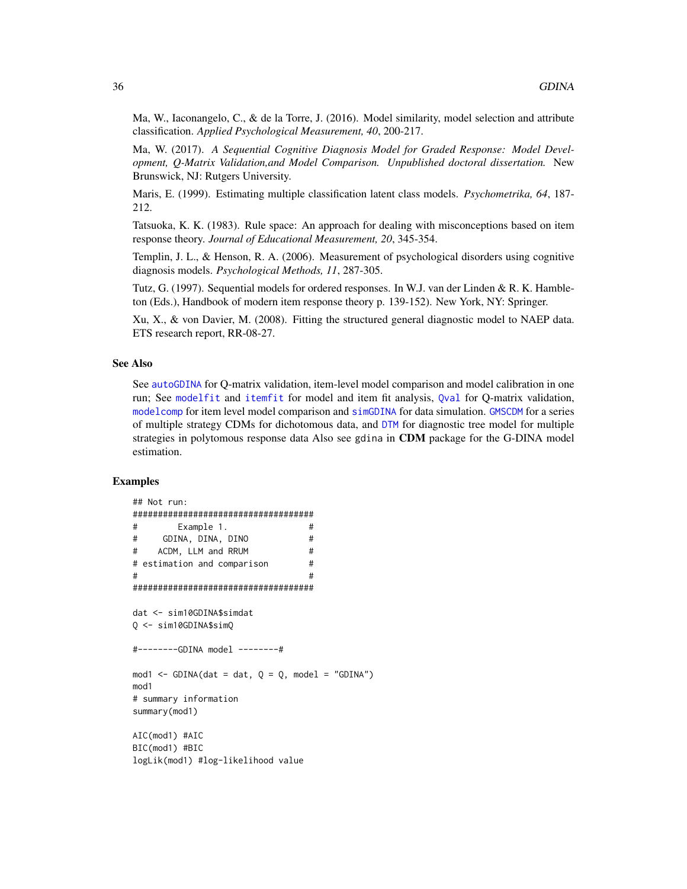Ma, W., Iaconangelo, C., & de la Torre, J. (2016). Model similarity, model selection and attribute classification. *Applied Psychological Measurement, 40*, 200-217.

Ma, W. (2017). *A Sequential Cognitive Diagnosis Model for Graded Response: Model Development, Q-Matrix Validation,and Model Comparison. Unpublished doctoral dissertation.* New Brunswick, NJ: Rutgers University.

Maris, E. (1999). Estimating multiple classification latent class models. *Psychometrika, 64*, 187-212.

Tatsuoka, K. K. (1983). Rule space: An approach for dealing with misconceptions based on item response theory. *Journal of Educational Measurement, 20*, 345-354.

Templin, J. L., & Henson, R. A. (2006). Measurement of psychological disorders using cognitive diagnosis models. *Psychological Methods, 11*, 287-305.

Tutz, G. (1997). Sequential models for ordered responses. In W.J. van der Linden & R. K. Hambleton (Eds.), Handbook of modern item response theory p. 139-152). New York, NY: Springer.

Xu, X., & von Davier, M. (2008). Fitting the structured general diagnostic model to NAEP data. ETS research report, RR-08-27.

## See Also

See `autoGDINA` for Q-matrix validation, item-level model comparison and model calibration in one run; See `modelfit` and `itemfit` for model and item fit analysis, `Qval` for Q-matrix validation, `modelcomp` for item level model comparison and `simGDINA` for data simulation. `GMSCDM` for a series of multiple strategy CDMs for dichotomous data, and `DTM` for diagnostic tree model for multiple strategies in polytomous response data Also see `gdina` in **CDM** package for the G-DINA model estimation.

## Examples

```
## Not run:
####################################
#        Example 1.                #
#     GDINA, DINA, DINO            #
#    ACDM, LLM and RRUM            #
# estimation and comparison        #
#                                  #
####################################

dat <- sim10GDINA$simdat
Q <- sim10GDINA$simQ

#--------GDINA model --------#

mod1 <- GDINA(dat = dat, Q = Q, model = "GDINA")
mod1
# summary information
summary(mod1)

AIC(mod1) #AIC
BIC(mod1) #BIC
logLik(mod1) #log-likelihood value
```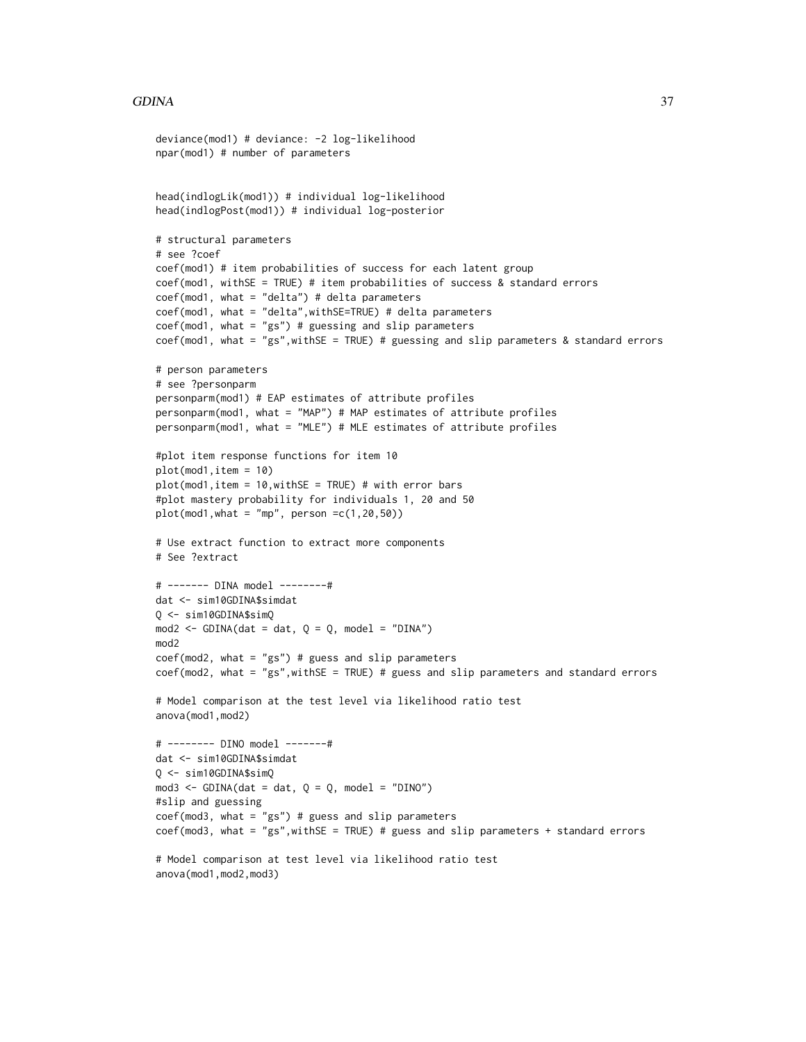```
deviance(mod1) # deviance: -2 log-likelihood
npar(mod1) # number of parameters


head(indlogLik(mod1)) # individual log-likelihood
head(indlogPost(mod1)) # individual log-posterior

# structural parameters
# see ?coef
coef(mod1) # item probabilities of success for each latent group
coef(mod1, withSE = TRUE) # item probabilities of success & standard errors
coef(mod1, what = "delta") # delta parameters
coef(mod1, what = "delta",withSE=TRUE) # delta parameters
coef(mod1, what = "gs") # guessing and slip parameters
coef(mod1, what = "gs",withSE = TRUE) # guessing and slip parameters & standard errors

# person parameters
# see ?personparm
personparm(mod1) # EAP estimates of attribute profiles
personparm(mod1, what = "MAP") # MAP estimates of attribute profiles
personparm(mod1, what = "MLE") # MLE estimates of attribute profiles

#plot item response functions for item 10
plot(mod1,item = 10)
plot(mod1,item = 10,withSE = TRUE) # with error bars
#plot mastery probability for individuals 1, 20 and 50
plot(mod1,what = "mp", person =c(1,20,50))

# Use extract function to extract more components
# See ?extract

# ------- DINA model --------#
dat <- sim10GDINA$simdat
Q <- sim10GDINA$simQ
mod2 <- GDINA(dat = dat, Q = Q, model = "DINA")
mod2
coef(mod2, what = "gs") # guess and slip parameters
coef(mod2, what = "gs",withSE = TRUE) # guess and slip parameters and standard errors

# Model comparison at the test level via likelihood ratio test
anova(mod1,mod2)

# -------- DINO model -------#
dat <- sim10GDINA$simdat
Q <- sim10GDINA$simQ
mod3 <- GDINA(dat = dat, Q = Q, model = "DINO")
#slip and guessing
coef(mod3, what = "gs") # guess and slip parameters
coef(mod3, what = "gs",withSE = TRUE) # guess and slip parameters + standard errors

# Model comparison at test level via likelihood ratio test
anova(mod1,mod2,mod3)
```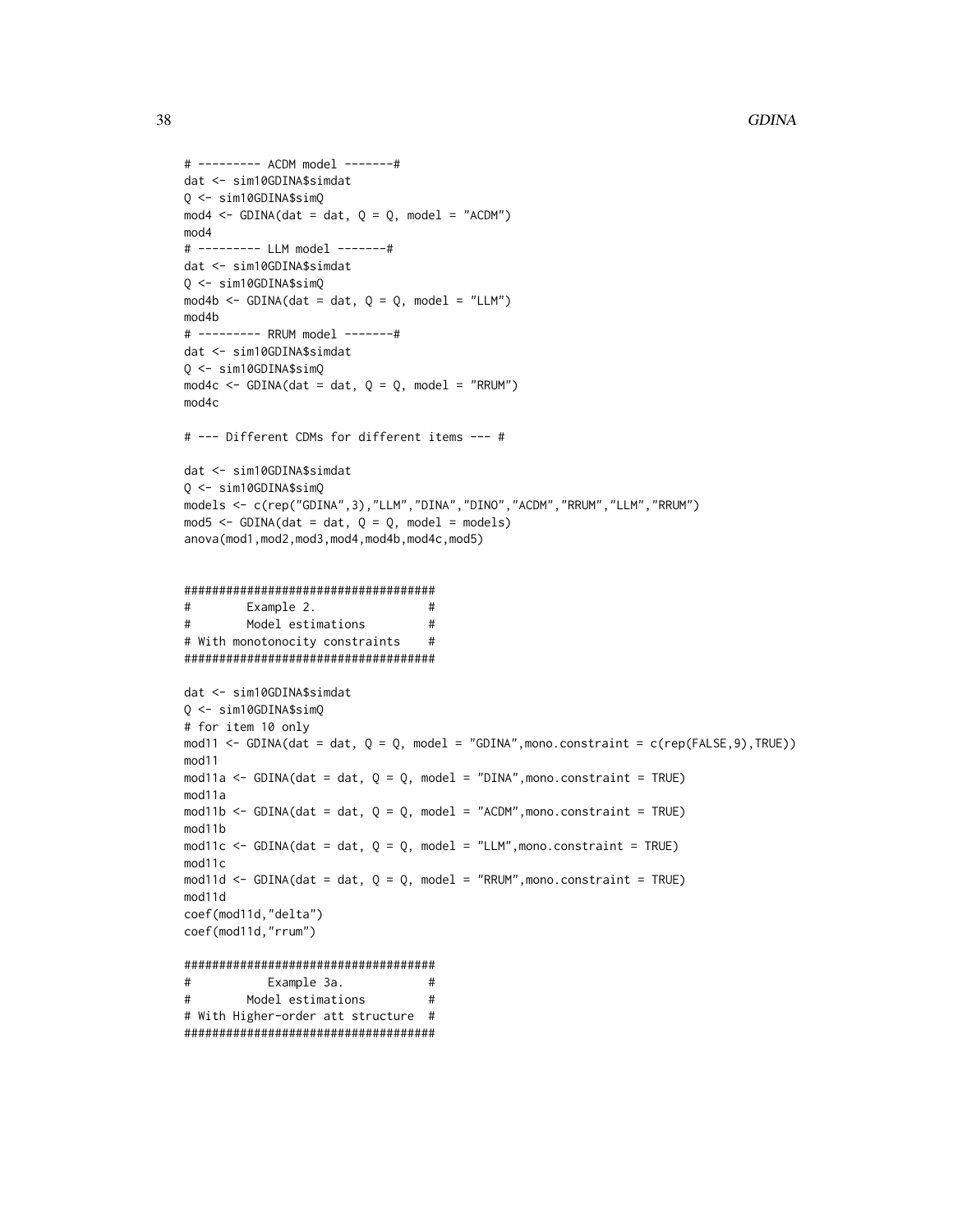```
# --------- ACDM model -------#
dat <- sim10GDINA$simdat
Q <- sim10GDINA$simQ
mod4 <- GDINA(dat = dat, Q = Q, model = "ACDM")
mod4
# --------- LLM model -------#
dat <- sim10GDINA$simdat
Q <- sim10GDINA$simQ
mod4b <- GDINA(dat = dat, Q = Q, model = "LLM")
mod4b
# --------- RRUM model -------#
dat <- sim10GDINA$simdat
Q <- sim10GDINA$simQ
mod4c <- GDINA(dat = dat, Q = Q, model = "RRUM")
mod4c

# --- Different CDMs for different items --- #

dat <- sim10GDINA$simdat
Q <- sim10GDINA$simQ
models <- c(rep("GDINA",3),"LLM","DINA","DINO","ACDM","RRUM","LLM","RRUM")
mod5 <- GDINA(dat = dat, Q = Q, model = models)
anova(mod1,mod2,mod3,mod4,mod4b,mod4c,mod5)


####################################
#        Example 2.                #
#        Model estimations         #
# With monotonocity constraints    #
####################################

dat <- sim10GDINA$simdat
Q <- sim10GDINA$simQ
# for item 10 only
mod11 <- GDINA(dat = dat, Q = Q, model = "GDINA",mono.constraint = c(rep(FALSE,9),TRUE))
mod11
mod11a <- GDINA(dat = dat, Q = Q, model = "DINA",mono.constraint = TRUE)
mod11a
mod11b <- GDINA(dat = dat, Q = Q, model = "ACDM",mono.constraint = TRUE)
mod11b
mod11c <- GDINA(dat = dat, Q = Q, model = "LLM",mono.constraint = TRUE)
mod11c
mod11d <- GDINA(dat = dat, Q = Q, model = "RRUM",mono.constraint = TRUE)
mod11d
coef(mod11d,"delta")
coef(mod11d,"rrum")

####################################
#           Example 3a.            #
#        Model estimations         #
# With Higher-order att structure  #
####################################
```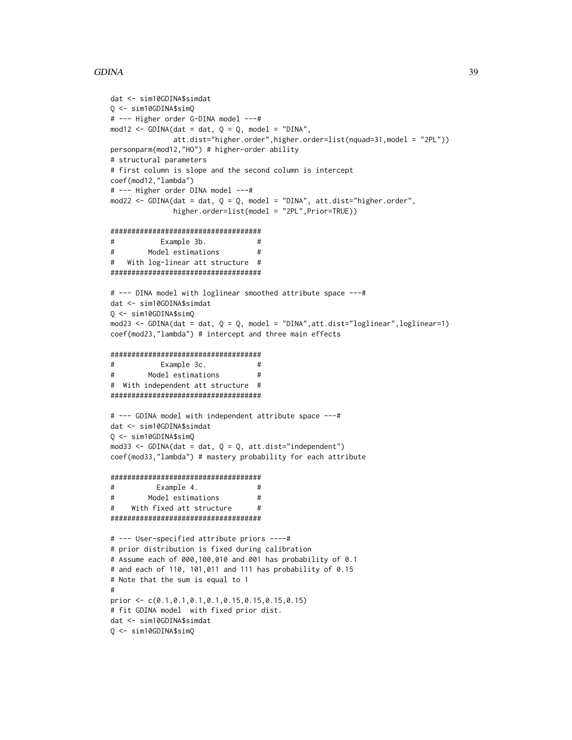```
dat <- sim10GDINA$simdat
Q <- sim10GDINA$simQ
# --- Higher order G-DINA model ---#
mod12 <- GDINA(dat = dat, Q = Q, model = "DINA",
               att.dist="higher.order",higher.order=list(nquad=31,model = "2PL"))
personparm(mod12,"HO") # higher-order ability
# structural parameters
# first column is slope and the second column is intercept
coef(mod12,"lambda")
# --- Higher order DINA model ---#
mod22 <- GDINA(dat = dat, Q = Q, model = "DINA", att.dist="higher.order",
               higher.order=list(model = "2PL",Prior=TRUE))

####################################
#           Example 3b.            #
#        Model estimations         #
#   With log-linear att structure  #
####################################

# --- DINA model with loglinear smoothed attribute space ---#
dat <- sim10GDINA$simdat
Q <- sim10GDINA$simQ
mod23 <- GDINA(dat = dat, Q = Q, model = "DINA",att.dist="loglinear",loglinear=1)
coef(mod23,"lambda") # intercept and three main effects

####################################
#           Example 3c.            #
#        Model estimations         #
#  With independent att structure  #
####################################

# --- GDINA model with independent attribute space ---#
dat <- sim10GDINA$simdat
Q <- sim10GDINA$simQ
mod33 <- GDINA(dat = dat, Q = Q, att.dist="independent")
coef(mod33,"lambda") # mastery probability for each attribute

####################################
#          Example 4.              #
#        Model estimations         #
#    With fixed att structure      #
####################################

# --- User-specified attribute priors ----#
# prior distribution is fixed during calibration
# Assume each of 000,100,010 and 001 has probability of 0.1
# and each of 110, 101,011 and 111 has probability of 0.15
# Note that the sum is equal to 1
#
prior <- c(0.1,0.1,0.1,0.1,0.15,0.15,0.15,0.15)
# fit GDINA model  with fixed prior dist.
dat <- sim10GDINA$simdat
Q <- sim10GDINA$simQ
```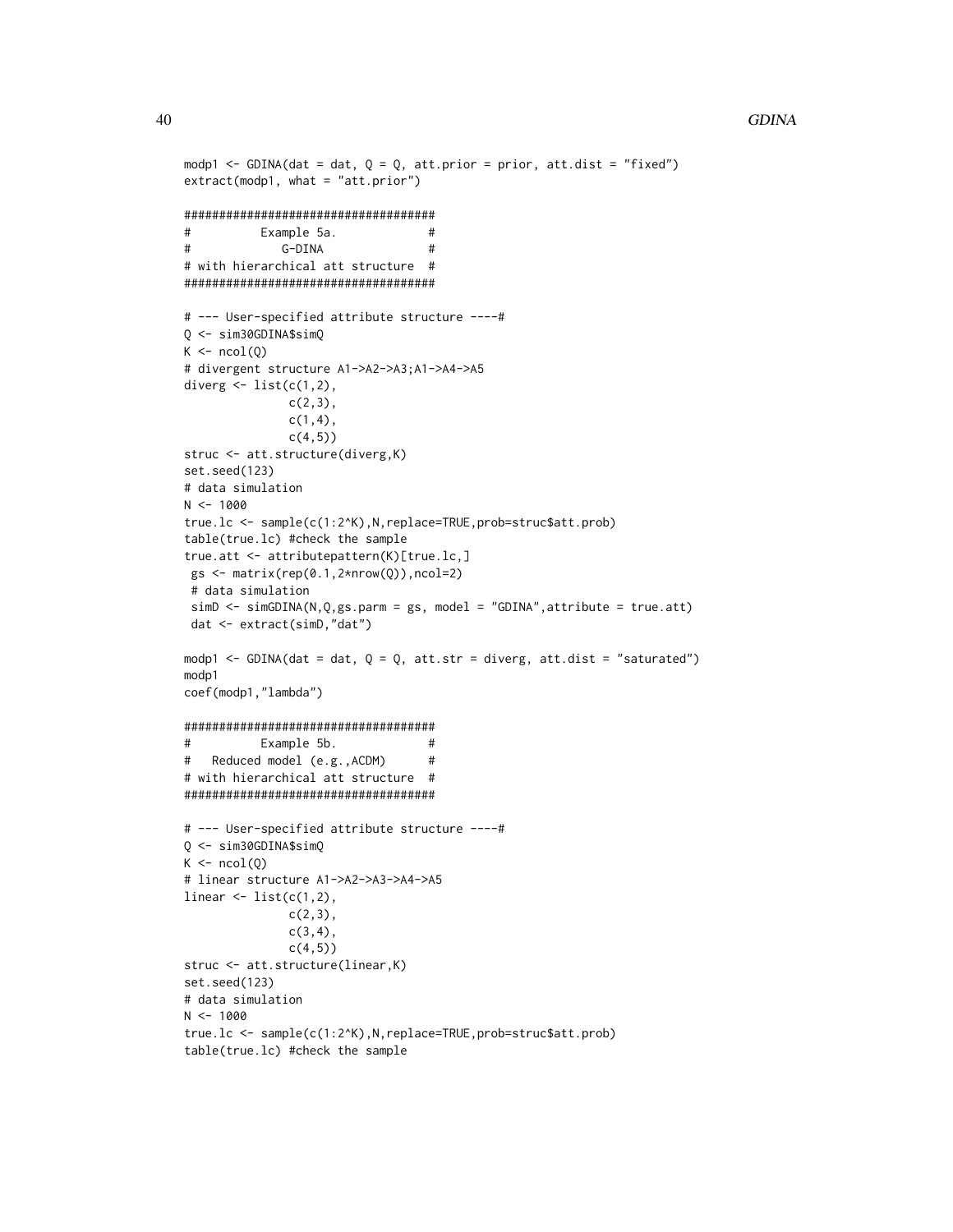```
modp1 <- GDINA(dat = dat, Q = Q, att.prior = prior, att.dist = "fixed")
extract(modp1, what = "att.prior")

####################################
#          Example 5a.             #
#             G-DINA               #
# with hierarchical att structure  #
####################################

# --- User-specified attribute structure ----#
Q <- sim30GDINA$simQ
K <- ncol(Q)
# divergent structure A1->A2->A3;A1->A4->A5
diverg <- list(c(1,2),
               c(2,3),
               c(1,4),
               c(4,5))
struc <- att.structure(diverg,K)
set.seed(123)
# data simulation
N <- 1000
true.lc <- sample(c(1:2^K),N,replace=TRUE,prob=struc$att.prob)
table(true.lc) #check the sample
true.att <- attributepattern(K)[true.lc,]
 gs <- matrix(rep(0.1,2*nrow(Q)),ncol=2)
 # data simulation
 simD <- simGDINA(N,Q,gs.parm = gs, model = "GDINA",attribute = true.att)
 dat <- extract(simD,"dat")

modp1 <- GDINA(dat = dat, Q = Q, att.str = diverg, att.dist = "saturated")
modp1
coef(modp1,"lambda")

####################################
#          Example 5b.             #
#   Reduced model (e.g.,ACDM)      #
# with hierarchical att structure  #
####################################

# --- User-specified attribute structure ----#
Q <- sim30GDINA$simQ
K <- ncol(Q)
# linear structure A1->A2->A3->A4->A5
linear <- list(c(1,2),
               c(2,3),
               c(3,4),
               c(4,5))
struc <- att.structure(linear,K)
set.seed(123)
# data simulation
N <- 1000
true.lc <- sample(c(1:2^K),N,replace=TRUE,prob=struc$att.prob)
table(true.lc) #check the sample
```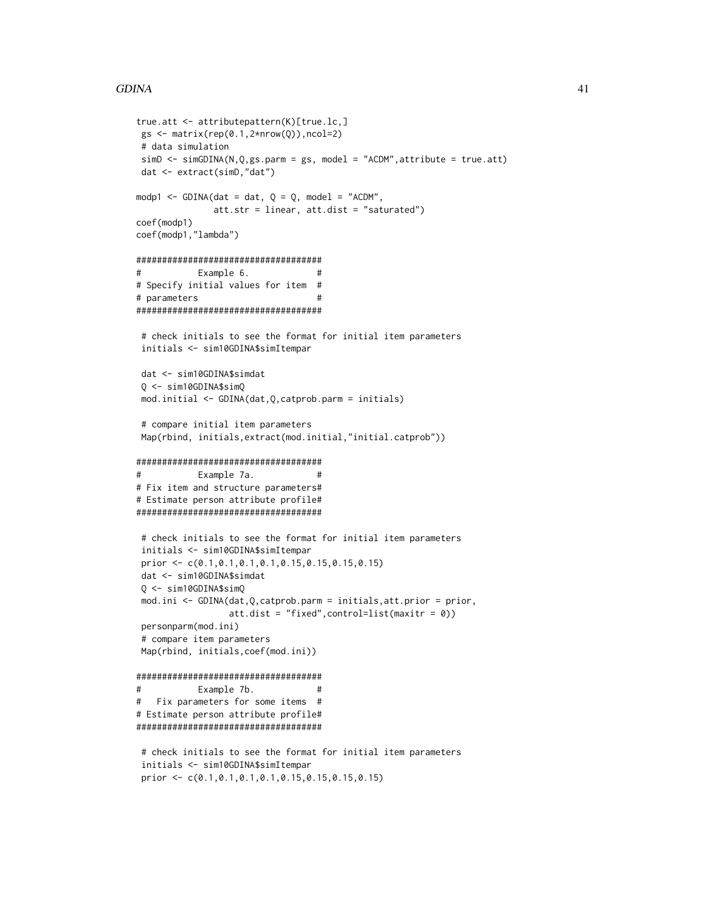```
true.att <- attributepattern(K)[true.lc,]
 gs <- matrix(rep(0.1,2*nrow(Q)),ncol=2)
 # data simulation
 simD <- simGDINA(N,Q,gs.parm = gs, model = "ACDM",attribute = true.att)
 dat <- extract(simD,"dat")

modp1 <- GDINA(dat = dat, Q = Q, model = "ACDM",
               att.str = linear, att.dist = "saturated")
coef(modp1)
coef(modp1,"lambda")

####################################
#          Example 6.              #
# Specify initial values for item  #
# parameters                       #
####################################

 # check initials to see the format for initial item parameters
 initials <- sim10GDINA$simItempar

 dat <- sim10GDINA$simdat
 Q <- sim10GDINA$simQ
 mod.initial <- GDINA(dat,Q,catprob.parm = initials)

 # compare initial item parameters
 Map(rbind, initials,extract(mod.initial,"initial.catprob"))

####################################
#          Example 7a.             #
# Fix item and structure parameters#
# Estimate person attribute profile#
####################################

 # check initials to see the format for initial item parameters
 initials <- sim10GDINA$simItempar
 prior <- c(0.1,0.1,0.1,0.1,0.15,0.15,0.15,0.15)
 dat <- sim10GDINA$simdat
 Q <- sim10GDINA$simQ
 mod.ini <- GDINA(dat,Q,catprob.parm = initials,att.prior = prior,
                  att.dist = "fixed",control=list(maxitr = 0))
 personparm(mod.ini)
 # compare item parameters
 Map(rbind, initials,coef(mod.ini))

####################################
#          Example 7b.             #
#   Fix parameters for some items  #
# Estimate person attribute profile#
####################################

 # check initials to see the format for initial item parameters
 initials <- sim10GDINA$simItempar
 prior <- c(0.1,0.1,0.1,0.1,0.15,0.15,0.15,0.15)
```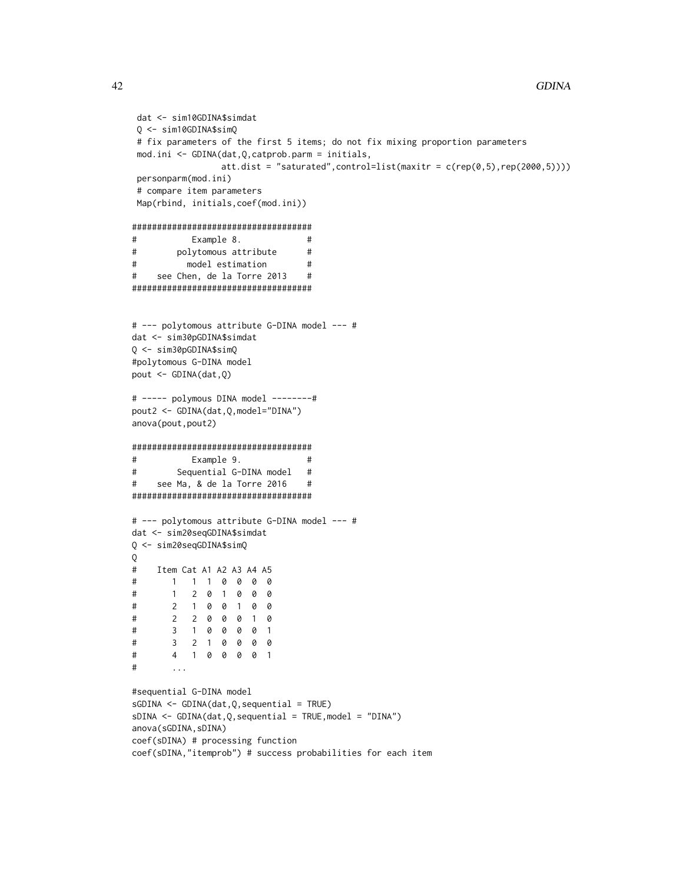```
 dat <- sim10GDINA$simdat
 Q <- sim10GDINA$simQ
 # fix parameters of the first 5 items; do not fix mixing proportion parameters
 mod.ini <- GDINA(dat,Q,catprob.parm = initials,
                  att.dist = "saturated",control=list(maxitr = c(rep(0,5),rep(2000,5))))
 personparm(mod.ini)
 # compare item parameters
 Map(rbind, initials,coef(mod.ini))

####################################
#           Example 8.             #
#        polytomous attribute      #
#          model estimation        #
#    see Chen, de la Torre 2013    #
####################################


# --- polytomous attribute G-DINA model --- #
dat <- sim30pGDINA$simdat
Q <- sim30pGDINA$simQ
#polytomous G-DINA model
pout <- GDINA(dat,Q)

# ----- polymous DINA model --------#
pout2 <- GDINA(dat,Q,model="DINA")
anova(pout,pout2)

####################################
#           Example 9.             #
#        Sequential G-DINA model   #
#    see Ma, & de la Torre 2016    #
####################################

# --- polytomous attribute G-DINA model --- #
dat <- sim20seqGDINA$simdat
Q <- sim20seqGDINA$simQ
Q
#    Item Cat A1 A2 A3 A4 A5
#       1   1  1  0  0  0  0
#       1   2  0  1  0  0  0
#       2   1  0  0  1  0  0
#       2   2  0  0  0  1  0
#       3   1  0  0  0  0  1
#       3   2  1  0  0  0  0
#       4   1  0  0  0  0  1
#       ...

#sequential G-DINA model
sGDINA <- GDINA(dat,Q,sequential = TRUE)
sDINA <- GDINA(dat,Q,sequential = TRUE,model = "DINA")
anova(sGDINA,sDINA)
coef(sDINA) # processing function
coef(sDINA,"itemprob") # success probabilities for each item
```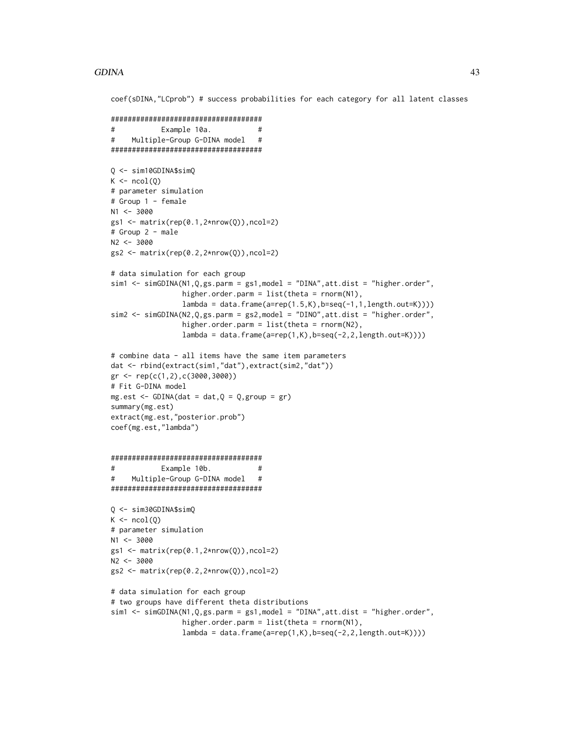```
coef(sDINA,"LCprob") # success probabilities for each category for all latent classes

####################################
#           Example 10a.           #
#    Multiple-Group G-DINA model   #
####################################

Q <- sim10GDINA$simQ
K <- ncol(Q)
# parameter simulation
# Group 1 - female
N1 <- 3000
gs1 <- matrix(rep(0.1,2*nrow(Q)),ncol=2)
# Group 2 - male
N2 <- 3000
gs2 <- matrix(rep(0.2,2*nrow(Q)),ncol=2)

# data simulation for each group
sim1 <- simGDINA(N1,Q,gs.parm = gs1,model = "DINA",att.dist = "higher.order",
                 higher.order.parm = list(theta = rnorm(N1),
                 lambda = data.frame(a=rep(1.5,K),b=seq(-1,1,length.out=K))))
sim2 <- simGDINA(N2,Q,gs.parm = gs2,model = "DINO",att.dist = "higher.order",
                 higher.order.parm = list(theta = rnorm(N2),
                 lambda = data.frame(a=rep(1,K),b=seq(-2,2,length.out=K))))

# combine data - all items have the same item parameters
dat <- rbind(extract(sim1,"dat"),extract(sim2,"dat"))
gr <- rep(c(1,2),c(3000,3000))
# Fit G-DINA model
mg.est <- GDINA(dat = dat,Q = Q,group = gr)
summary(mg.est)
extract(mg.est,"posterior.prob")
coef(mg.est,"lambda")


####################################
#           Example 10b.           #
#    Multiple-Group G-DINA model   #
####################################

Q <- sim30GDINA$simQ
K <- ncol(Q)
# parameter simulation
N1 <- 3000
gs1 <- matrix(rep(0.1,2*nrow(Q)),ncol=2)
N2 <- 3000
gs2 <- matrix(rep(0.2,2*nrow(Q)),ncol=2)

# data simulation for each group
# two groups have different theta distributions
sim1 <- simGDINA(N1,Q,gs.parm = gs1,model = "DINA",att.dist = "higher.order",
                 higher.order.parm = list(theta = rnorm(N1),
                 lambda = data.frame(a=rep(1,K),b=seq(-2,2,length.out=K))))
```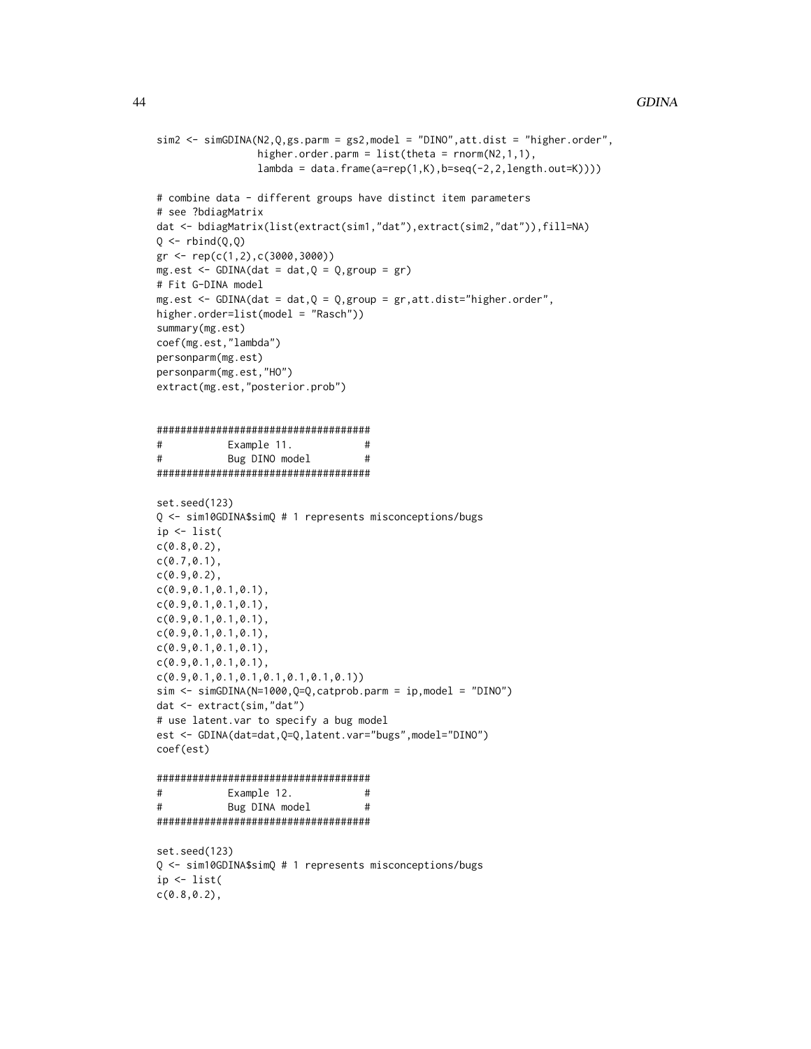```
sim2 <- simGDINA(N2,Q,gs.parm = gs2,model = "DINO",att.dist = "higher.order",
                higher.order.parm = list(theta = rnorm(N2,1,1),
                lambda = data.frame(a=rep(1,K),b=seq(-2,2,length.out=K))))

# combine data - different groups have distinct item parameters
# see ?bdiagMatrix
dat <- bdiagMatrix(list(extract(sim1,"dat"),extract(sim2,"dat")),fill=NA)
Q <- rbind(Q,Q)
gr <- rep(c(1,2),c(3000,3000))
mg.est <- GDINA(dat = dat,Q = Q,group = gr)
# Fit G-DINA model
mg.est <- GDINA(dat = dat,Q = Q,group = gr,att.dist="higher.order",
higher.order=list(model = "Rasch"))
summary(mg.est)
coef(mg.est,"lambda")
personparm(mg.est)
personparm(mg.est,"HO")
extract(mg.est,"posterior.prob")


####################################
#           Example 11.            #
#           Bug DINO model         #
####################################

set.seed(123)
Q <- sim10GDINA$simQ # 1 represents misconceptions/bugs
ip <- list(
c(0.8,0.2),
c(0.7,0.1),
c(0.9,0.2),
c(0.9,0.1,0.1,0.1),
c(0.9,0.1,0.1,0.1),
c(0.9,0.1,0.1,0.1),
c(0.9,0.1,0.1,0.1),
c(0.9,0.1,0.1,0.1),
c(0.9,0.1,0.1,0.1),
c(0.9,0.1,0.1,0.1,0.1,0.1,0.1,0.1))
sim <- simGDINA(N=1000,Q=Q,catprob.parm = ip,model = "DINO")
dat <- extract(sim,"dat")
# use latent.var to specify a bug model
est <- GDINA(dat=dat,Q=Q,latent.var="bugs",model="DINO")
coef(est)

####################################
#           Example 12.            #
#           Bug DINA model         #
####################################

set.seed(123)
Q <- sim10GDINA$simQ # 1 represents misconceptions/bugs
ip <- list(
c(0.8,0.2),
```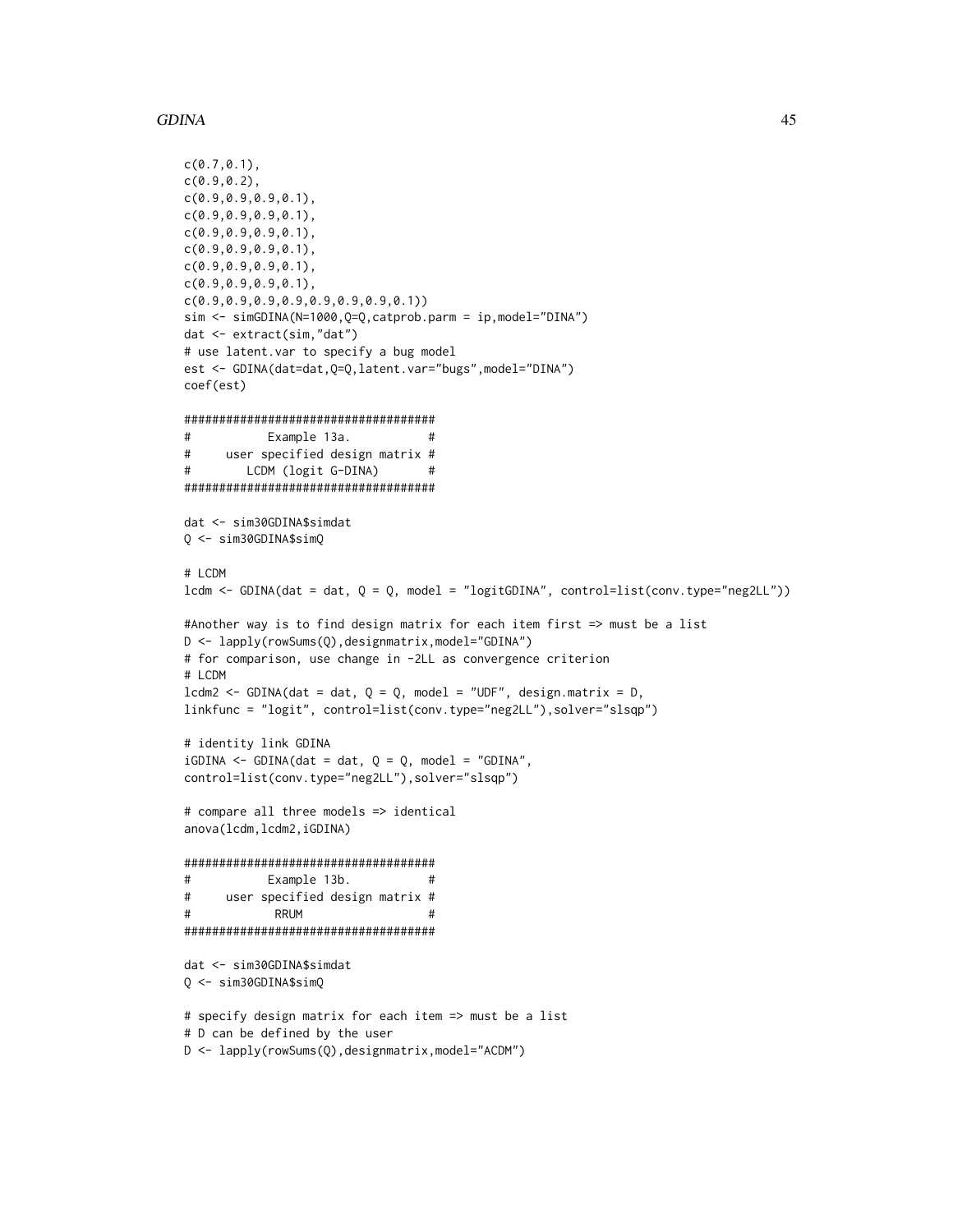```
c(0.7,0.1),
c(0.9,0.2),
c(0.9,0.9,0.9,0.1),
c(0.9,0.9,0.9,0.1),
c(0.9,0.9,0.9,0.1),
c(0.9,0.9,0.9,0.1),
c(0.9,0.9,0.9,0.1),
c(0.9,0.9,0.9,0.1),
c(0.9,0.9,0.9,0.9,0.9,0.9,0.9,0.1))
sim <- simGDINA(N=1000,Q=Q,catprob.parm = ip,model="DINA")
dat <- extract(sim,"dat")
# use latent.var to specify a bug model
est <- GDINA(dat=dat,Q=Q,latent.var="bugs",model="DINA")
coef(est)

####################################
#           Example 13a.           #
#     user specified design matrix #
#        LCDM (logit G-DINA)       #
####################################

dat <- sim30GDINA$simdat
Q <- sim30GDINA$simQ

# LCDM
lcdm <- GDINA(dat = dat, Q = Q, model = "logitGDINA", control=list(conv.type="neg2LL"))

#Another way is to find design matrix for each item first => must be a list
D <- lapply(rowSums(Q),designmatrix,model="GDINA")
# for comparison, use change in -2LL as convergence criterion
# LCDM
lcdm2 <- GDINA(dat = dat, Q = Q, model = "UDF", design.matrix = D,
linkfunc = "logit", control=list(conv.type="neg2LL"),solver="slsqp")

# identity link GDINA
iGDINA <- GDINA(dat = dat, Q = Q, model = "GDINA",
control=list(conv.type="neg2LL"),solver="slsqp")

# compare all three models => identical
anova(lcdm,lcdm2,iGDINA)

####################################
#           Example 13b.           #
#     user specified design matrix #
#            RRUM                  #
####################################

dat <- sim30GDINA$simdat
Q <- sim30GDINA$simQ

# specify design matrix for each item => must be a list
# D can be defined by the user
D <- lapply(rowSums(Q),designmatrix,model="ACDM")
```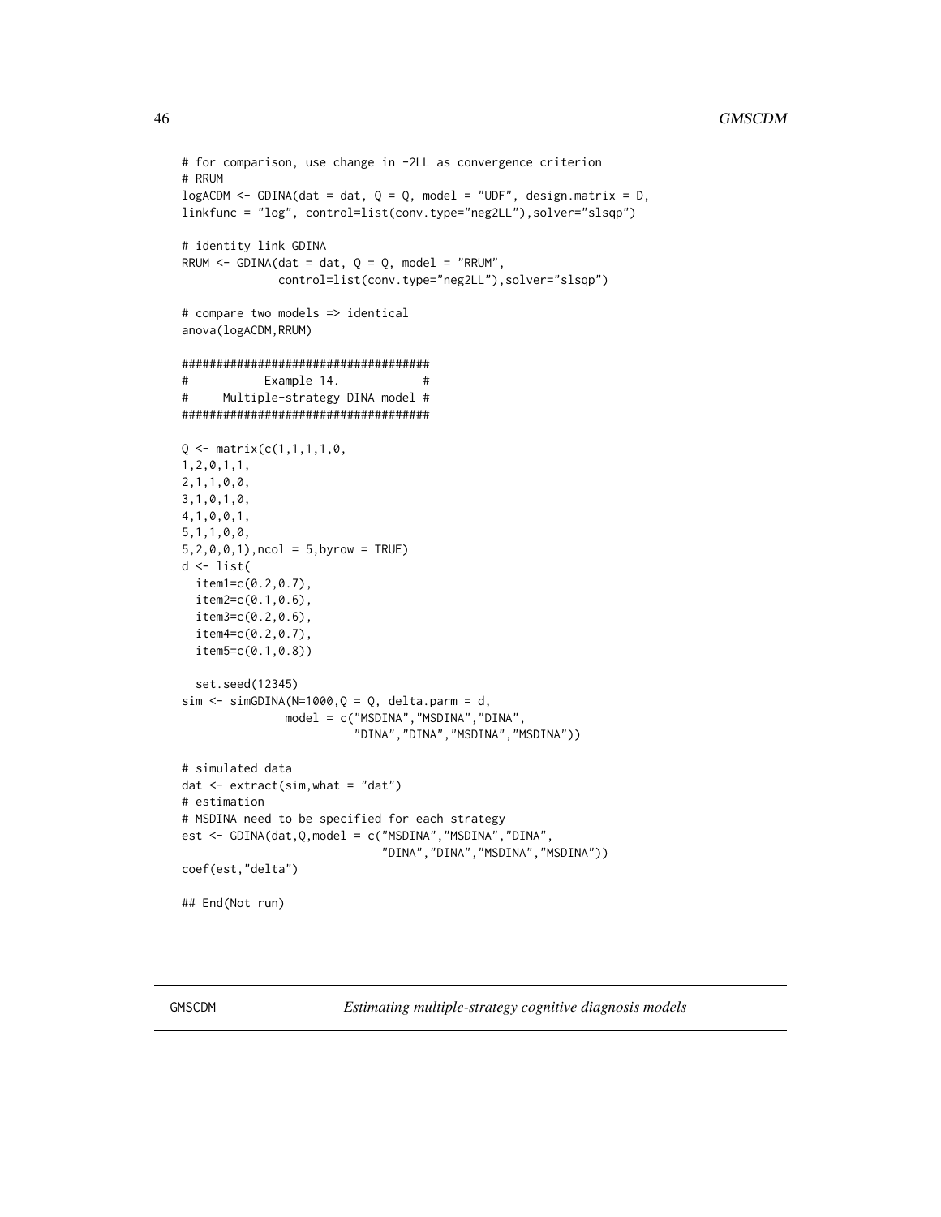```
# for comparison, use change in -2LL as convergence criterion
# RRUM
logACDM <- GDINA(dat = dat, Q = Q, model = "UDF", design.matrix = D,
linkfunc = "log", control=list(conv.type="neg2LL"),solver="slsqp")

# identity link GDINA
RRUM <- GDINA(dat = dat, Q = Q, model = "RRUM",
              control=list(conv.type="neg2LL"),solver="slsqp")

# compare two models => identical
anova(logACDM,RRUM)

####################################
#           Example 14.            #
#     Multiple-strategy DINA model #
####################################

Q <- matrix(c(1,1,1,1,0,
1,2,0,1,1,
2,1,1,0,0,
3,1,0,1,0,
4,1,0,0,1,
5,1,1,0,0,
5,2,0,0,1),ncol = 5,byrow = TRUE)
d <- list(
  item1=c(0.2,0.7),
  item2=c(0.1,0.6),
  item3=c(0.2,0.6),
  item4=c(0.2,0.7),
  item5=c(0.1,0.8))

  set.seed(12345)
sim <- simGDINA(N=1000,Q = Q, delta.parm = d,
              model = c("MSDINA","MSDINA","DINA",
                        "DINA","DINA","MSDINA","MSDINA"))

# simulated data
dat <- extract(sim,what = "dat")
# estimation
# MSDINA need to be specified for each strategy
est <- GDINA(dat,Q,model = c("MSDINA","MSDINA","DINA",
                             "DINA","DINA","MSDINA","MSDINA"))
coef(est,"delta")

## End(Not run)
```

GMSCDM *Estimating multiple-strategy cognitive diagnosis models*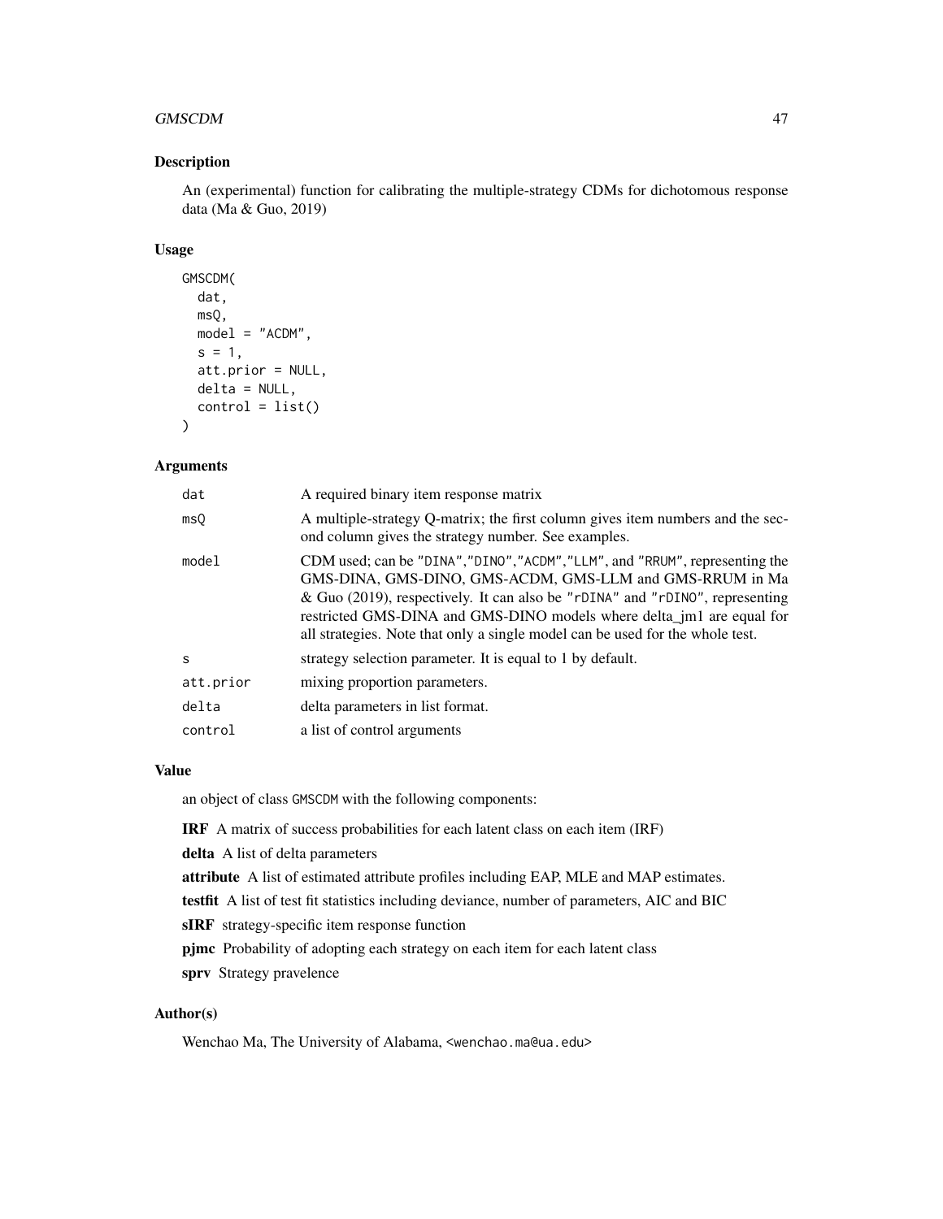## Description

An (experimental) function for calibrating the multiple-strategy CDMs for dichotomous response data (Ma & Guo, 2019)

## Usage

```
GMSCDM(
  dat,
  msQ,
  model = "ACDM",
  s = 1,
  att.prior = NULL,
  delta = NULL,
  control = list()
)
```

## Arguments

| | |
|---|---|
| dat | A required binary item response matrix |
| msQ | A multiple-strategy Q-matrix; the first column gives item numbers and the second column gives the strategy number. See examples. |
| model | CDM used; can be "DINA","DINO","ACDM","LLM", and "RRUM", representing the GMS-DINA, GMS-DINO, GMS-ACDM, GMS-LLM and GMS-RRUM in Ma & Guo (2019), respectively. It can also be "rDINA" and "rDINO", representing restricted GMS-DINA and GMS-DINO models where delta_jm1 are equal for all strategies. Note that only a single model can be used for the whole test. |
| s | strategy selection parameter. It is equal to 1 by default. |
| att.prior | mixing proportion parameters. |
| delta | delta parameters in list format. |
| control | a list of control arguments |

## Value

an object of class GMSCDM with the following components:

**IRF** A matrix of success probabilities for each latent class on each item (IRF)

**delta** A list of delta parameters

**attribute** A list of estimated attribute profiles including EAP, MLE and MAP estimates.

**testfit** A list of test fit statistics including deviance, number of parameters, AIC and BIC

**sIRF** strategy-specific item response function

**pjmc** Probability of adopting each strategy on each item for each latent class

**sprv** Strategy pravelence

## Author(s)

Wenchao Ma, The University of Alabama, <wenchao.ma@ua.edu>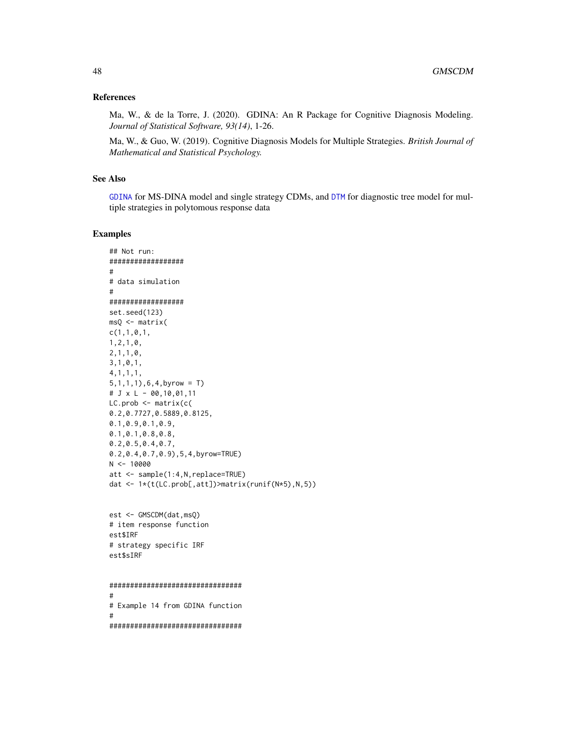## References

Ma, W., & de la Torre, J. (2020). GDINA: An R Package for Cognitive Diagnosis Modeling. *Journal of Statistical Software, 93(14)*, 1-26.

Ma, W., & Guo, W. (2019). Cognitive Diagnosis Models for Multiple Strategies. *British Journal of Mathematical and Statistical Psychology.*

## See Also

GDINA for MS-DINA model and single strategy CDMs, and DTM for diagnostic tree model for multiple strategies in polytomous response data

## Examples

```
## Not run:
##################
#
# data simulation
#
##################
set.seed(123)
msQ <- matrix(
c(1,1,0,1,
1,2,1,0,
2,1,1,0,
3,1,0,1,
4,1,1,1,
5,1,1,1),6,4,byrow = T)
# J x L - 00,10,01,11
LC.prob <- matrix(c(
0.2,0.7727,0.5889,0.8125,
0.1,0.9,0.1,0.9,
0.1,0.1,0.8,0.8,
0.2,0.5,0.4,0.7,
0.2,0.4,0.7,0.9),5,4,byrow=TRUE)
N <- 10000
att <- sample(1:4,N,replace=TRUE)
dat <- 1*(t(LC.prob[,att])>matrix(runif(N*5),N,5))


est <- GMSCDM(dat,msQ)
# item response function
est$IRF
# strategy specific IRF
est$sIRF


################################
#
# Example 14 from GDINA function
#
################################
```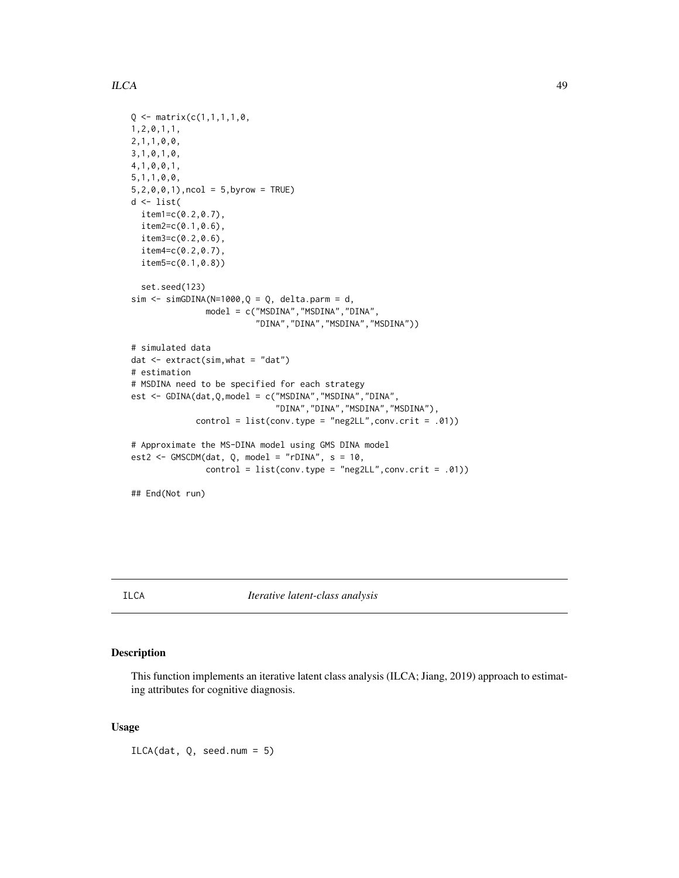```
Q <- matrix(c(1,1,1,1,0,
1,2,0,1,1,
2,1,1,0,0,
3,1,0,1,0,
4,1,0,0,1,
5,1,1,0,0,
5,2,0,0,1),ncol = 5,byrow = TRUE)
d <- list(
  item1=c(0.2,0.7),
  item2=c(0.1,0.6),
  item3=c(0.2,0.6),
  item4=c(0.2,0.7),
  item5=c(0.1,0.8))

  set.seed(123)
sim <- simGDINA(N=1000,Q = Q, delta.parm = d,
              model = c("MSDINA","MSDINA","DINA",
                        "DINA","DINA","MSDINA","MSDINA"))

# simulated data
dat <- extract(sim,what = "dat")
# estimation
# MSDINA need to be specified for each strategy
est <- GDINA(dat,Q,model = c("MSDINA","MSDINA","DINA",
                             "DINA","DINA","MSDINA","MSDINA"),
            control = list(conv.type = "neg2LL",conv.crit = .01))

# Approximate the MS-DINA model using GMS DINA model
est2 <- GMSCDM(dat, Q, model = "rDINA", s = 10,
              control = list(conv.type = "neg2LL",conv.crit = .01))

## End(Not run)
```

## ILCA *Iterative latent-class analysis*

### Description

This function implements an iterative latent class analysis (ILCA; Jiang, 2019) approach to estimating attributes for cognitive diagnosis.

### Usage

```
ILCA(dat, Q, seed.num = 5)
```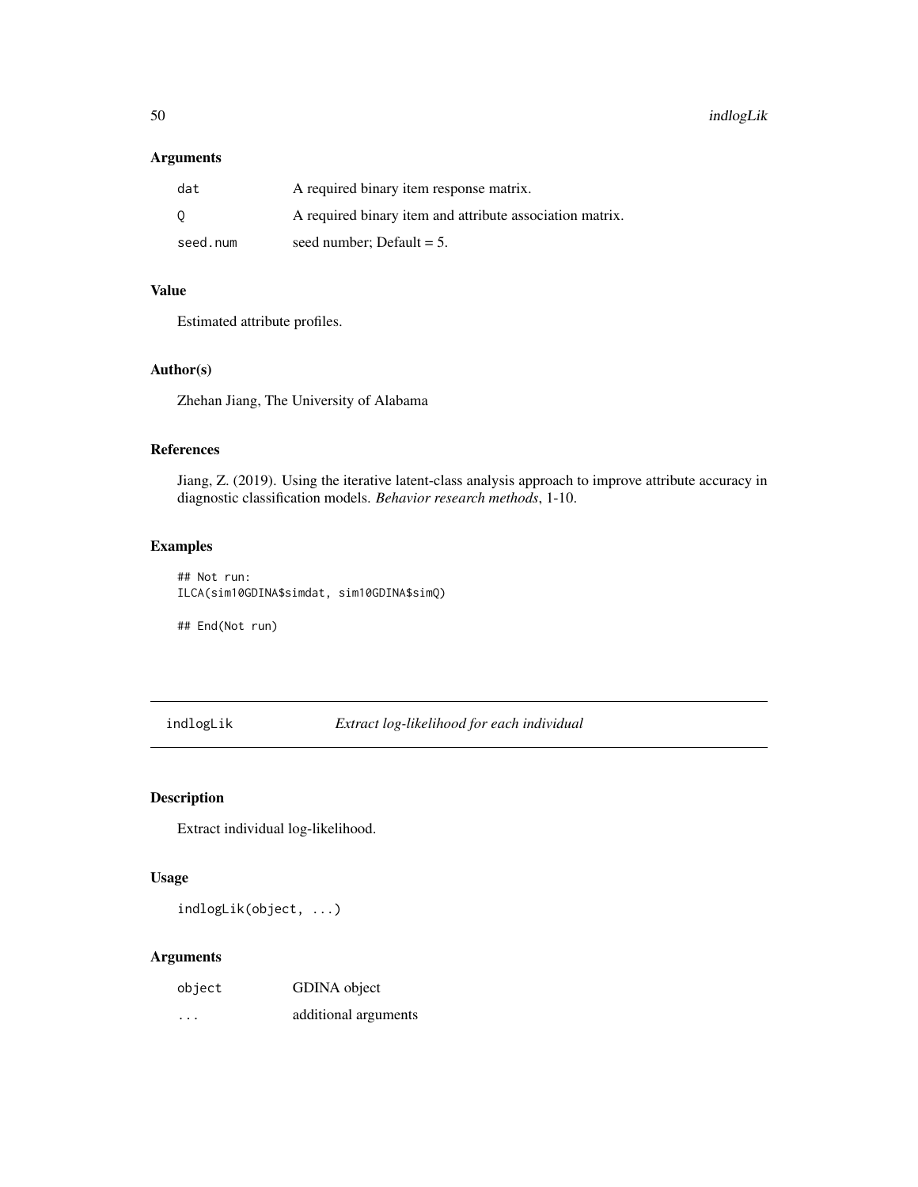## Arguments

| | |
|---|---|
| dat | A required binary item response matrix. |
| Q | A required binary item and attribute association matrix. |
| seed.num | seed number; Default = 5. |

## Value

Estimated attribute profiles.

## Author(s)

Zhehan Jiang, The University of Alabama

## References

Jiang, Z. (2019). Using the iterative latent-class analysis approach to improve attribute accuracy in diagnostic classification models. *Behavior research methods*, 1-10.

## Examples

```
## Not run:
ILCA(sim10GDINA$simdat, sim10GDINA$simQ)

## End(Not run)
```

---

# indlogLik *Extract log-likelihood for each individual*

---

## Description

Extract individual log-likelihood.

## Usage

```
indlogLik(object, ...)
```

## Arguments

| | |
|---|---|
| object | GDINA object |
| ... | additional arguments |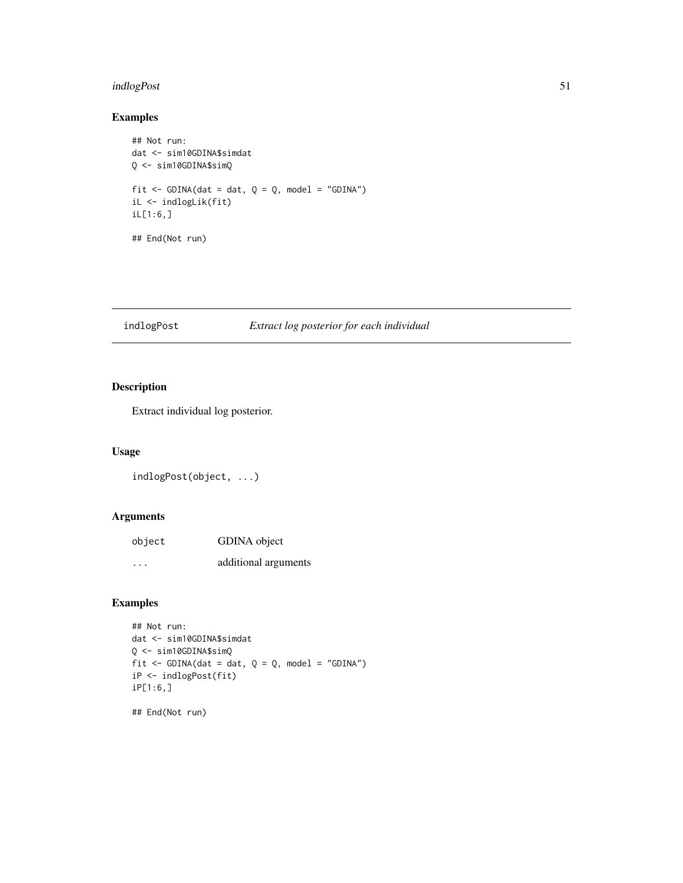## Examples

```
## Not run:
dat <- sim10GDINA$simdat
Q <- sim10GDINA$simQ

fit <- GDINA(dat = dat, Q = Q, model = "GDINA")
iL <- indlogLik(fit)
iL[1:6,]

## End(Not run)
```

---

# indlogPost — *Extract log posterior for each individual*

## Description

Extract individual log posterior.

## Usage

```
indlogPost(object, ...)
```

## Arguments

| | |
|---|---|
| `object` | GDINA object |
| `...` | additional arguments |

## Examples

```
## Not run:
dat <- sim10GDINA$simdat
Q <- sim10GDINA$simQ
fit <- GDINA(dat = dat, Q = Q, model = "GDINA")
iP <- indlogPost(fit)
iP[1:6,]

## End(Not run)
```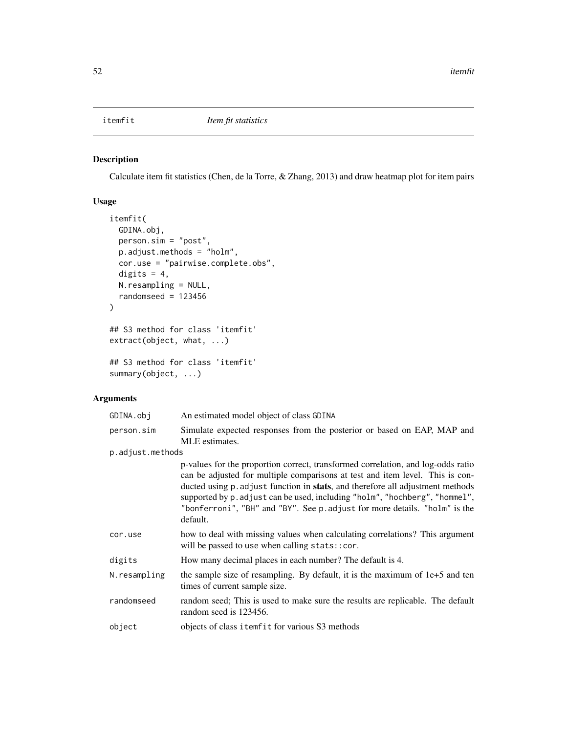## itemfit — *Item fit statistics*

### Description

Calculate item fit statistics (Chen, de la Torre, & Zhang, 2013) and draw heatmap plot for item pairs

### Usage

```
itemfit(
  GDINA.obj,
  person.sim = "post",
  p.adjust.methods = "holm",
  cor.use = "pairwise.complete.obs",
  digits = 4,
  N.resampling = NULL,
  randomseed = 123456
)

## S3 method for class 'itemfit'
extract(object, what, ...)

## S3 method for class 'itemfit'
summary(object, ...)
```

### Arguments

| Argument | Description |
|---|---|
| `GDINA.obj` | An estimated model object of class `GDINA` |
| `person.sim` | Simulate expected responses from the posterior or based on EAP, MAP and MLE estimates. |
| `p.adjust.methods` | p-values for the proportion correct, transformed correlation, and log-odds ratio can be adjusted for multiple comparisons at test and item level. This is conducted using `p.adjust` function in **stats**, and therefore all adjustment methods supported by `p.adjust` can be used, including `"holm"`, `"hochberg"`, `"hommel"`, `"bonferroni"`, `"BH"` and `"BY"`. See `p.adjust` for more details. `"holm"` is the default. |
| `cor.use` | how to deal with missing values when calculating correlations? This argument will be passed to `use` when calling `stats::cor`. |
| `digits` | How many decimal places in each number? The default is 4. |
| `N.resampling` | the sample size of resampling. By default, it is the maximum of 1e+5 and ten times of current sample size. |
| `randomseed` | random seed; This is used to make sure the results are replicable. The default random seed is 123456. |
| `object` | objects of class `itemfit` for various S3 methods |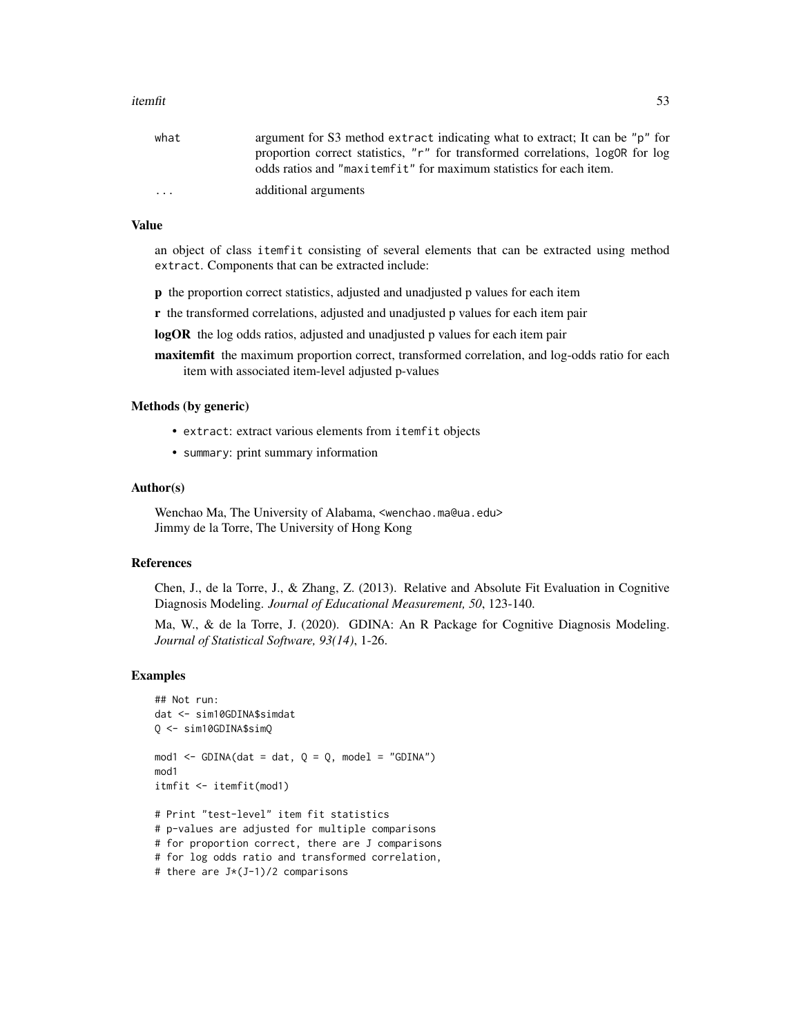| | |
|---|---|
| what | argument for S3 method extract indicating what to extract; It can be "p" for proportion correct statistics, "r" for transformed correlations, logOR for log odds ratios and "maxitemfit" for maximum statistics for each item. |
| ... | additional arguments |

### Value

an object of class itemfit consisting of several elements that can be extracted using method extract. Components that can be extracted include:

**p** the proportion correct statistics, adjusted and unadjusted p values for each item

**r** the transformed correlations, adjusted and unadjusted p values for each item pair

**logOR** the log odds ratios, adjusted and unadjusted p values for each item pair

**maxitemfit** the maximum proportion correct, transformed correlation, and log-odds ratio for each item with associated item-level adjusted p-values

### Methods (by generic)

- extract: extract various elements from itemfit objects
- summary: print summary information

### Author(s)

Wenchao Ma, The University of Alabama, <wenchao.ma@ua.edu>
Jimmy de la Torre, The University of Hong Kong

### References

Chen, J., de la Torre, J., & Zhang, Z. (2013). Relative and Absolute Fit Evaluation in Cognitive Diagnosis Modeling. *Journal of Educational Measurement, 50*, 123-140.

Ma, W., & de la Torre, J. (2020). GDINA: An R Package for Cognitive Diagnosis Modeling. *Journal of Statistical Software, 93(14)*, 1-26.

### Examples

```
## Not run:
dat <- sim10GDINA$simdat
Q <- sim10GDINA$simQ

mod1 <- GDINA(dat = dat, Q = Q, model = "GDINA")
mod1
itmfit <- itemfit(mod1)

# Print "test-level" item fit statistics
# p-values are adjusted for multiple comparisons
# for proportion correct, there are J comparisons
# for log odds ratio and transformed correlation,
# there are J*(J-1)/2 comparisons
```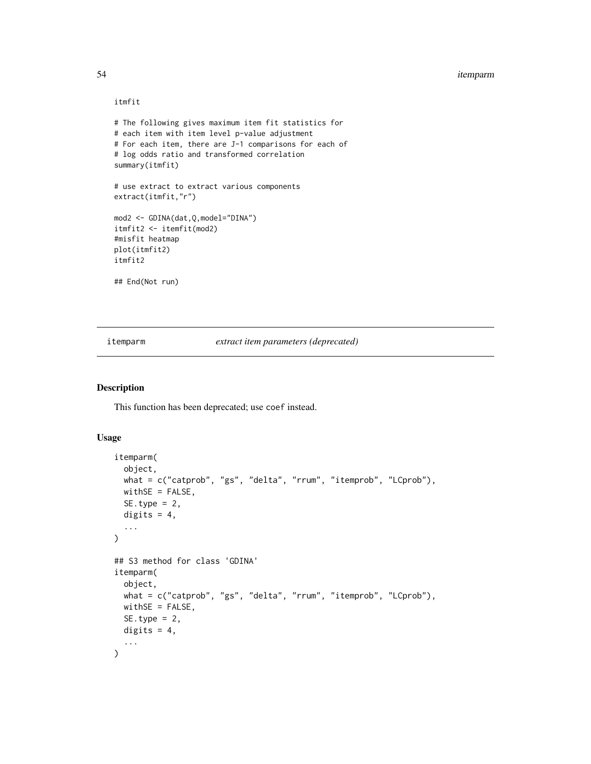```
itmfit

# The following gives maximum item fit statistics for
# each item with item level p-value adjustment
# For each item, there are J-1 comparisons for each of
# log odds ratio and transformed correlation
summary(itmfit)

# use extract to extract various components
extract(itmfit,"r")

mod2 <- GDINA(dat,Q,model="DINA")
itmfit2 <- itemfit(mod2)
#misfit heatmap
plot(itmfit2)
itmfit2

## End(Not run)
```

## itemparm — *extract item parameters (deprecated)*

### Description

This function has been deprecated; use `coef` instead.

### Usage

```
itemparm(
  object,
  what = c("catprob", "gs", "delta", "rrum", "itemprob", "LCprob"),
  withSE = FALSE,
  SE.type = 2,
  digits = 4,
  ...
)

## S3 method for class 'GDINA'
itemparm(
  object,
  what = c("catprob", "gs", "delta", "rrum", "itemprob", "LCprob"),
  withSE = FALSE,
  SE.type = 2,
  digits = 4,
  ...
)
```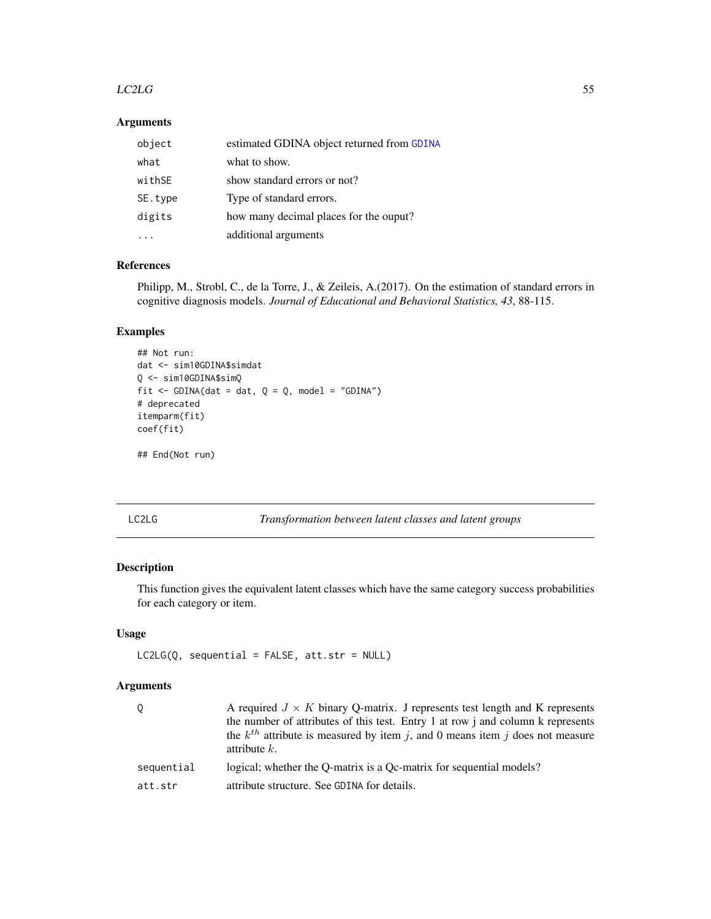### Arguments

| | |
|---|---|
| object | estimated GDINA object returned from GDINA |
| what | what to show. |
| withSE | show standard errors or not? |
| SE.type | Type of standard errors. |
| digits | how many decimal places for the ouput? |
| ... | additional arguments |

### References

Philipp, M., Strobl, C., de la Torre, J., & Zeileis, A.(2017). On the estimation of standard errors in cognitive diagnosis models. *Journal of Educational and Behavioral Statistics, 43*, 88-115.

### Examples

```
## Not run:
dat <- sim10GDINA$simdat
Q <- sim10GDINA$simQ
fit <- GDINA(dat = dat, Q = Q, model = "GDINA")
# deprecated
itemparm(fit)
coef(fit)

## End(Not run)
```

---

## LC2LG — *Transformation between latent classes and latent groups*

### Description

This function gives the equivalent latent classes which have the same category success probabilities for each category or item.

### Usage

```
LC2LG(Q, sequential = FALSE, att.str = NULL)
```

### Arguments

| | |
|---|---|
| Q | A required $J \times K$ binary Q-matrix. J represents test length and K represents the number of attributes of this test. Entry 1 at row j and column k represents the $k^{th}$ attribute is measured by item $j$, and 0 means item $j$ does not measure attribute $k$. |
| sequential | logical; whether the Q-matrix is a Qc-matrix for sequential models? |
| att.str | attribute structure. See GDINA for details. |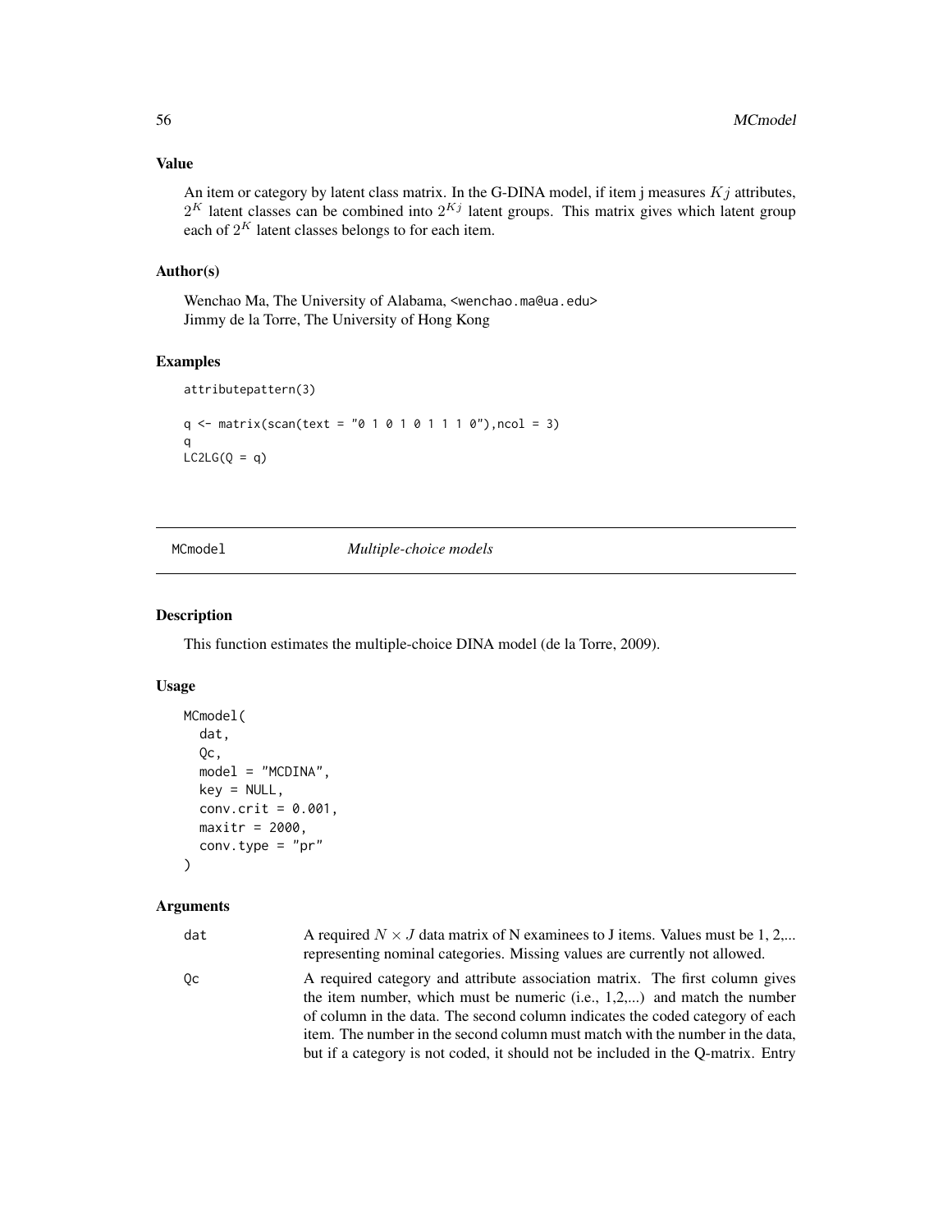### Value

An item or category by latent class matrix. In the G-DINA model, if item j measures $Kj$ attributes, $2^K$ latent classes can be combined into $2^{Kj}$ latent groups. This matrix gives which latent group each of $2^K$ latent classes belongs to for each item.

### Author(s)

Wenchao Ma, The University of Alabama, <wenchao.ma@ua.edu>
Jimmy de la Torre, The University of Hong Kong

### Examples

```
attributepattern(3)

q <- matrix(scan(text = "0 1 0 1 0 1 1 1 0"),ncol = 3)
q
LC2LG(Q = q)
```

---

## MCmodel *Multiple-choice models*

---

### Description

This function estimates the multiple-choice DINA model (de la Torre, 2009).

### Usage

```
MCmodel(
  dat,
  Qc,
  model = "MCDINA",
  key = NULL,
  conv.crit = 0.001,
  maxitr = 2000,
  conv.type = "pr"
)
```

### Arguments

| | |
|---|---|
| dat | A required $N \times J$ data matrix of N examinees to J items. Values must be 1, 2,... representing nominal categories. Missing values are currently not allowed. |
| Qc | A required category and attribute association matrix. The first column gives the item number, which must be numeric (i.e., 1,2,...) and match the number of column in the data. The second column indicates the coded category of each item. The number in the second column must match with the number in the data, but if a category is not coded, it should not be included in the Q-matrix. Entry |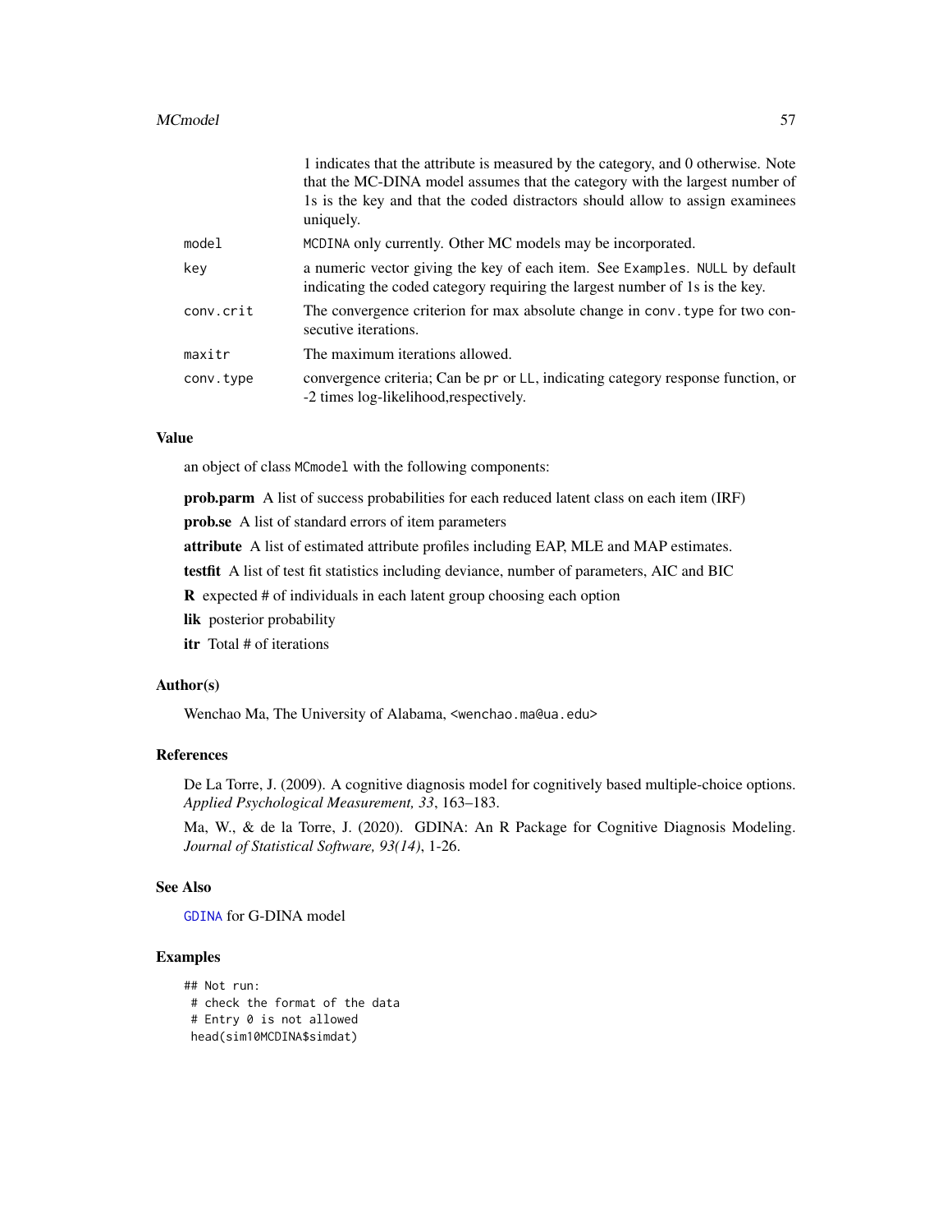| | |
|---|---|
| | 1 indicates that the attribute is measured by the category, and 0 otherwise. Note that the MC-DINA model assumes that the category with the largest number of 1s is the key and that the coded distractors should allow to assign examinees uniquely. |
| `model` | `MCDINA` only currently. Other MC models may be incorporated. |
| `key` | a numeric vector giving the key of each item. See `Examples`. `NULL` by default indicating the coded category requiring the largest number of 1s is the key. |
| `conv.crit` | The convergence criterion for max absolute change in `conv.type` for two consecutive iterations. |
| `maxitr` | The maximum iterations allowed. |
| `conv.type` | convergence criteria; Can be `pr` or `LL`, indicating category response function, or -2 times log-likelihood,respectively. |

### Value

an object of class `MCmodel` with the following components:

**prob.parm** A list of success probabilities for each reduced latent class on each item (IRF)

**prob.se** A list of standard errors of item parameters

**attribute** A list of estimated attribute profiles including EAP, MLE and MAP estimates.

**testfit** A list of test fit statistics including deviance, number of parameters, AIC and BIC

**R** expected # of individuals in each latent group choosing each option

**lik** posterior probability

**itr** Total # of iterations

### Author(s)

Wenchao Ma, The University of Alabama, <wenchao.ma@ua.edu>

### References

De La Torre, J. (2009). A cognitive diagnosis model for cognitively based multiple-choice options. *Applied Psychological Measurement, 33*, 163–183.

Ma, W., & de la Torre, J. (2020). GDINA: An R Package for Cognitive Diagnosis Modeling. *Journal of Statistical Software, 93(14)*, 1-26.

### See Also

`GDINA` for G-DINA model

### Examples

```
## Not run:
 # check the format of the data
 # Entry 0 is not allowed
 head(sim10MCDINA$simdat)
```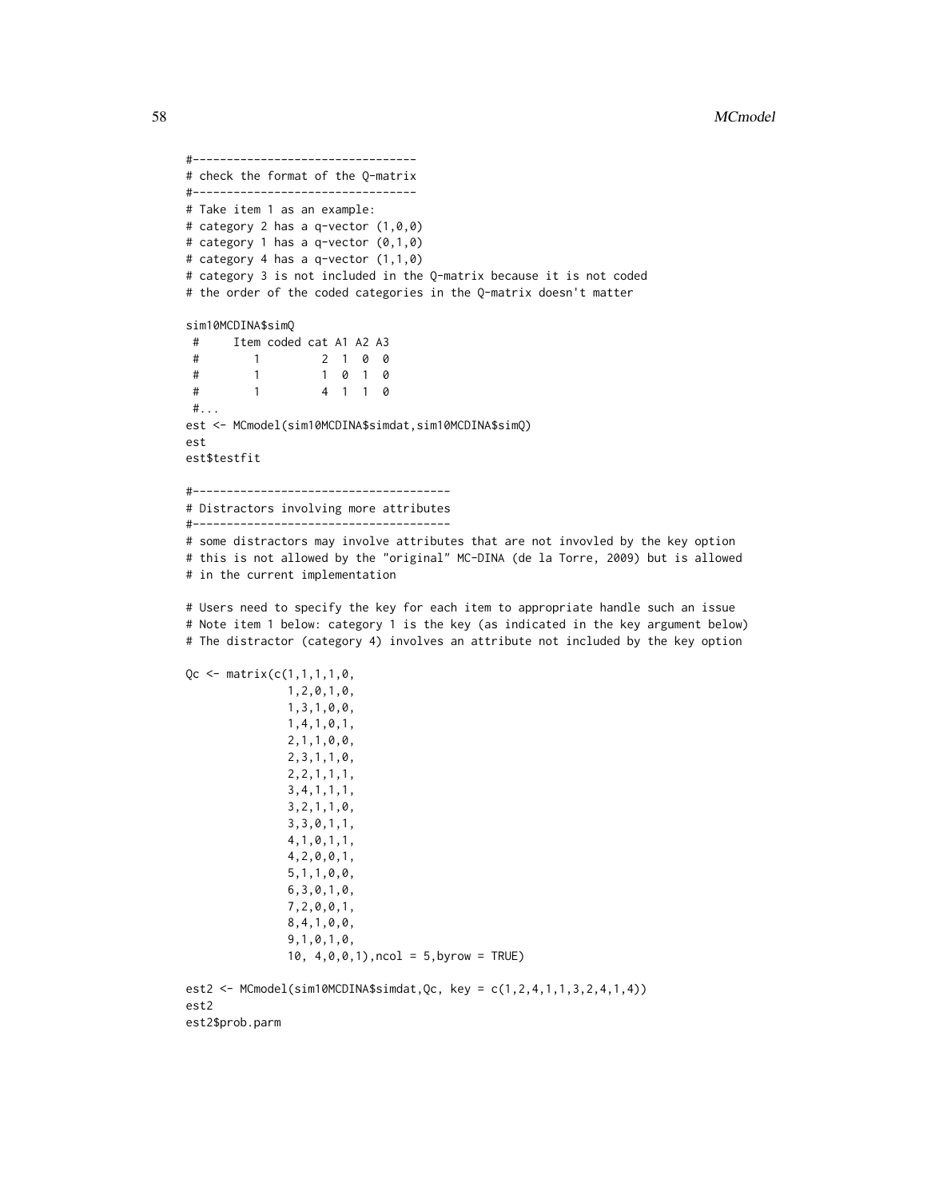```
#---------------------------------
# check the format of the Q-matrix
#---------------------------------
# Take item 1 as an example:
# category 2 has a q-vector (1,0,0)
# category 1 has a q-vector (0,1,0)
# category 4 has a q-vector (1,1,0)
# category 3 is not included in the Q-matrix because it is not coded
# the order of the coded categories in the Q-matrix doesn't matter

sim10MCDINA$simQ
 #     Item coded cat A1 A2 A3
 #       1         2  1  0  0
 #       1         1  0  1  0
 #       1         4  1  1  0
 #...
est <- MCmodel(sim10MCDINA$simdat,sim10MCDINA$simQ)
est
est$testfit

#--------------------------------------
# Distractors involving more attributes
#--------------------------------------
# some distractors may involve attributes that are not invovled by the key option
# this is not allowed by the "original" MC-DINA (de la Torre, 2009) but is allowed
# in the current implementation

# Users need to specify the key for each item to appropriate handle such an issue
# Note item 1 below: category 1 is the key (as indicated in the key argument below)
# The distractor (category 4) involves an attribute not included by the key option

Qc <- matrix(c(1,1,1,1,0,
              1,2,0,1,0,
              1,3,1,0,0,
              1,4,1,0,1,
              2,1,1,0,0,
              2,3,1,1,0,
              2,2,1,1,1,
              3,4,1,1,1,
              3,2,1,1,0,
              3,3,0,1,1,
              4,1,0,1,1,
              4,2,0,0,1,
              5,1,1,0,0,
              6,3,0,1,0,
              7,2,0,0,1,
              8,4,1,0,0,
              9,1,0,1,0,
              10, 4,0,0,1),ncol = 5,byrow = TRUE)

est2 <- MCmodel(sim10MCDINA$simdat,Qc, key = c(1,2,4,1,1,3,2,4,1,4))
est2
est2$prob.parm
```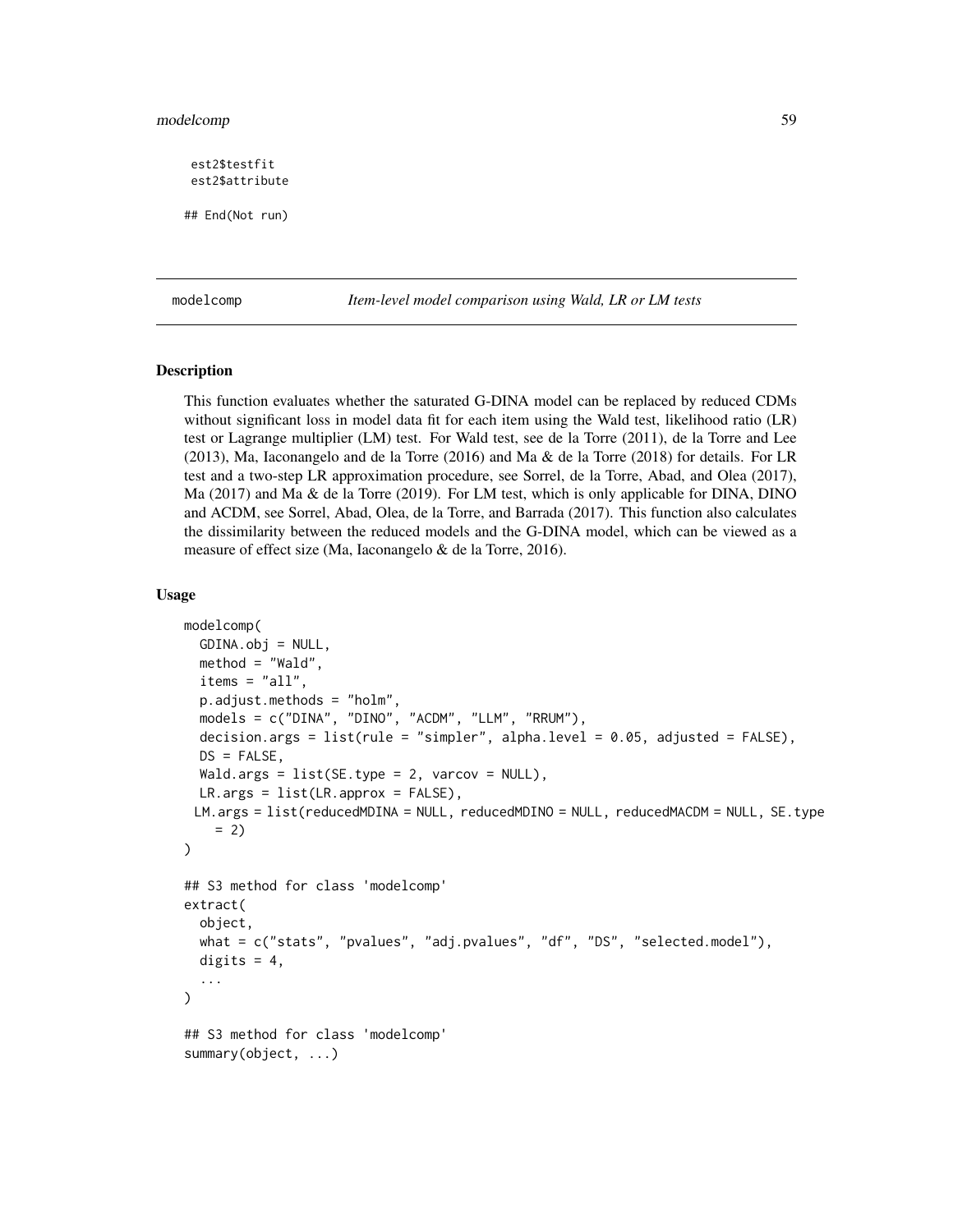```
est2$testfit
est2$attribute

## End(Not run)
```

---

**modelcomp** *Item-level model comparison using Wald, LR or LM tests*

---

## Description

This function evaluates whether the saturated G-DINA model can be replaced by reduced CDMs without significant loss in model data fit for each item using the Wald test, likelihood ratio (LR) test or Lagrange multiplier (LM) test. For Wald test, see de la Torre (2011), de la Torre and Lee (2013), Ma, Iaconangelo and de la Torre (2016) and Ma & de la Torre (2018) for details. For LR test and a two-step LR approximation procedure, see Sorrel, de la Torre, Abad, and Olea (2017), Ma (2017) and Ma & de la Torre (2019). For LM test, which is only applicable for DINA, DINO and ACDM, see Sorrel, Abad, Olea, de la Torre, and Barrada (2017). This function also calculates the dissimilarity between the reduced models and the G-DINA model, which can be viewed as a measure of effect size (Ma, Iaconangelo & de la Torre, 2016).

## Usage

```
modelcomp(
  GDINA.obj = NULL,
  method = "Wald",
  items = "all",
  p.adjust.methods = "holm",
  models = c("DINA", "DINO", "ACDM", "LLM", "RRUM"),
  decision.args = list(rule = "simpler", alpha.level = 0.05, adjusted = FALSE),
  DS = FALSE,
  Wald.args = list(SE.type = 2, varcov = NULL),
  LR.args = list(LR.approx = FALSE),
 LM.args = list(reducedMDINA = NULL, reducedMDINO = NULL, reducedMACDM = NULL, SE.type
    = 2)
)

## S3 method for class 'modelcomp'
extract(
  object,
  what = c("stats", "pvalues", "adj.pvalues", "df", "DS", "selected.model"),
  digits = 4,
  ...
)

## S3 method for class 'modelcomp'
summary(object, ...)
```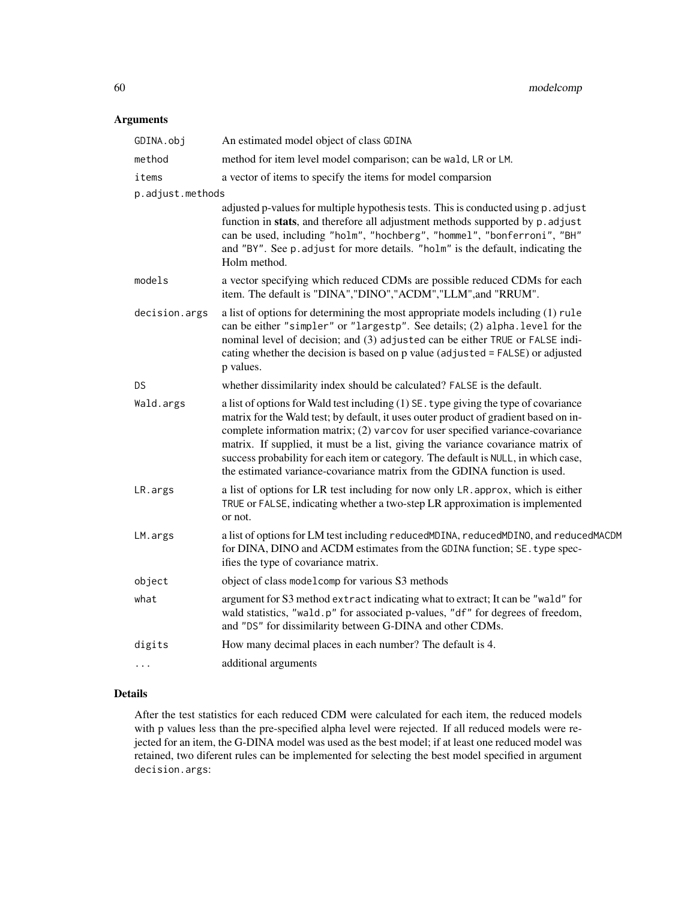## Arguments

| | |
|---|---|
| `GDINA.obj` | An estimated model object of class `GDINA` |
| `method` | method for item level model comparison; can be `wald`, `LR` or `LM`. |
| `items` | a vector of items to specify the items for model comparsion |
| `p.adjust.methods` | adjusted p-values for multiple hypothesis tests. This is conducted using `p.adjust` function in **stats**, and therefore all adjustment methods supported by `p.adjust` can be used, including `"holm"`, `"hochberg"`, `"hommel"`, `"bonferroni"`, `"BH"` and `"BY"`. See `p.adjust` for more details. `"holm"` is the default, indicating the Holm method. |
| `models` | a vector specifying which reduced CDMs are possible reduced CDMs for each item. The default is "DINA","DINO","ACDM","LLM",and "RRUM". |
| `decision.args` | a list of options for determining the most appropriate models including (1) `rule` can be either `"simpler"` or `"largestp"`. See details; (2) `alpha.level` for the nominal level of decision; and (3) `adjusted` can be either `TRUE` or `FALSE` indicating whether the decision is based on p value (`adjusted = FALSE`) or adjusted p values. |
| `DS` | whether dissimilarity index should be calculated? `FALSE` is the default. |
| `Wald.args` | a list of options for Wald test including (1) `SE.type` giving the type of covariance matrix for the Wald test; by default, it uses outer product of gradient based on incomplete information matrix; (2) `varcov` for user specified variance-covariance matrix. If supplied, it must be a list, giving the variance covariance matrix of success probability for each item or category. The default is `NULL`, in which case, the estimated variance-covariance matrix from the GDINA function is used. |
| `LR.args` | a list of options for LR test including for now only `LR.approx`, which is either `TRUE` or `FALSE`, indicating whether a two-step LR approximation is implemented or not. |
| `LM.args` | a list of options for LM test including `reducedMDINA`, `reducedMDINO`, and `reducedMACDM` for DINA, DINO and ACDM estimates from the `GDINA` function; `SE.type` specifies the type of covariance matrix. |
| `object` | object of class `modelcomp` for various S3 methods |
| `what` | argument for S3 method `extract` indicating what to extract; It can be `"wald"` for wald statistics, `"wald.p"` for associated p-values, `"df"` for degrees of freedom, and `"DS"` for dissimilarity between G-DINA and other CDMs. |
| `digits` | How many decimal places in each number? The default is 4. |
| `...` | additional arguments |

## Details

After the test statistics for each reduced CDM were calculated for each item, the reduced models with p values less than the pre-specified alpha level were rejected. If all reduced models were rejected for an item, the G-DINA model was used as the best model; if at least one reduced model was retained, two diferent rules can be implemented for selecting the best model specified in argument `decision.args`: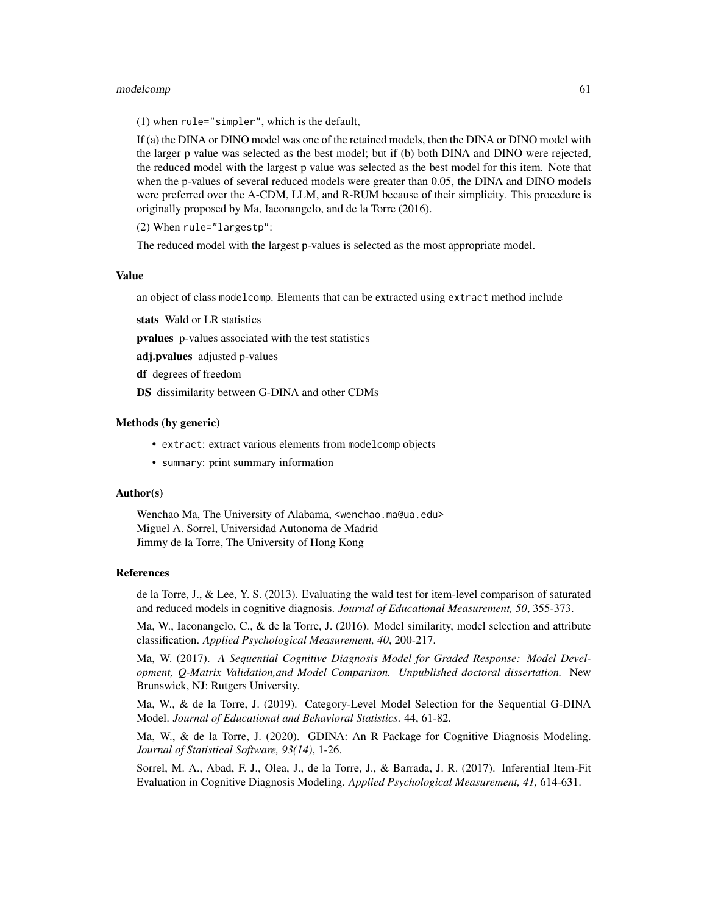(1) when `rule="simpler"`, which is the default,

If (a) the DINA or DINO model was one of the retained models, then the DINA or DINO model with the larger p value was selected as the best model; but if (b) both DINA and DINO were rejected, the reduced model with the largest p value was selected as the best model for this item. Note that when the p-values of several reduced models were greater than 0.05, the DINA and DINO models were preferred over the A-CDM, LLM, and R-RUM because of their simplicity. This procedure is originally proposed by Ma, Iaconangelo, and de la Torre (2016).

(2) When `rule="largestp"`:

The reduced model with the largest p-values is selected as the most appropriate model.

### Value

an object of class `modelcomp`. Elements that can be extracted using `extract` method include

**stats** Wald or LR statistics

**pvalues** p-values associated with the test statistics

**adj.pvalues** adjusted p-values

**df** degrees of freedom

**DS** dissimilarity between G-DINA and other CDMs

### Methods (by generic)

- `extract`: extract various elements from `modelcomp` objects
- `summary`: print summary information

### Author(s)

Wenchao Ma, The University of Alabama, <wenchao.ma@ua.edu>
Miguel A. Sorrel, Universidad Autonoma de Madrid
Jimmy de la Torre, The University of Hong Kong

### References

de la Torre, J., & Lee, Y. S. (2013). Evaluating the wald test for item-level comparison of saturated and reduced models in cognitive diagnosis. *Journal of Educational Measurement, 50*, 355-373.

Ma, W., Iaconangelo, C., & de la Torre, J. (2016). Model similarity, model selection and attribute classification. *Applied Psychological Measurement, 40*, 200-217.

Ma, W. (2017). *A Sequential Cognitive Diagnosis Model for Graded Response: Model Development, Q-Matrix Validation,and Model Comparison. Unpublished doctoral dissertation.* New Brunswick, NJ: Rutgers University.

Ma, W., & de la Torre, J. (2019). Category-Level Model Selection for the Sequential G-DINA Model. *Journal of Educational and Behavioral Statistics*. 44, 61-82.

Ma, W., & de la Torre, J. (2020). GDINA: An R Package for Cognitive Diagnosis Modeling. *Journal of Statistical Software, 93(14)*, 1-26.

Sorrel, M. A., Abad, F. J., Olea, J., de la Torre, J., & Barrada, J. R. (2017). Inferential Item-Fit Evaluation in Cognitive Diagnosis Modeling. *Applied Psychological Measurement, 41,* 614-631.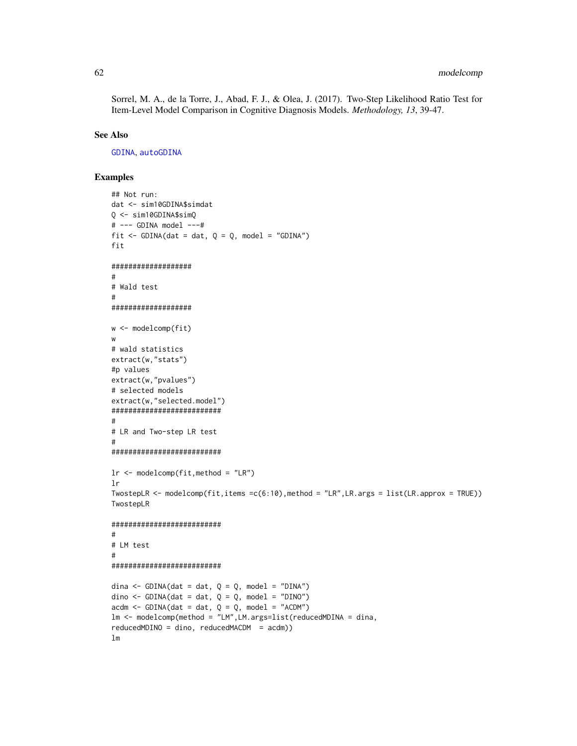Sorrel, M. A., de la Torre, J., Abad, F. J., & Olea, J. (2017). Two-Step Likelihood Ratio Test for Item-Level Model Comparison in Cognitive Diagnosis Models. *Methodology, 13*, 39-47.

## See Also

GDINA, autoGDINA

## Examples

```
## Not run:
dat <- sim10GDINA$simdat
Q <- sim10GDINA$simQ
# --- GDINA model ---#
fit <- GDINA(dat = dat, Q = Q, model = "GDINA")
fit

###################
#
# Wald test
#
###################

w <- modelcomp(fit)
w
# wald statistics
extract(w,"stats")
#p values
extract(w,"pvalues")
# selected models
extract(w,"selected.model")
##########################
#
# LR and Two-step LR test
#
##########################

lr <- modelcomp(fit,method = "LR")
lr
TwostepLR <- modelcomp(fit,items =c(6:10),method = "LR",LR.args = list(LR.approx = TRUE))
TwostepLR

##########################
#
# LM test
#
##########################

dina <- GDINA(dat = dat, Q = Q, model = "DINA")
dino <- GDINA(dat = dat, Q = Q, model = "DINO")
acdm <- GDINA(dat = dat, Q = Q, model = "ACDM")
lm <- modelcomp(method = "LM",LM.args=list(reducedMDINA = dina,
reducedMDINO = dino, reducedMACDM  = acdm))
lm
```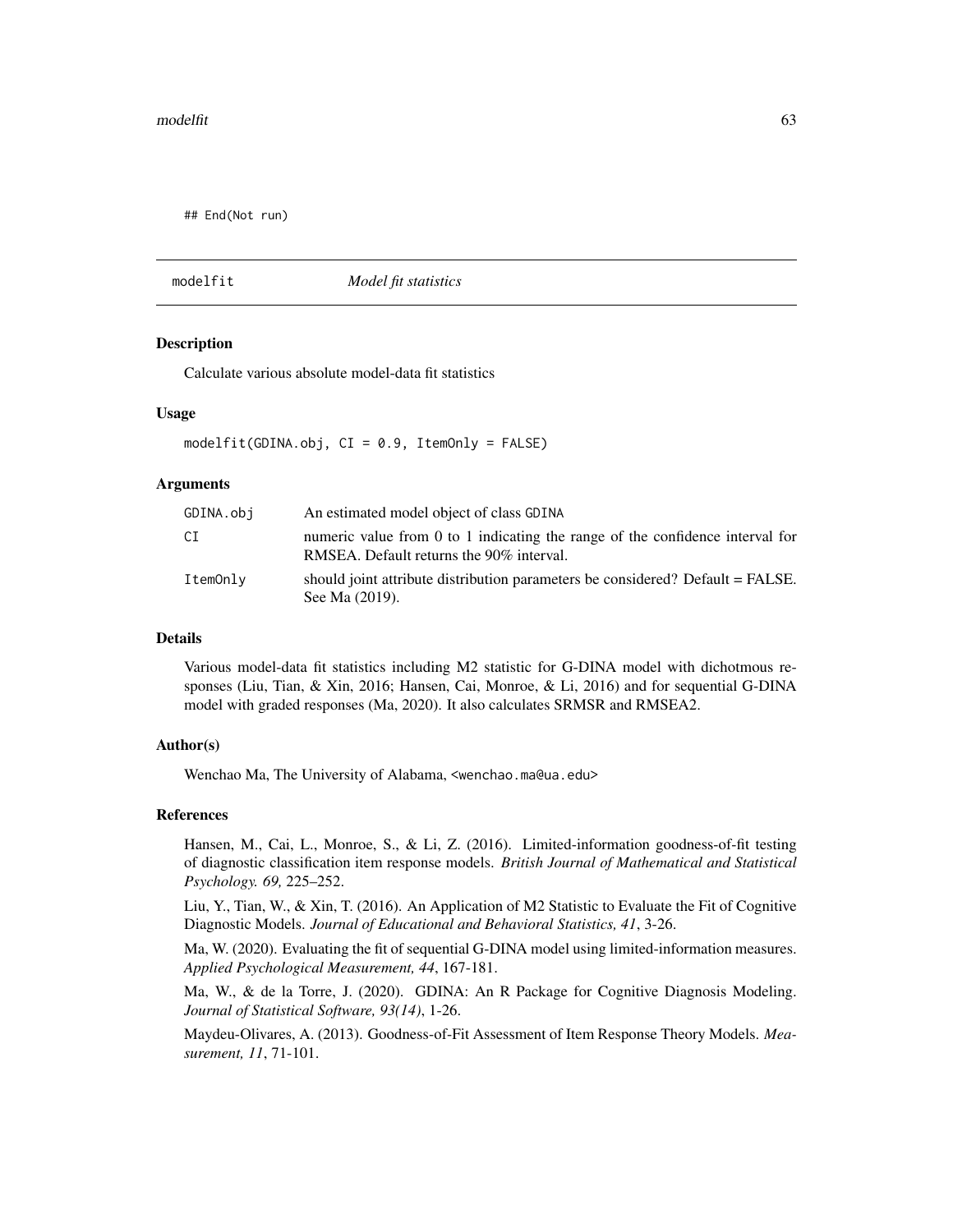```
## End(Not run)
```

## modelfit *Model fit statistics*

### Description

Calculate various absolute model-data fit statistics

### Usage

```
modelfit(GDINA.obj, CI = 0.9, ItemOnly = FALSE)
```

### Arguments

| | |
|---|---|
| GDINA.obj | An estimated model object of class GDINA |
| CI | numeric value from 0 to 1 indicating the range of the confidence interval for RMSEA. Default returns the 90% interval. |
| ItemOnly | should joint attribute distribution parameters be considered? Default = FALSE. See Ma (2019). |

### Details

Various model-data fit statistics including M2 statistic for G-DINA model with dichotmous responses (Liu, Tian, & Xin, 2016; Hansen, Cai, Monroe, & Li, 2016) and for sequential G-DINA model with graded responses (Ma, 2020). It also calculates SRMSR and RMSEA2.

### Author(s)

Wenchao Ma, The University of Alabama, <wenchao.ma@ua.edu>

### References

Hansen, M., Cai, L., Monroe, S., & Li, Z. (2016). Limited-information goodness-of-fit testing of diagnostic classification item response models. *British Journal of Mathematical and Statistical Psychology. 69,* 225–252.

Liu, Y., Tian, W., & Xin, T. (2016). An Application of M2 Statistic to Evaluate the Fit of Cognitive Diagnostic Models. *Journal of Educational and Behavioral Statistics, 41*, 3-26.

Ma, W. (2020). Evaluating the fit of sequential G-DINA model using limited-information measures. *Applied Psychological Measurement, 44*, 167-181.

Ma, W., & de la Torre, J. (2020). GDINA: An R Package for Cognitive Diagnosis Modeling. *Journal of Statistical Software, 93(14)*, 1-26.

Maydeu-Olivares, A. (2013). Goodness-of-Fit Assessment of Item Response Theory Models. *Measurement, 11*, 71-101.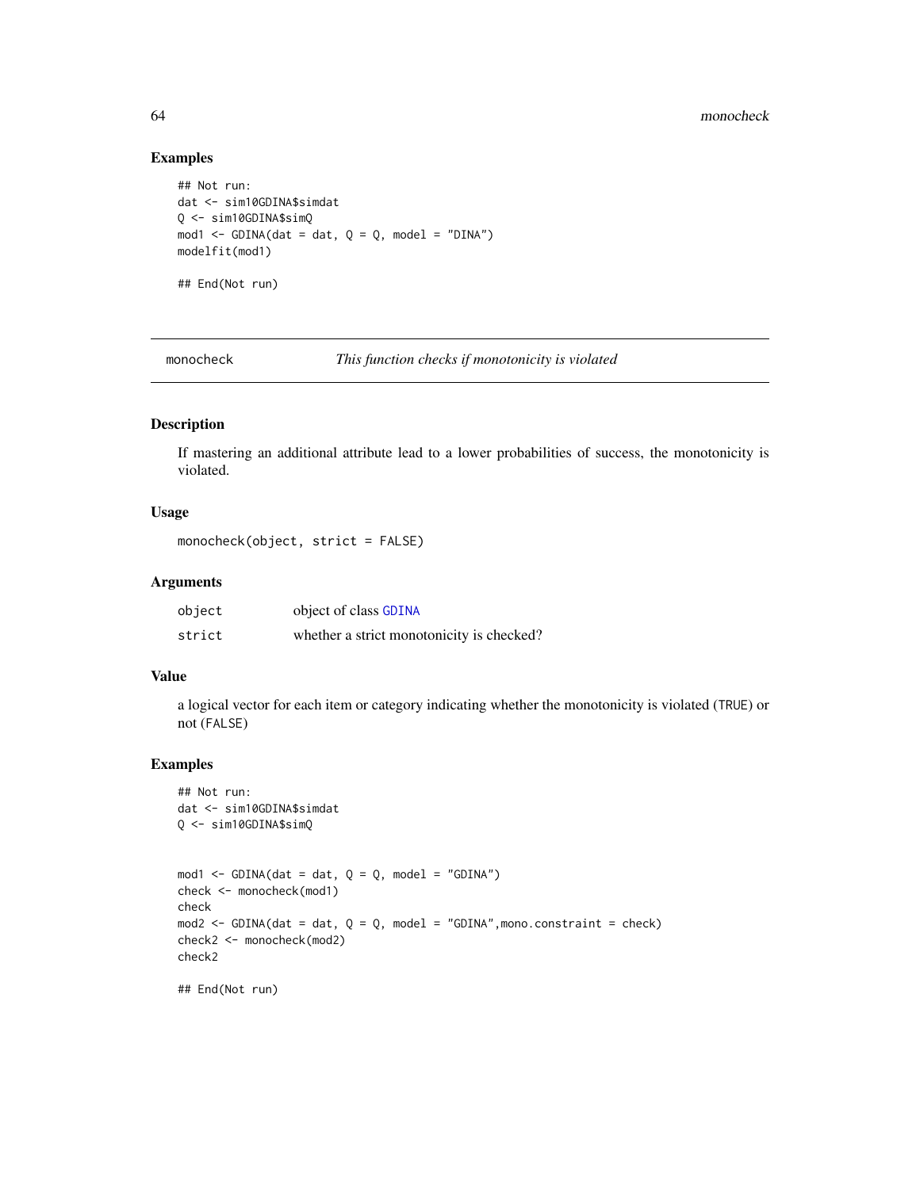## Examples

```
## Not run:
dat <- sim10GDINA$simdat
Q <- sim10GDINA$simQ
mod1 <- GDINA(dat = dat, Q = Q, model = "DINA")
modelfit(mod1)

## End(Not run)
```

---

# monocheck *This function checks if monotonicity is violated*

---

## Description

If mastering an additional attribute lead to a lower probabilities of success, the monotonicity is violated.

## Usage

```
monocheck(object, strict = FALSE)
```

## Arguments

| | |
|---|---|
| object | object of class GDINA |
| strict | whether a strict monotonicity is checked? |

## Value

a logical vector for each item or category indicating whether the monotonicity is violated (TRUE) or not (FALSE)

## Examples

```
## Not run:
dat <- sim10GDINA$simdat
Q <- sim10GDINA$simQ


mod1 <- GDINA(dat = dat, Q = Q, model = "GDINA")
check <- monocheck(mod1)
check
mod2 <- GDINA(dat = dat, Q = Q, model = "GDINA",mono.constraint = check)
check2 <- monocheck(mod2)
check2

## End(Not run)
```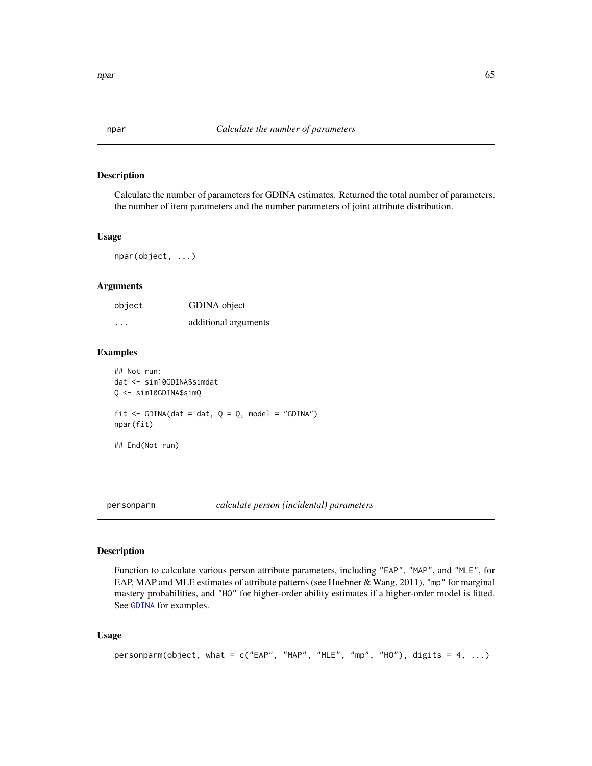## npar — *Calculate the number of parameters*

### Description

Calculate the number of parameters for GDINA estimates. Returned the total number of parameters, the number of item parameters and the number parameters of joint attribute distribution.

### Usage

```
npar(object, ...)
```

### Arguments

| | |
|---|---|
| object | GDINA object |
| ... | additional arguments |

### Examples

```
## Not run:
dat <- sim10GDINA$simdat
Q <- sim10GDINA$simQ

fit <- GDINA(dat = dat, Q = Q, model = "GDINA")
npar(fit)

## End(Not run)
```

## personparm — *calculate person (incidental) parameters*

### Description

Function to calculate various person attribute parameters, including "EAP", "MAP", and "MLE", for EAP, MAP and MLE estimates of attribute patterns (see Huebner & Wang, 2011), "mp" for marginal mastery probabilities, and "HO" for higher-order ability estimates if a higher-order model is fitted. See GDINA for examples.

### Usage

```
personparm(object, what = c("EAP", "MAP", "MLE", "mp", "HO"), digits = 4, ...)
```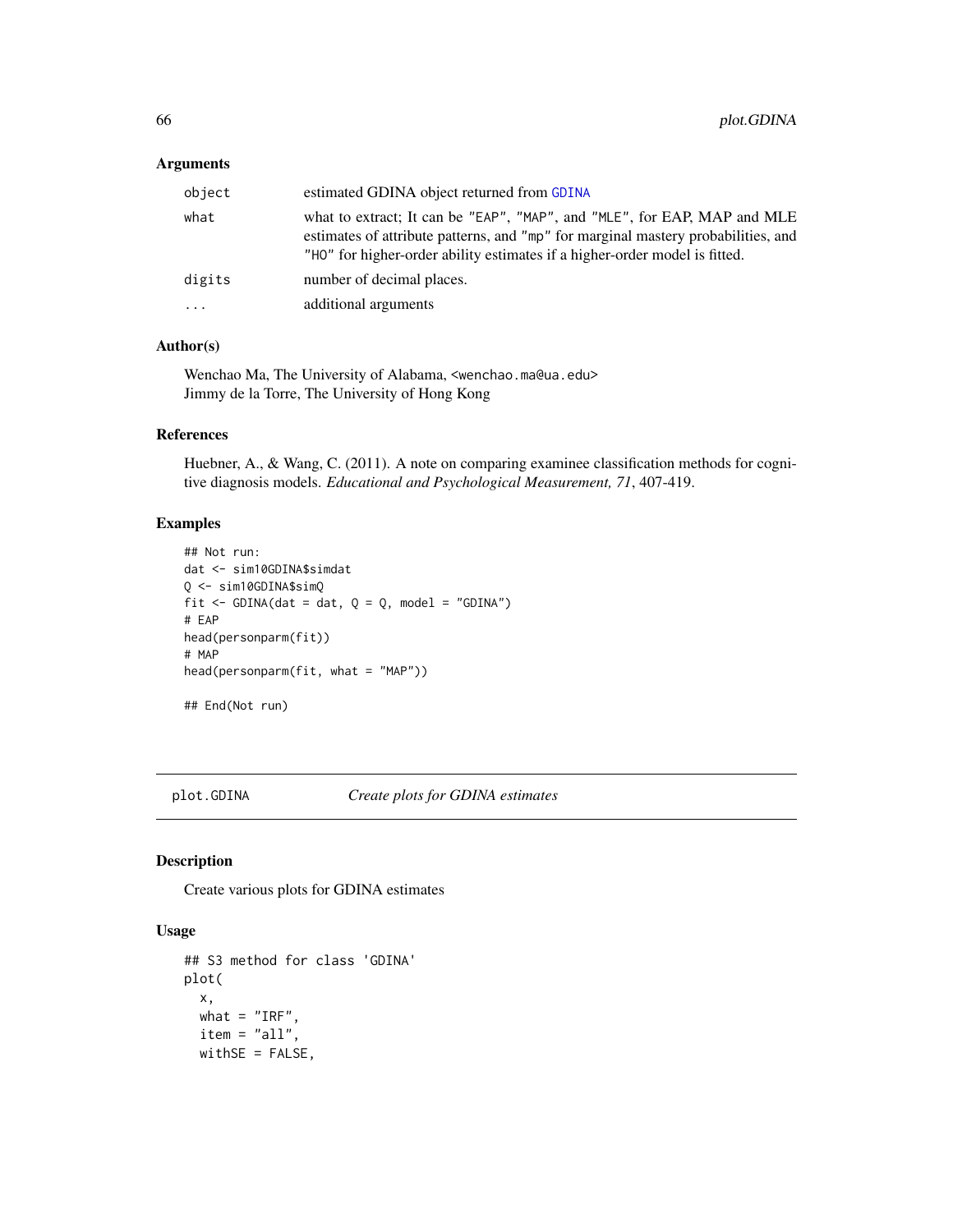### Arguments

| | |
|---|---|
| object | estimated GDINA object returned from GDINA |
| what | what to extract; It can be "EAP", "MAP", and "MLE", for EAP, MAP and MLE estimates of attribute patterns, and "mp" for marginal mastery probabilities, and "HO" for higher-order ability estimates if a higher-order model is fitted. |
| digits | number of decimal places. |
| ... | additional arguments |

### Author(s)

Wenchao Ma, The University of Alabama, <wenchao.ma@ua.edu>
Jimmy de la Torre, The University of Hong Kong

### References

Huebner, A., & Wang, C. (2011). A note on comparing examinee classification methods for cognitive diagnosis models. *Educational and Psychological Measurement, 71*, 407-419.

### Examples

```
## Not run:
dat <- sim10GDINA$simdat
Q <- sim10GDINA$simQ
fit <- GDINA(dat = dat, Q = Q, model = "GDINA")
# EAP
head(personparm(fit))
# MAP
head(personparm(fit, what = "MAP"))

## End(Not run)
```

## plot.GDINA *Create plots for GDINA estimates*

### Description

Create various plots for GDINA estimates

### Usage

```
## S3 method for class 'GDINA'
plot(
  x,
  what = "IRF",
  item = "all",
  withSE = FALSE,
```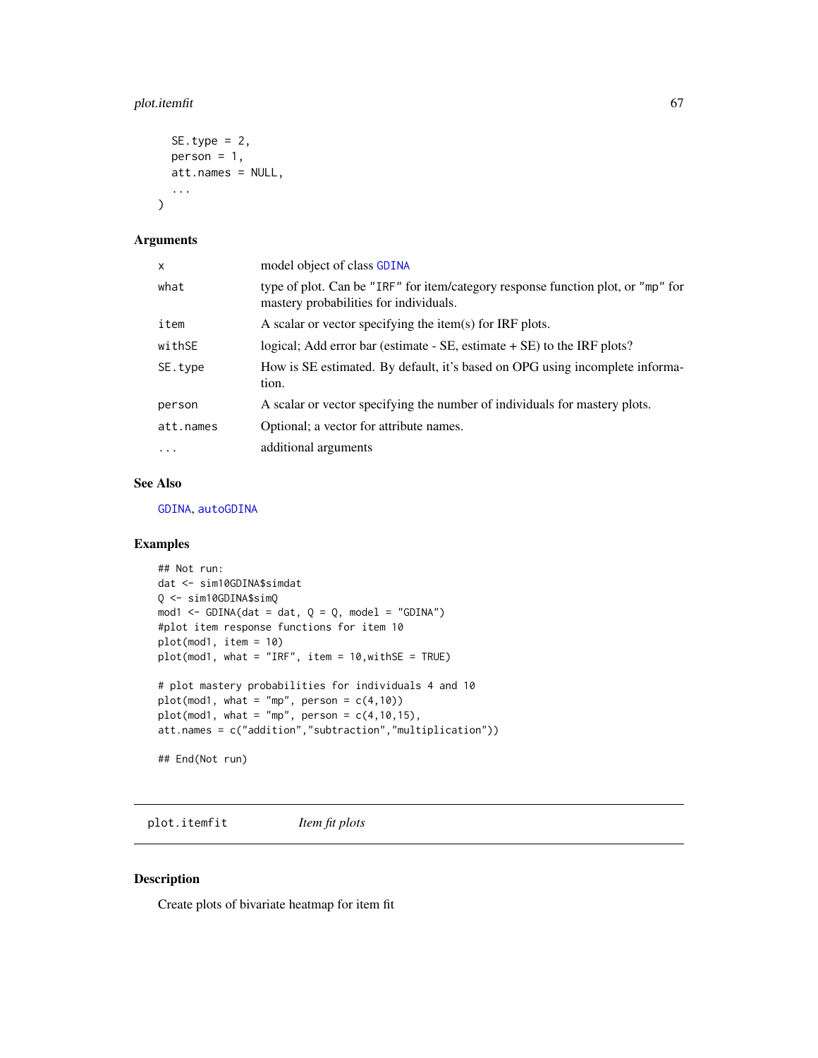```
  SE.type = 2,
  person = 1,
  att.names = NULL,
  ...
)
```

### Arguments

| | |
|---|---|
| x | model object of class GDINA |
| what | type of plot. Can be "IRF" for item/category response function plot, or "mp" for mastery probabilities for individuals. |
| item | A scalar or vector specifying the item(s) for IRF plots. |
| withSE | logical; Add error bar (estimate - SE, estimate + SE) to the IRF plots? |
| SE.type | How is SE estimated. By default, it's based on OPG using incomplete information. |
| person | A scalar or vector specifying the number of individuals for mastery plots. |
| att.names | Optional; a vector for attribute names. |
| ... | additional arguments |

### See Also

GDINA, autoGDINA

### Examples

```
## Not run:
dat <- sim10GDINA$simdat
Q <- sim10GDINA$simQ
mod1 <- GDINA(dat = dat, Q = Q, model = "GDINA")
#plot item response functions for item 10
plot(mod1, item = 10)
plot(mod1, what = "IRF", item = 10,withSE = TRUE)

# plot mastery probabilities for individuals 4 and 10
plot(mod1, what = "mp", person = c(4,10))
plot(mod1, what = "mp", person = c(4,10,15),
att.names = c("addition","subtraction","multiplication"))

## End(Not run)
```

---

## plot.itemfit *Item fit plots*

### Description

Create plots of bivariate heatmap for item fit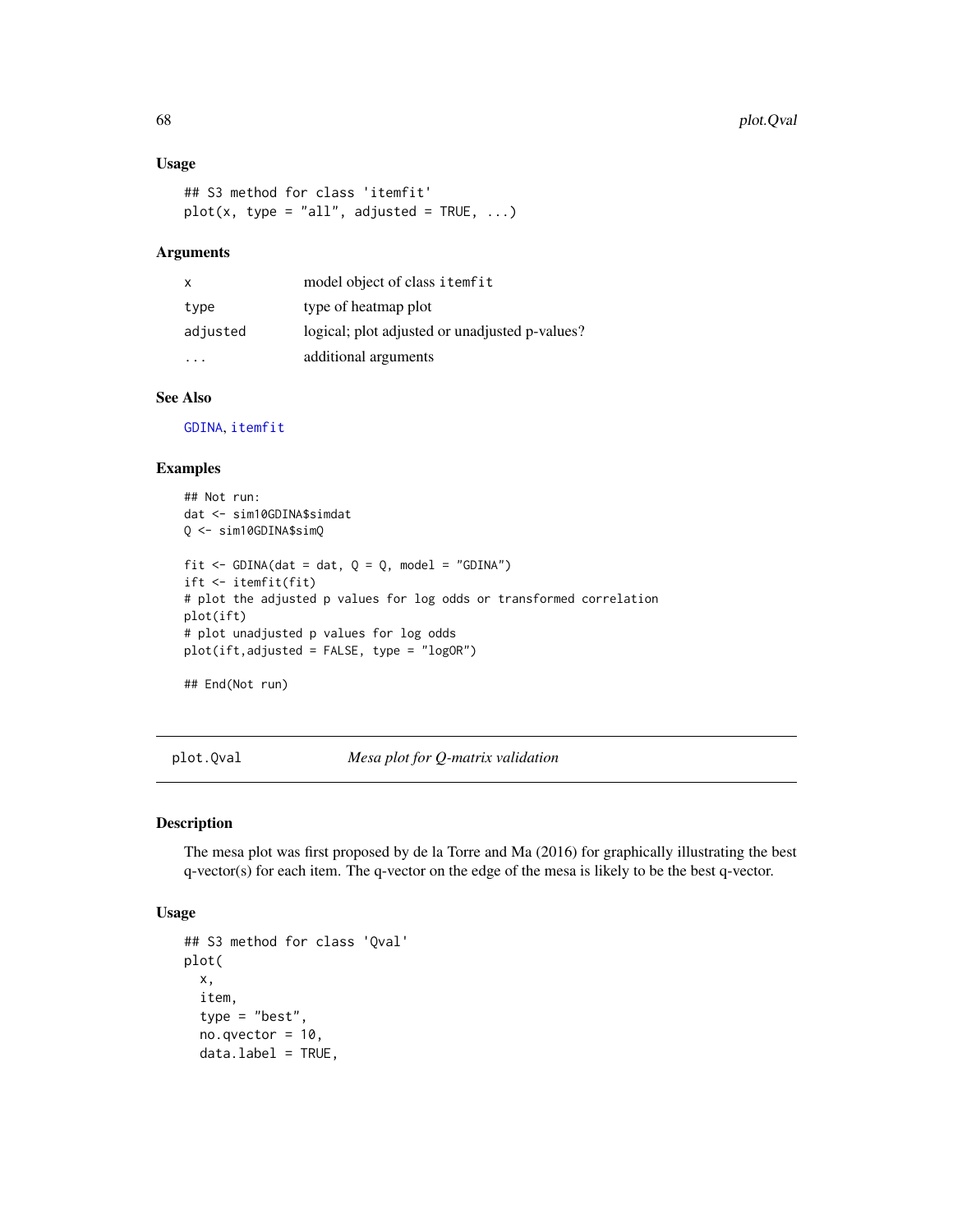### Usage

```
## S3 method for class 'itemfit'
plot(x, type = "all", adjusted = TRUE, ...)
```

### Arguments

| | |
|---|---|
| x | model object of class itemfit |
| type | type of heatmap plot |
| adjusted | logical; plot adjusted or unadjusted p-values? |
| ... | additional arguments |

### See Also

GDINA, itemfit

### Examples

```
## Not run:
dat <- sim10GDINA$simdat
Q <- sim10GDINA$simQ

fit <- GDINA(dat = dat, Q = Q, model = "GDINA")
ift <- itemfit(fit)
# plot the adjusted p values for log odds or transformed correlation
plot(ift)
# plot unadjusted p values for log odds
plot(ift,adjusted = FALSE, type = "logOR")

## End(Not run)
```

## plot.Qval — *Mesa plot for Q-matrix validation*

### Description

The mesa plot was first proposed by de la Torre and Ma (2016) for graphically illustrating the best q-vector(s) for each item. The q-vector on the edge of the mesa is likely to be the best q-vector.

### Usage

```
## S3 method for class 'Qval'
plot(
  x,
  item,
  type = "best",
  no.qvector = 10,
  data.label = TRUE,
```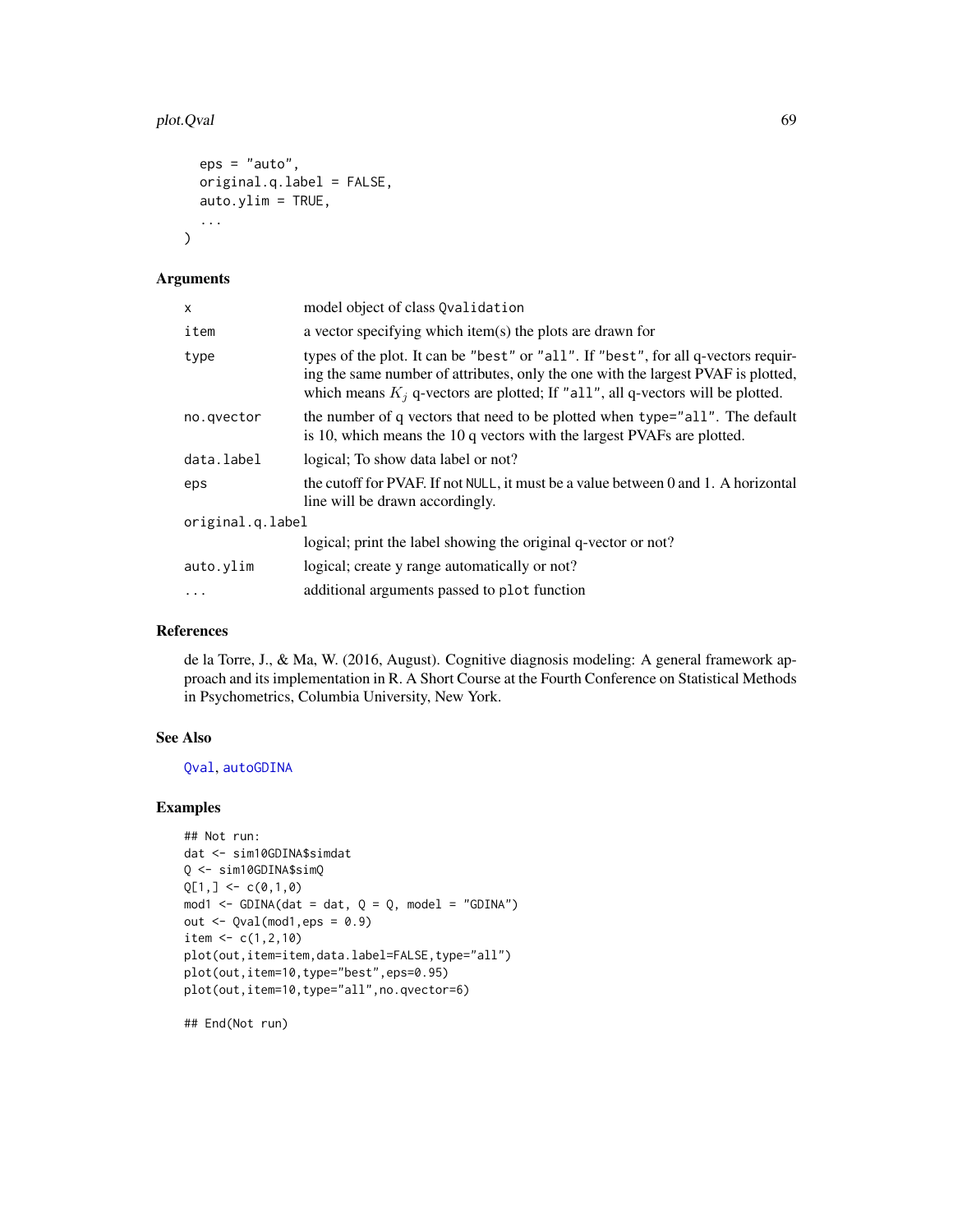```
  eps = "auto",
  original.q.label = FALSE,
  auto.ylim = TRUE,
  ...
)
```

### Arguments

| | |
|---|---|
| `x` | model object of class `Qvalidation` |
| `item` | a vector specifying which item(s) the plots are drawn for |
| `type` | types of the plot. It can be `"best"` or `"all"`. If `"best"`, for all q-vectors requiring the same number of attributes, only the one with the largest PVAF is plotted, which means $K_j$ q-vectors are plotted; If `"all"`, all q-vectors will be plotted. |
| `no.qvector` | the number of q vectors that need to be plotted when `type="all"`. The default is 10, which means the 10 q vectors with the largest PVAFs are plotted. |
| `data.label` | logical; To show data label or not? |
| `eps` | the cutoff for PVAF. If not `NULL`, it must be a value between 0 and 1. A horizontal line will be drawn accordingly. |
| `original.q.label` | logical; print the label showing the original q-vector or not? |
| `auto.ylim` | logical; create y range automatically or not? |
| `...` | additional arguments passed to `plot` function |

### References

de la Torre, J., & Ma, W. (2016, August). Cognitive diagnosis modeling: A general framework approach and its implementation in R. A Short Course at the Fourth Conference on Statistical Methods in Psychometrics, Columbia University, New York.

### See Also

`Qval`, `autoGDINA`

### Examples

```
## Not run:
dat <- sim10GDINA$simdat
Q <- sim10GDINA$simQ
Q[1,] <- c(0,1,0)
mod1 <- GDINA(dat = dat, Q = Q, model = "GDINA")
out <- Qval(mod1,eps = 0.9)
item <- c(1,2,10)
plot(out,item=item,data.label=FALSE,type="all")
plot(out,item=10,type="best",eps=0.95)
plot(out,item=10,type="all",no.qvector=6)

## End(Not run)
```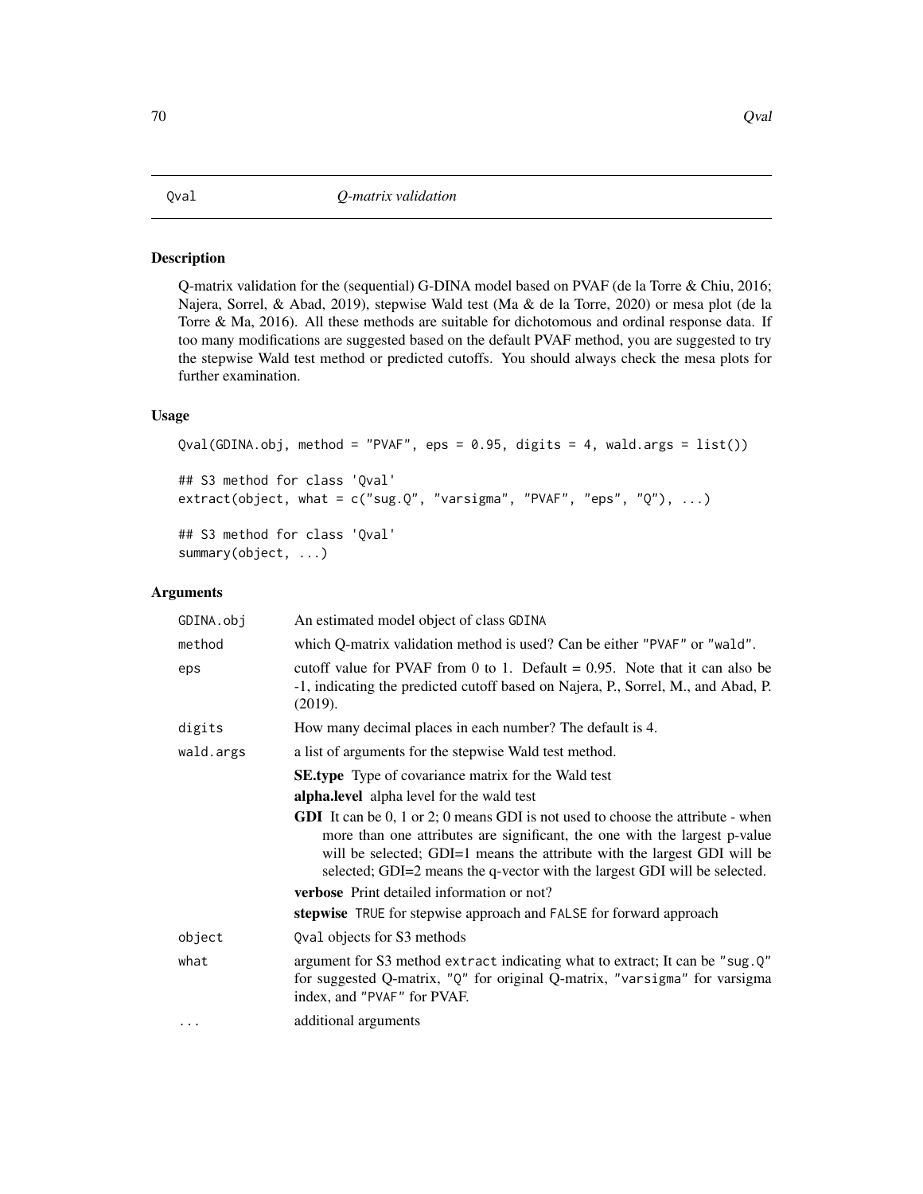# Qval — *Q-matrix validation*

## Description

Q-matrix validation for the (sequential) G-DINA model based on PVAF (de la Torre & Chiu, 2016; Najera, Sorrel, & Abad, 2019), stepwise Wald test (Ma & de la Torre, 2020) or mesa plot (de la Torre & Ma, 2016). All these methods are suitable for dichotomous and ordinal response data. If too many modifications are suggested based on the default PVAF method, you are suggested to try the stepwise Wald test method or predicted cutoffs. You should always check the mesa plots for further examination.

## Usage

```
Qval(GDINA.obj, method = "PVAF", eps = 0.95, digits = 4, wald.args = list())

## S3 method for class 'Qval'
extract(object, what = c("sug.Q", "varsigma", "PVAF", "eps", "Q"), ...)

## S3 method for class 'Qval'
summary(object, ...)
```

## Arguments

| | |
|---|---|
| `GDINA.obj` | An estimated model object of class `GDINA` |
| `method` | which Q-matrix validation method is used? Can be either `"PVAF"` or `"wald"`. |
| `eps` | cutoff value for PVAF from 0 to 1. Default = 0.95. Note that it can also be -1, indicating the predicted cutoff based on Najera, P., Sorrel, M., and Abad, P. (2019). |
| `digits` | How many decimal places in each number? The default is 4. |
| `wald.args` | a list of arguments for the stepwise Wald test method.<br>**SE.type** Type of covariance matrix for the Wald test<br>**alpha.level** alpha level for the wald test<br>**GDI** It can be 0, 1 or 2; 0 means GDI is not used to choose the attribute - when more than one attributes are significant, the one with the largest p-value will be selected; GDI=1 means the attribute with the largest GDI will be selected; GDI=2 means the q-vector with the largest GDI will be selected.<br>**verbose** Print detailed information or not?<br>**stepwise** `TRUE` for stepwise approach and `FALSE` for forward approach |
| `object` | `Qval` objects for S3 methods |
| `what` | argument for S3 method `extract` indicating what to extract; It can be `"sug.Q"` for suggested Q-matrix, `"Q"` for original Q-matrix, `"varsigma"` for varsigma index, and `"PVAF"` for PVAF. |
| `...` | additional arguments |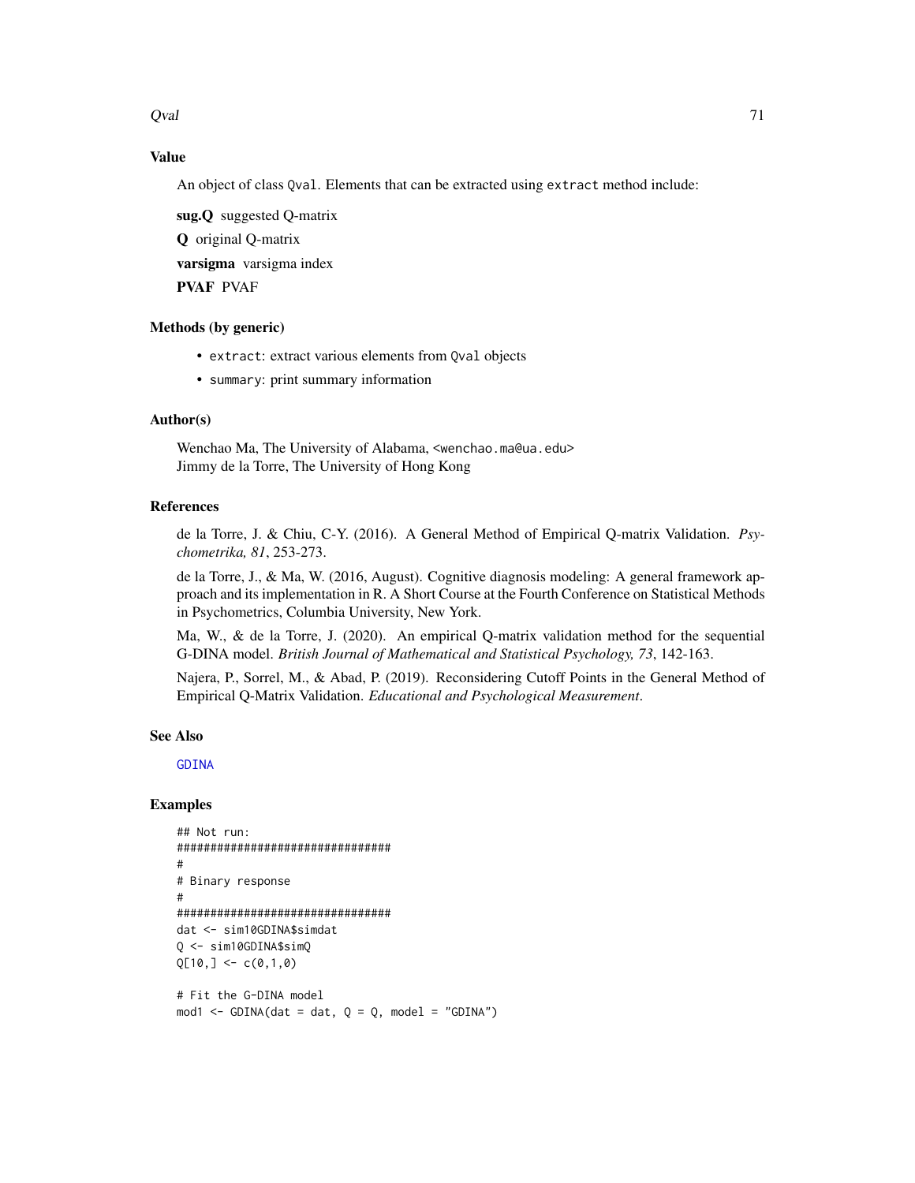### Value

An object of class `Qval`. Elements that can be extracted using `extract` method include:

**sug.Q** suggested Q-matrix

**Q** original Q-matrix

**varsigma** varsigma index

**PVAF** PVAF

### Methods (by generic)

- `extract`: extract various elements from `Qval` objects
- `summary`: print summary information

### Author(s)

Wenchao Ma, The University of Alabama, <wenchao.ma@ua.edu>
Jimmy de la Torre, The University of Hong Kong

### References

de la Torre, J. & Chiu, C-Y. (2016). A General Method of Empirical Q-matrix Validation. *Psychometrika, 81*, 253-273.

de la Torre, J., & Ma, W. (2016, August). Cognitive diagnosis modeling: A general framework approach and its implementation in R. A Short Course at the Fourth Conference on Statistical Methods in Psychometrics, Columbia University, New York.

Ma, W., & de la Torre, J. (2020). An empirical Q-matrix validation method for the sequential G-DINA model. *British Journal of Mathematical and Statistical Psychology, 73*, 142-163.

Najera, P., Sorrel, M., & Abad, P. (2019). Reconsidering Cutoff Points in the General Method of Empirical Q-Matrix Validation. *Educational and Psychological Measurement*.

### See Also

GDINA

### Examples

```
## Not run:
################################
#
# Binary response
#
################################
dat <- sim10GDINA$simdat
Q <- sim10GDINA$simQ
Q[10,] <- c(0,1,0)

# Fit the G-DINA model
mod1 <- GDINA(dat = dat, Q = Q, model = "GDINA")
```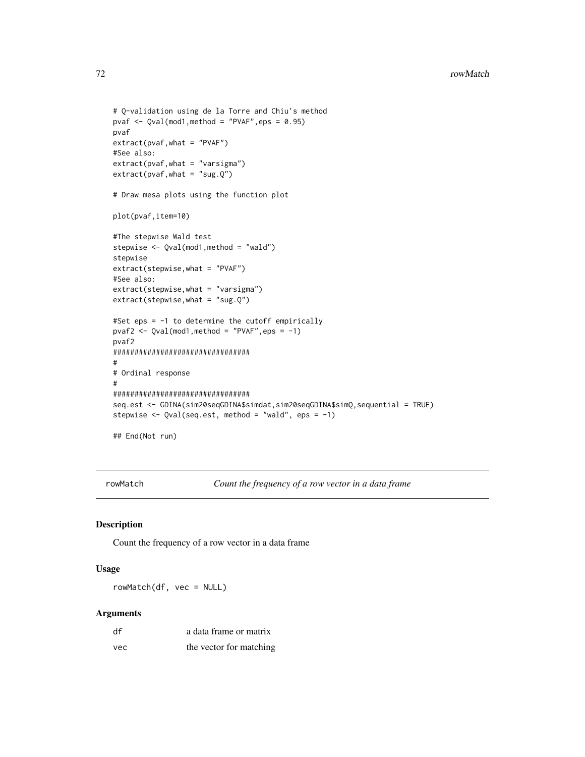```
# Q-validation using de la Torre and Chiu's method
pvaf <- Qval(mod1,method = "PVAF",eps = 0.95)
pvaf
extract(pvaf,what = "PVAF")
#See also:
extract(pvaf,what = "varsigma")
extract(pvaf,what = "sug.Q")

# Draw mesa plots using the function plot

plot(pvaf,item=10)

#The stepwise Wald test
stepwise <- Qval(mod1,method = "wald")
stepwise
extract(stepwise,what = "PVAF")
#See also:
extract(stepwise,what = "varsigma")
extract(stepwise,what = "sug.Q")

#Set eps = -1 to determine the cutoff empirically
pvaf2 <- Qval(mod1,method = "PVAF",eps = -1)
pvaf2
################################
#
# Ordinal response
#
#################################
seq.est <- GDINA(sim20seqGDINA$simdat,sim20seqGDINA$simQ,sequential = TRUE)
stepwise <- Qval(seq.est, method = "wald", eps = -1)

## End(Not run)
```

---

## rowMatch — *Count the frequency of a row vector in a data frame*

### Description

Count the frequency of a row vector in a data frame

### Usage

```
rowMatch(df, vec = NULL)
```

### Arguments

| | |
|---|---|
| df | a data frame or matrix |
| vec | the vector for matching |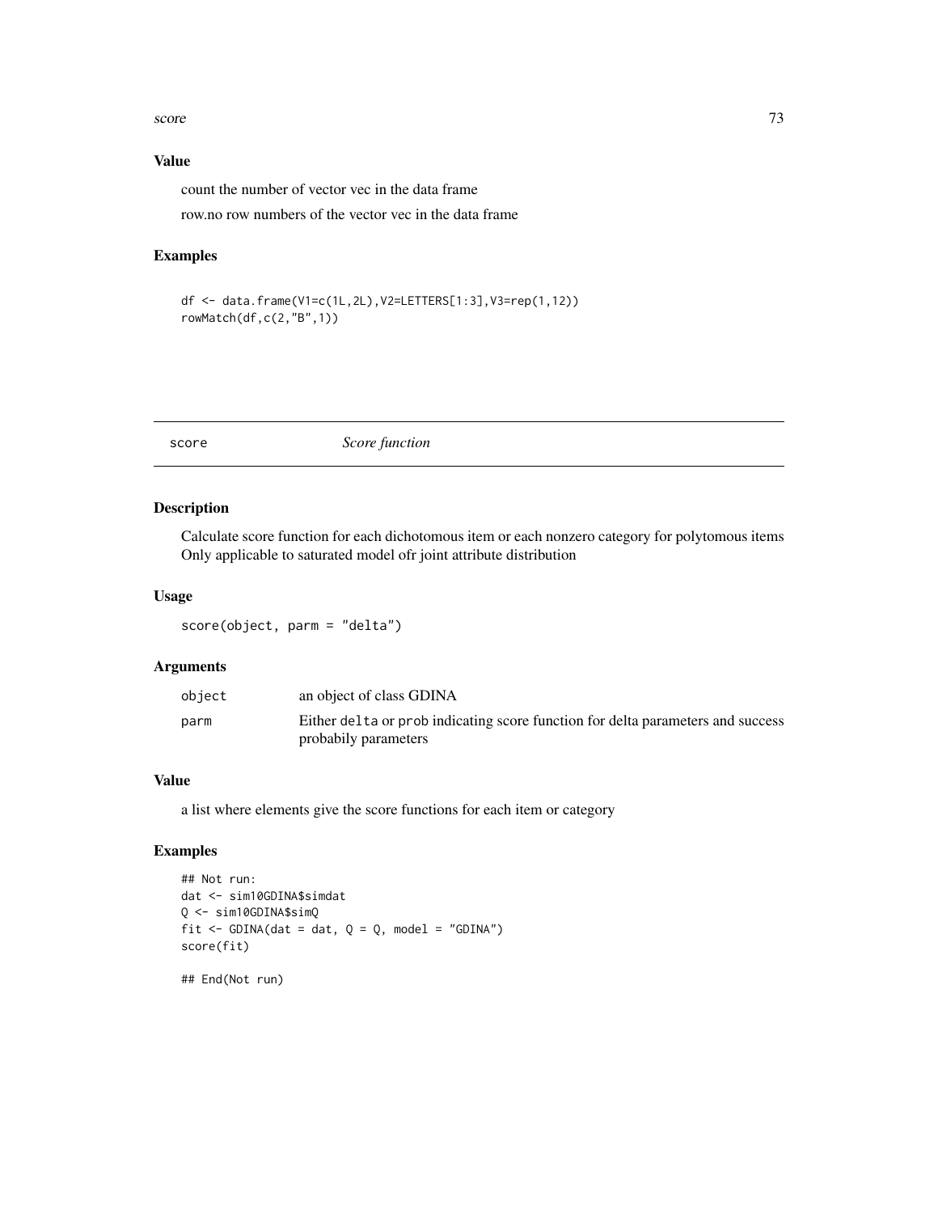### Value

count the number of vector vec in the data frame

row.no row numbers of the vector vec in the data frame

### Examples

```
df <- data.frame(V1=c(1L,2L),V2=LETTERS[1:3],V3=rep(1,12))
rowMatch(df,c(2,"B",1))
```

---

## score *Score function*

---

### Description

Calculate score function for each dichotomous item or each nonzero category for polytomous items Only applicable to saturated model ofr joint attribute distribution

### Usage

```
score(object, parm = "delta")
```

### Arguments

| | |
|---|---|
| object | an object of class GDINA |
| parm | Either delta or prob indicating score function for delta parameters and success probabily parameters |

### Value

a list where elements give the score functions for each item or category

### Examples

```
## Not run:
dat <- sim10GDINA$simdat
Q <- sim10GDINA$simQ
fit <- GDINA(dat = dat, Q = Q, model = "GDINA")
score(fit)

## End(Not run)
```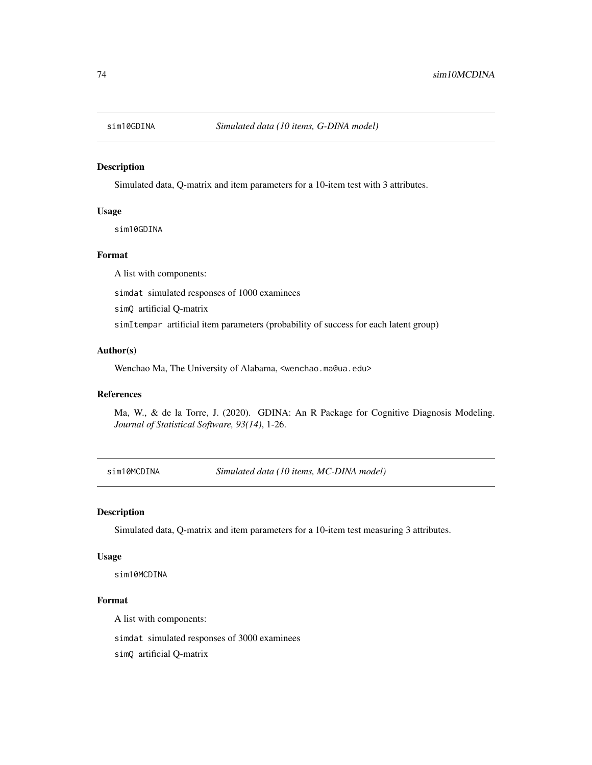## sim10GDINA *Simulated data (10 items, G-DINA model)*

### Description

Simulated data, Q-matrix and item parameters for a 10-item test with 3 attributes.

### Usage

```
sim10GDINA
```

### Format

A list with components:

`simdat` simulated responses of 1000 examinees

`simQ` artificial Q-matrix

`simItempar` artificial item parameters (probability of success for each latent group)

### Author(s)

Wenchao Ma, The University of Alabama, <wenchao.ma@ua.edu>

### References

Ma, W., & de la Torre, J. (2020). GDINA: An R Package for Cognitive Diagnosis Modeling. *Journal of Statistical Software, 93(14)*, 1-26.

## sim10MCDINA *Simulated data (10 items, MC-DINA model)*

### Description

Simulated data, Q-matrix and item parameters for a 10-item test measuring 3 attributes.

### Usage

```
sim10MCDINA
```

### Format

A list with components:

`simdat` simulated responses of 3000 examinees

`simQ` artificial Q-matrix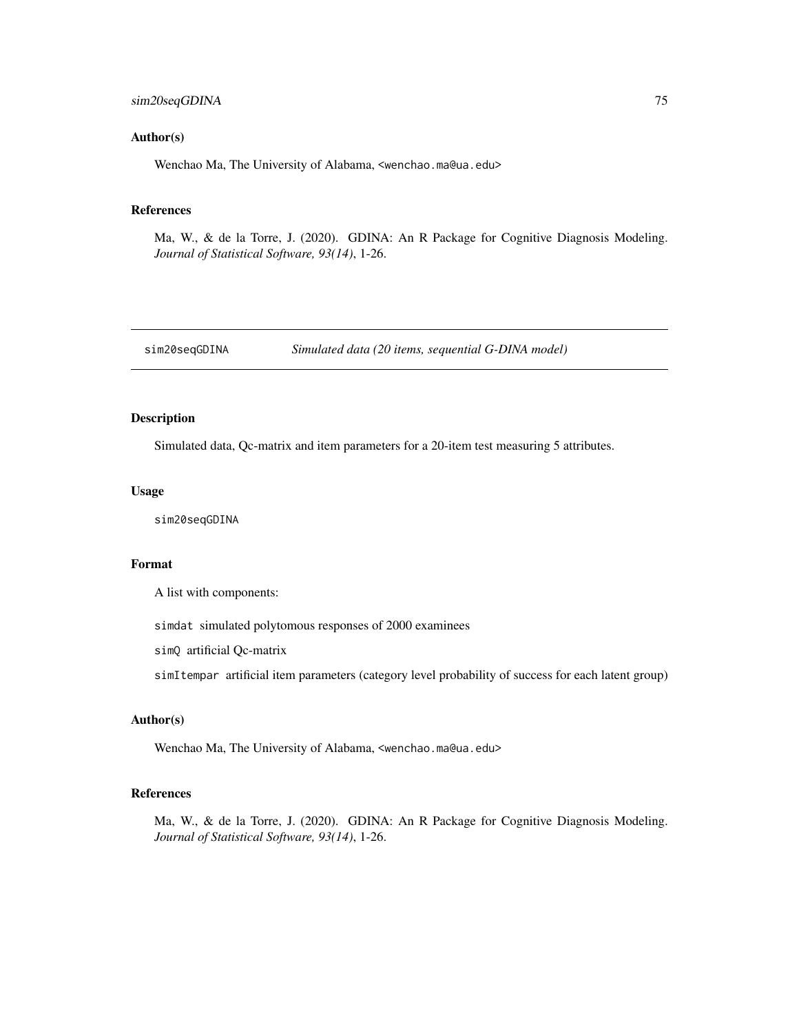### Author(s)

Wenchao Ma, The University of Alabama, <wenchao.ma@ua.edu>

### References

Ma, W., & de la Torre, J. (2020). GDINA: An R Package for Cognitive Diagnosis Modeling. *Journal of Statistical Software, 93(14)*, 1-26.

---

## sim20seqGDINA — *Simulated data (20 items, sequential G-DINA model)*

---

### Description

Simulated data, Qc-matrix and item parameters for a 20-item test measuring 5 attributes.

### Usage

```
sim20seqGDINA
```

### Format

A list with components:

`simdat` simulated polytomous responses of 2000 examinees

`simQ` artificial Qc-matrix

`simItempar` artificial item parameters (category level probability of success for each latent group)

### Author(s)

Wenchao Ma, The University of Alabama, <wenchao.ma@ua.edu>

### References

Ma, W., & de la Torre, J. (2020). GDINA: An R Package for Cognitive Diagnosis Modeling. *Journal of Statistical Software, 93(14)*, 1-26.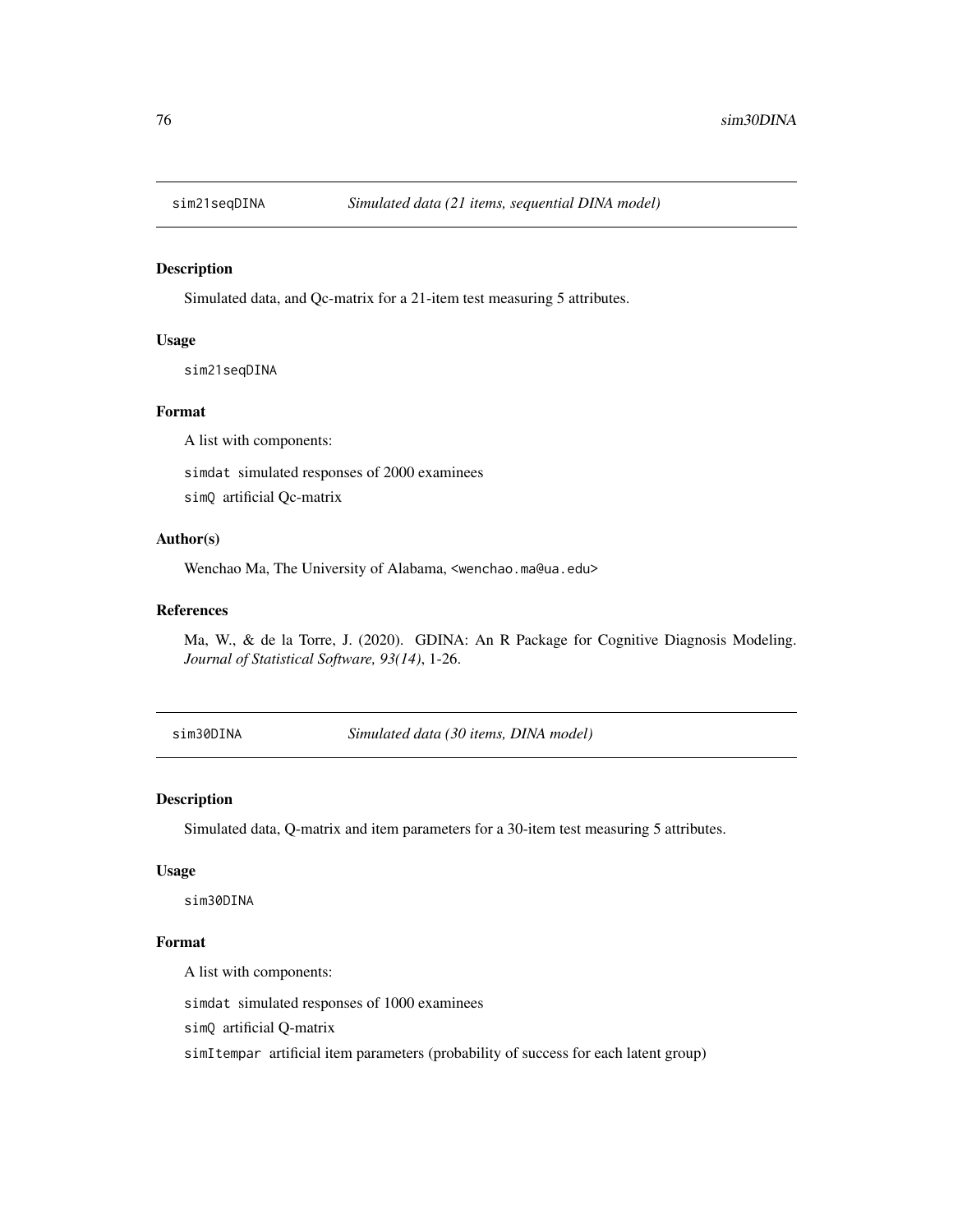## sim21seqDINA — *Simulated data (21 items, sequential DINA model)*

### Description

Simulated data, and Qc-matrix for a 21-item test measuring 5 attributes.

### Usage

```
sim21seqDINA
```

### Format

A list with components:

`simdat` simulated responses of 2000 examinees

`simQ` artificial Qc-matrix

### Author(s)

Wenchao Ma, The University of Alabama, <wenchao.ma@ua.edu>

### References

Ma, W., & de la Torre, J. (2020). GDINA: An R Package for Cognitive Diagnosis Modeling. *Journal of Statistical Software, 93(14)*, 1-26.

## sim30DINA — *Simulated data (30 items, DINA model)*

### Description

Simulated data, Q-matrix and item parameters for a 30-item test measuring 5 attributes.

### Usage

```
sim30DINA
```

### Format

A list with components:

`simdat` simulated responses of 1000 examinees

`simQ` artificial Q-matrix

`simItempar` artificial item parameters (probability of success for each latent group)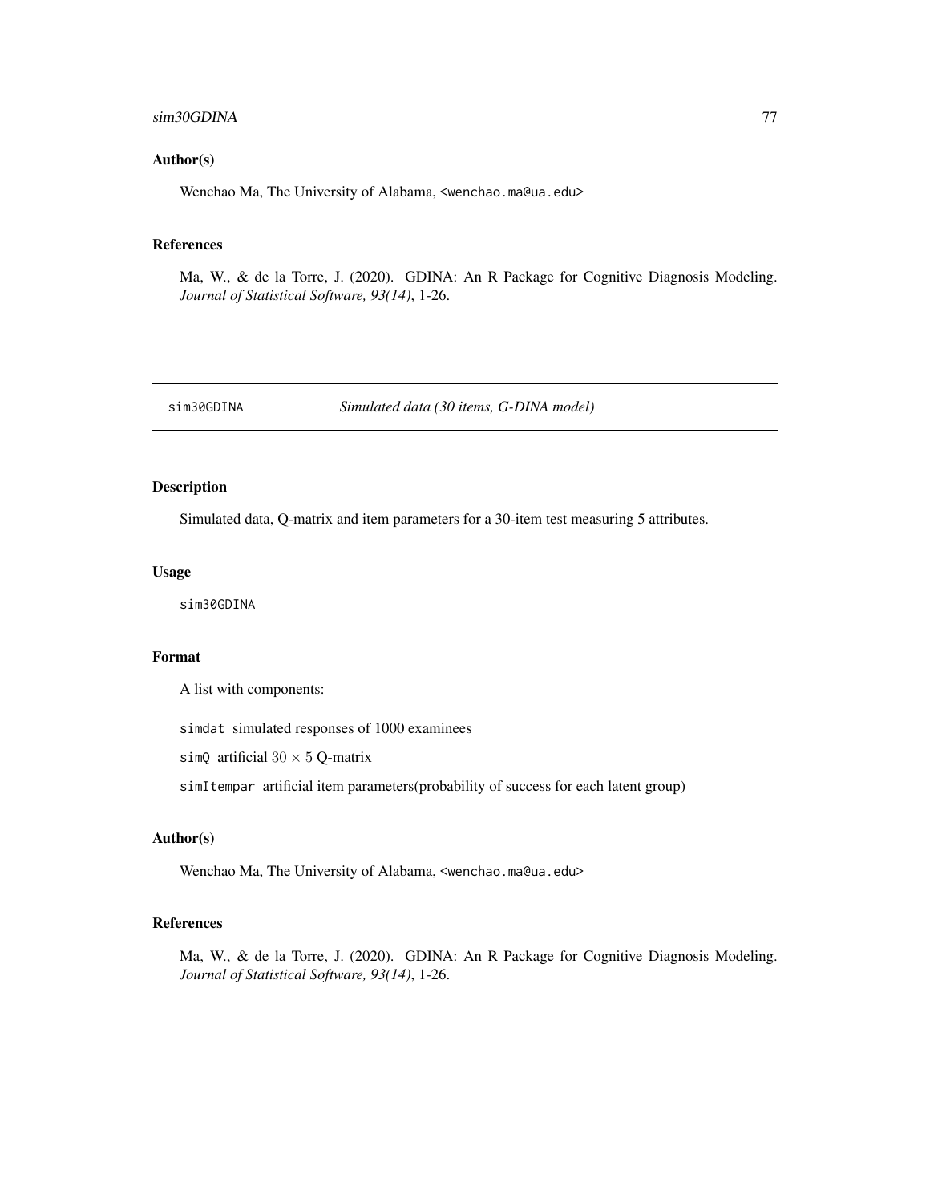### Author(s)

Wenchao Ma, The University of Alabama, <wenchao.ma@ua.edu>

### References

Ma, W., & de la Torre, J. (2020). GDINA: An R Package for Cognitive Diagnosis Modeling. *Journal of Statistical Software, 93(14)*, 1-26.

---

## sim30GDINA — *Simulated data (30 items, G-DINA model)*

---

### Description

Simulated data, Q-matrix and item parameters for a 30-item test measuring 5 attributes.

### Usage

```
sim30GDINA
```

### Format

A list with components:

`simdat` simulated responses of 1000 examinees

`simQ` artificial $30 \times 5$ Q-matrix

`simItempar` artificial item parameters(probability of success for each latent group)

### Author(s)

Wenchao Ma, The University of Alabama, <wenchao.ma@ua.edu>

### References

Ma, W., & de la Torre, J. (2020). GDINA: An R Package for Cognitive Diagnosis Modeling. *Journal of Statistical Software, 93(14)*, 1-26.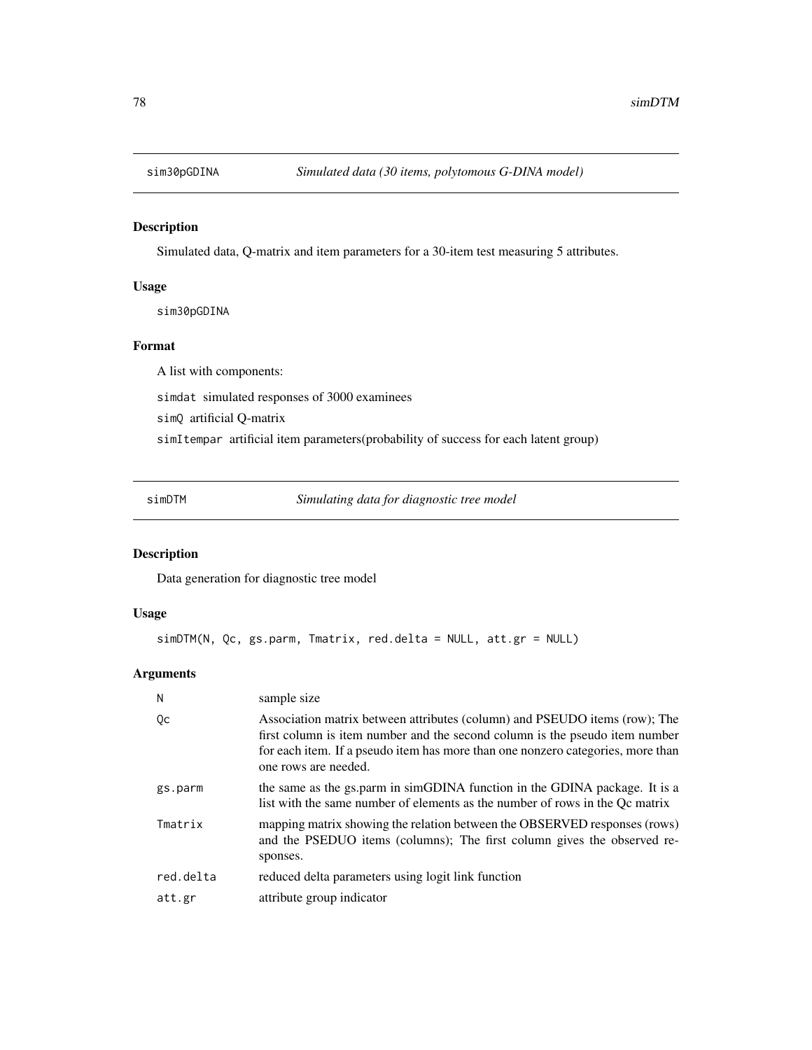## sim30pGDINA *Simulated data (30 items, polytomous G-DINA model)*

### Description

Simulated data, Q-matrix and item parameters for a 30-item test measuring 5 attributes.

### Usage

```
sim30pGDINA
```

### Format

A list with components:

`simdat` simulated responses of 3000 examinees

`simQ` artificial Q-matrix

`simItempar` artificial item parameters(probability of success for each latent group)

## simDTM *Simulating data for diagnostic tree model*

### Description

Data generation for diagnostic tree model

### Usage

```
simDTM(N, Qc, gs.parm, Tmatrix, red.delta = NULL, att.gr = NULL)
```

### Arguments

| | |
|---|---|
| N | sample size |
| Qc | Association matrix between attributes (column) and PSEUDO items (row); The first column is item number and the second column is the pseudo item number for each item. If a pseudo item has more than one nonzero categories, more than one rows are needed. |
| gs.parm | the same as the gs.parm in simGDINA function in the GDINA package. It is a list with the same number of elements as the number of rows in the Qc matrix |
| Tmatrix | mapping matrix showing the relation between the OBSERVED responses (rows) and the PSEDUO items (columns); The first column gives the observed responses. |
| red.delta | reduced delta parameters using logit link function |
| att.gr | attribute group indicator |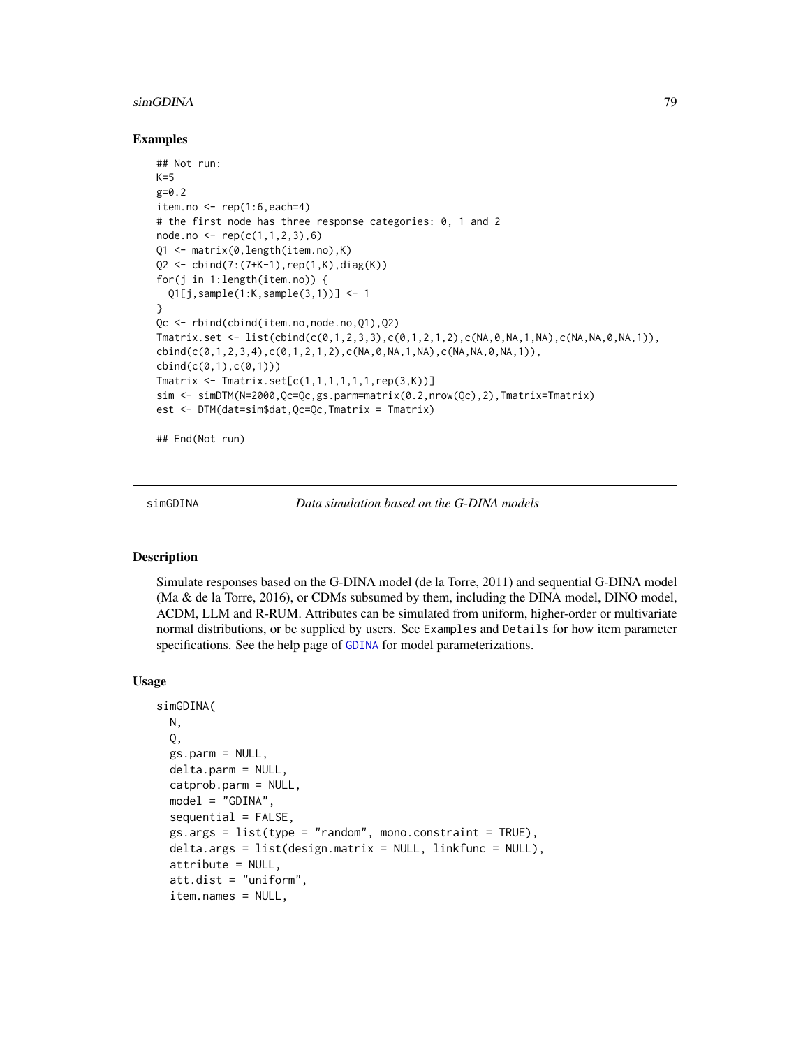#### Examples

```
## Not run:
K=5
g=0.2
item.no <- rep(1:6,each=4)
# the first node has three response categories: 0, 1 and 2
node.no <- rep(c(1,1,2,3),6)
Q1 <- matrix(0,length(item.no),K)
Q2 <- cbind(7:(7+K-1),rep(1,K),diag(K))
for(j in 1:length(item.no)) {
  Q1[j,sample(1:K,sample(3,1))] <- 1
}
Qc <- rbind(cbind(item.no,node.no,Q1),Q2)
Tmatrix.set <- list(cbind(c(0,1,2,3,3),c(0,1,2,1,2),c(NA,0,NA,1,NA),c(NA,NA,0,NA,1)),
cbind(c(0,1,2,3,4),c(0,1,2,1,2),c(NA,0,NA,1,NA),c(NA,NA,0,NA,1)),
cbind(c(0,1),c(0,1)))
Tmatrix <- Tmatrix.set[c(1,1,1,1,1,1,rep(3,K))]
sim <- simDTM(N=2000,Qc=Qc,gs.parm=matrix(0.2,nrow(Qc),2),Tmatrix=Tmatrix)
est <- DTM(dat=sim$dat,Qc=Qc,Tmatrix = Tmatrix)

## End(Not run)
```

---

## simGDINA — *Data simulation based on the G-DINA models*

#### Description

Simulate responses based on the G-DINA model (de la Torre, 2011) and sequential G-DINA model (Ma & de la Torre, 2016), or CDMs subsumed by them, including the DINA model, DINO model, ACDM, LLM and R-RUM. Attributes can be simulated from uniform, higher-order or multivariate normal distributions, or be supplied by users. See `Examples` and `Details` for how item parameter specifications. See the help page of `GDINA` for model parameterizations.

#### Usage

```
simGDINA(
  N,
  Q,
  gs.parm = NULL,
  delta.parm = NULL,
  catprob.parm = NULL,
  model = "GDINA",
  sequential = FALSE,
  gs.args = list(type = "random", mono.constraint = TRUE),
  delta.args = list(design.matrix = NULL, linkfunc = NULL),
  attribute = NULL,
  att.dist = "uniform",
  item.names = NULL,
```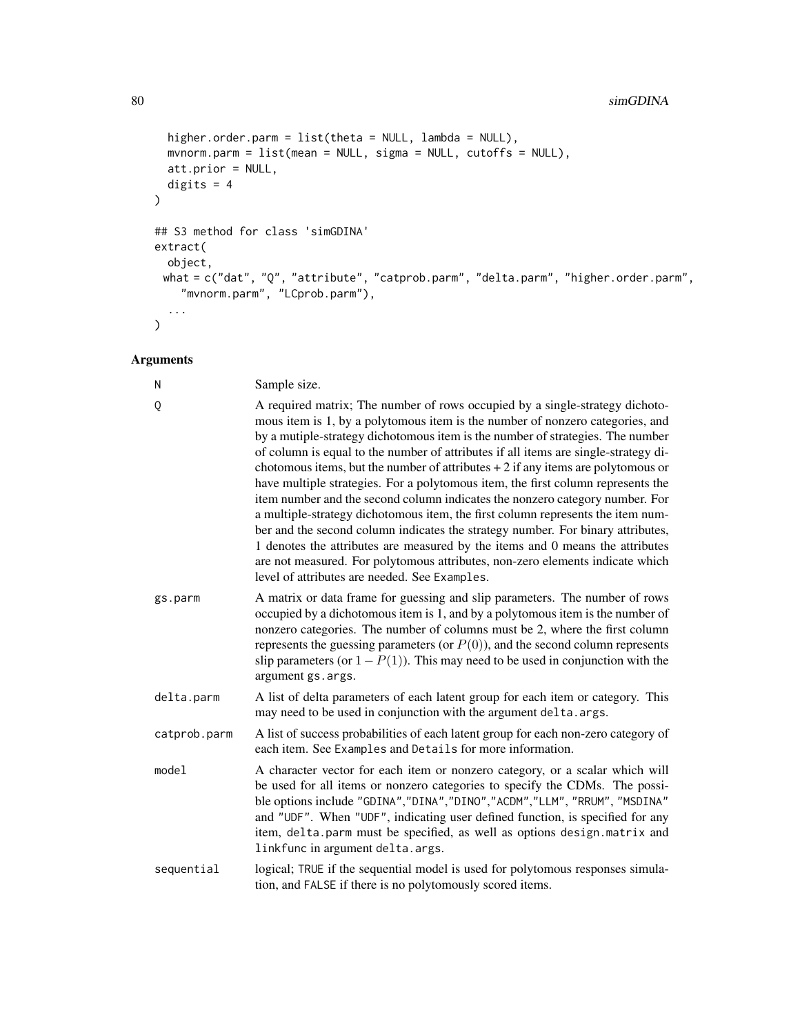```
  higher.order.parm = list(theta = NULL, lambda = NULL),
  mvnorm.parm = list(mean = NULL, sigma = NULL, cutoffs = NULL),
  att.prior = NULL,
  digits = 4
)

## S3 method for class 'simGDINA'
extract(
  object,
  what = c("dat", "Q", "attribute", "catprob.parm", "delta.parm", "higher.order.parm",
    "mvnorm.parm", "LCprob.parm"),
  ...
)
```

## Arguments

| | |
|---|---|
| N | Sample size. |
| Q | A required matrix; The number of rows occupied by a single-strategy dichotomous item is 1, by a polytomous item is the number of nonzero categories, and by a mutiple-strategy dichotomous item is the number of strategies. The number of column is equal to the number of attributes if all items are single-strategy dichotomous items, but the number of attributes + 2 if any items are polytomous or have multiple strategies. For a polytomous item, the first column represents the item number and the second column indicates the nonzero category number. For a multiple-strategy dichotomous item, the first column represents the item number and the second column indicates the strategy number. For binary attributes, 1 denotes the attributes are measured by the items and 0 means the attributes are not measured. For polytomous attributes, non-zero elements indicate which level of attributes are needed. See `Examples`. |
| gs.parm | A matrix or data frame for guessing and slip parameters. The number of rows occupied by a dichotomous item is 1, and by a polytomous item is the number of nonzero categories. The number of columns must be 2, where the first column represents the guessing parameters (or $P(0)$), and the second column represents slip parameters (or $1 - P(1)$). This may need to be used in conjunction with the argument `gs.args`. |
| delta.parm | A list of delta parameters of each latent group for each item or category. This may need to be used in conjunction with the argument `delta.args`. |
| catprob.parm | A list of success probabilities of each latent group for each non-zero category of each item. See `Examples` and `Details` for more information. |
| model | A character vector for each item or nonzero category, or a scalar which will be used for all items or nonzero categories to specify the CDMs. The possible options include `"GDINA"`,`"DINA"`,`"DINO"`,`"ACDM"`,`"LLM"`, `"RRUM"`, `"MSDINA"` and `"UDF"`. When `"UDF"`, indicating user defined function, is specified for any item, `delta.parm` must be specified, as well as options `design.matrix` and `linkfunc` in argument `delta.args`. |
| sequential | logical; `TRUE` if the sequential model is used for polytomous responses simulation, and `FALSE` if there is no polytomously scored items. |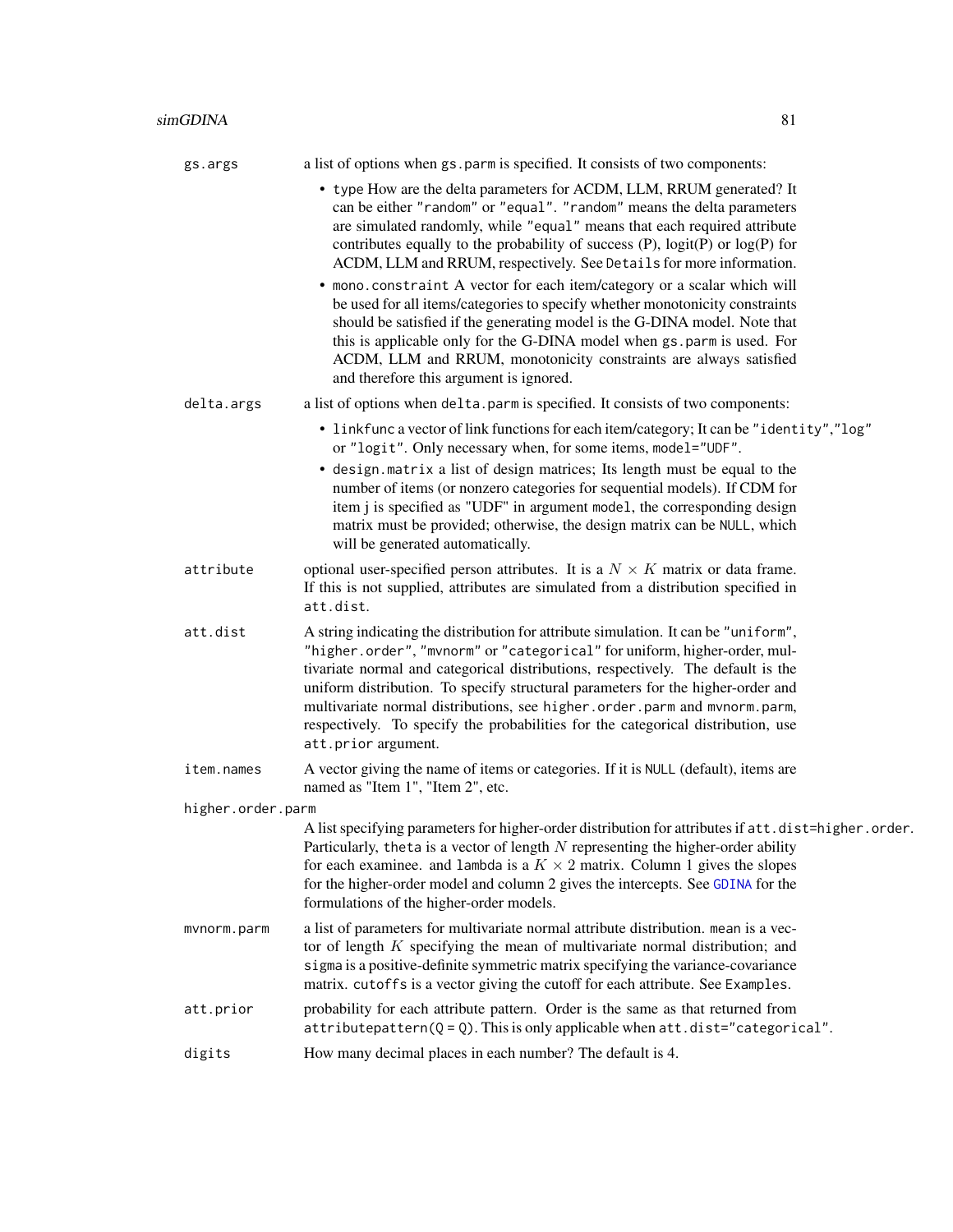**gs.args**
a list of options when `gs.parm` is specified. It consists of two components:

- `type` How are the delta parameters for ACDM, LLM, RRUM generated? It can be either `"random"` or `"equal"`. `"random"` means the delta parameters are simulated randomly, while `"equal"` means that each required attribute contributes equally to the probability of success (P), logit(P) or log(P) for ACDM, LLM and RRUM, respectively. See `Details` for more information.
- `mono.constraint` A vector for each item/category or a scalar which will be used for all items/categories to specify whether monotonicity constraints should be satisfied if the generating model is the G-DINA model. Note that this is applicable only for the G-DINA model when `gs.parm` is used. For ACDM, LLM and RRUM, monotonicity constraints are always satisfied and therefore this argument is ignored.

**delta.args**
a list of options when `delta.parm` is specified. It consists of two components:

- `linkfunc` a vector of link functions for each item/category; It can be `"identity"`,`"log"` or `"logit"`. Only necessary when, for some items, `model="UDF"`.
- `design.matrix` a list of design matrices; Its length must be equal to the number of items (or nonzero categories for sequential models). If CDM for item j is specified as "UDF" in argument `model`, the corresponding design matrix must be provided; otherwise, the design matrix can be `NULL`, which will be generated automatically.

**attribute**
optional user-specified person attributes. It is a $N \times K$ matrix or data frame. If this is not supplied, attributes are simulated from a distribution specified in `att.dist`.

**att.dist**
A string indicating the distribution for attribute simulation. It can be `"uniform"`, `"higher.order"`, `"mvnorm"` or `"categorical"` for uniform, higher-order, multivariate normal and categorical distributions, respectively. The default is the uniform distribution. To specify structural parameters for the higher-order and multivariate normal distributions, see `higher.order.parm` and `mvnorm.parm`, respectively. To specify the probabilities for the categorical distribution, use `att.prior` argument.

**item.names**
A vector giving the name of items or categories. If it is `NULL` (default), items are named as "Item 1", "Item 2", etc.

**higher.order.parm**
A list specifying parameters for higher-order distribution for attributes if `att.dist=higher.order`. Particularly, `theta` is a vector of length $N$ representing the higher-order ability for each examinee. and `lambda` is a $K \times 2$ matrix. Column 1 gives the slopes for the higher-order model and column 2 gives the intercepts. See `GDINA` for the formulations of the higher-order models.

**mvnorm.parm**
a list of parameters for multivariate normal attribute distribution. `mean` is a vector of length $K$ specifying the mean of multivariate normal distribution; and `sigma` is a positive-definite symmetric matrix specifying the variance-covariance matrix. `cutoffs` is a vector giving the cutoff for each attribute. See `Examples`.

**att.prior**
probability for each attribute pattern. Order is the same as that returned from `attributepattern(Q = Q)`. This is only applicable when `att.dist="categorical"`.

**digits**
How many decimal places in each number? The default is 4.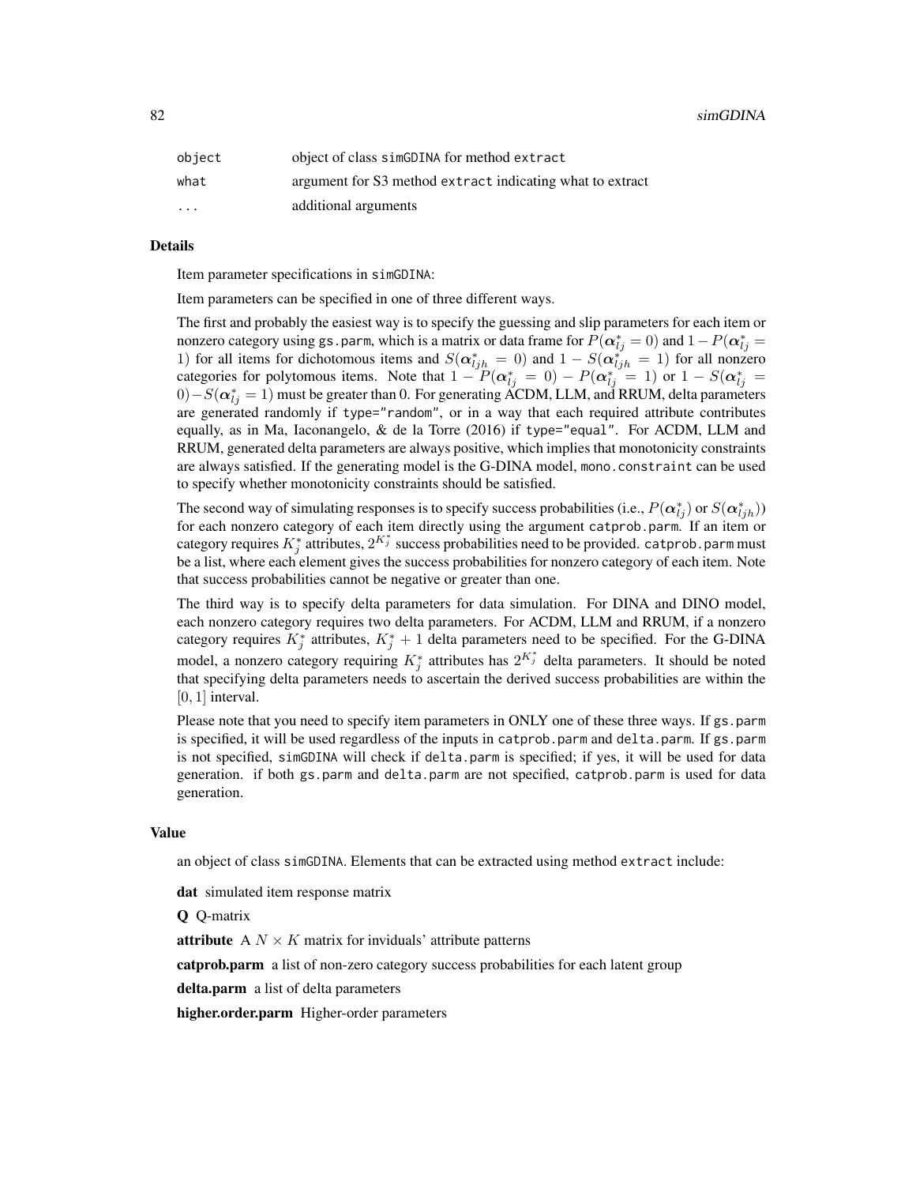| | |
|---|---|
| object | object of class simGDINA for method extract |
| what | argument for S3 method extract indicating what to extract |
| ... | additional arguments |

## Details

Item parameter specifications in simGDINA:

Item parameters can be specified in one of three different ways.

The first and probably the easiest way is to specify the guessing and slip parameters for each item or nonzero category using gs.parm, which is a matrix or data frame for $P(\boldsymbol{\alpha}_{lj}^* = 0)$ and $1 - P(\boldsymbol{\alpha}_{lj}^* = 1)$ for all items for dichotomous items and $S(\boldsymbol{\alpha}_{ljh}^* = 0)$ and $1 - S(\boldsymbol{\alpha}_{ljh}^* = 1)$ for all nonzero categories for polytomous items. Note that $1 - P(\boldsymbol{\alpha}_{lj}^* = 0) - P(\boldsymbol{\alpha}_{lj}^* = 1)$ or $1 - S(\boldsymbol{\alpha}_{lj}^* = 0) - S(\boldsymbol{\alpha}_{lj}^* = 1)$ must be greater than 0. For generating ACDM, LLM, and RRUM, delta parameters are generated randomly if type="random", or in a way that each required attribute contributes equally, as in Ma, Iaconangelo, & de la Torre (2016) if type="equal". For ACDM, LLM and RRUM, generated delta parameters are always positive, which implies that monotonicity constraints are always satisfied. If the generating model is the G-DINA model, mono.constraint can be used to specify whether monotonicity constraints should be satisfied.

The second way of simulating responses is to specify success probabilities (i.e., $P(\boldsymbol{\alpha}_{lj}^*)$ or $S(\boldsymbol{\alpha}_{ljh}^*)$) for each nonzero category of each item directly using the argument catprob.parm. If an item or category requires $K_j^*$ attributes, $2^{K_j^*}$ success probabilities need to be provided. catprob.parm must be a list, where each element gives the success probabilities for nonzero category of each item. Note that success probabilities cannot be negative or greater than one.

The third way is to specify delta parameters for data simulation. For DINA and DINO model, each nonzero category requires two delta parameters. For ACDM, LLM and RRUM, if a nonzero category requires $K_j^*$ attributes, $K_j^* + 1$ delta parameters need to be specified. For the G-DINA model, a nonzero category requiring $K_j^*$ attributes has $2^{K_j^*}$ delta parameters. It should be noted that specifying delta parameters needs to ascertain the derived success probabilities are within the $[0, 1]$ interval.

Please note that you need to specify item parameters in ONLY one of these three ways. If gs.parm is specified, it will be used regardless of the inputs in catprob.parm and delta.parm. If gs.parm is not specified, simGDINA will check if delta.parm is specified; if yes, it will be used for data generation. if both gs.parm and delta.parm are not specified, catprob.parm is used for data generation.

## Value

an object of class simGDINA. Elements that can be extracted using method extract include:

**dat** simulated item response matrix

**Q** Q-matrix

**attribute** A $N \times K$ matrix for inviduals' attribute patterns

**catprob.parm** a list of non-zero category success probabilities for each latent group

**delta.parm** a list of delta parameters

**higher.order.parm** Higher-order parameters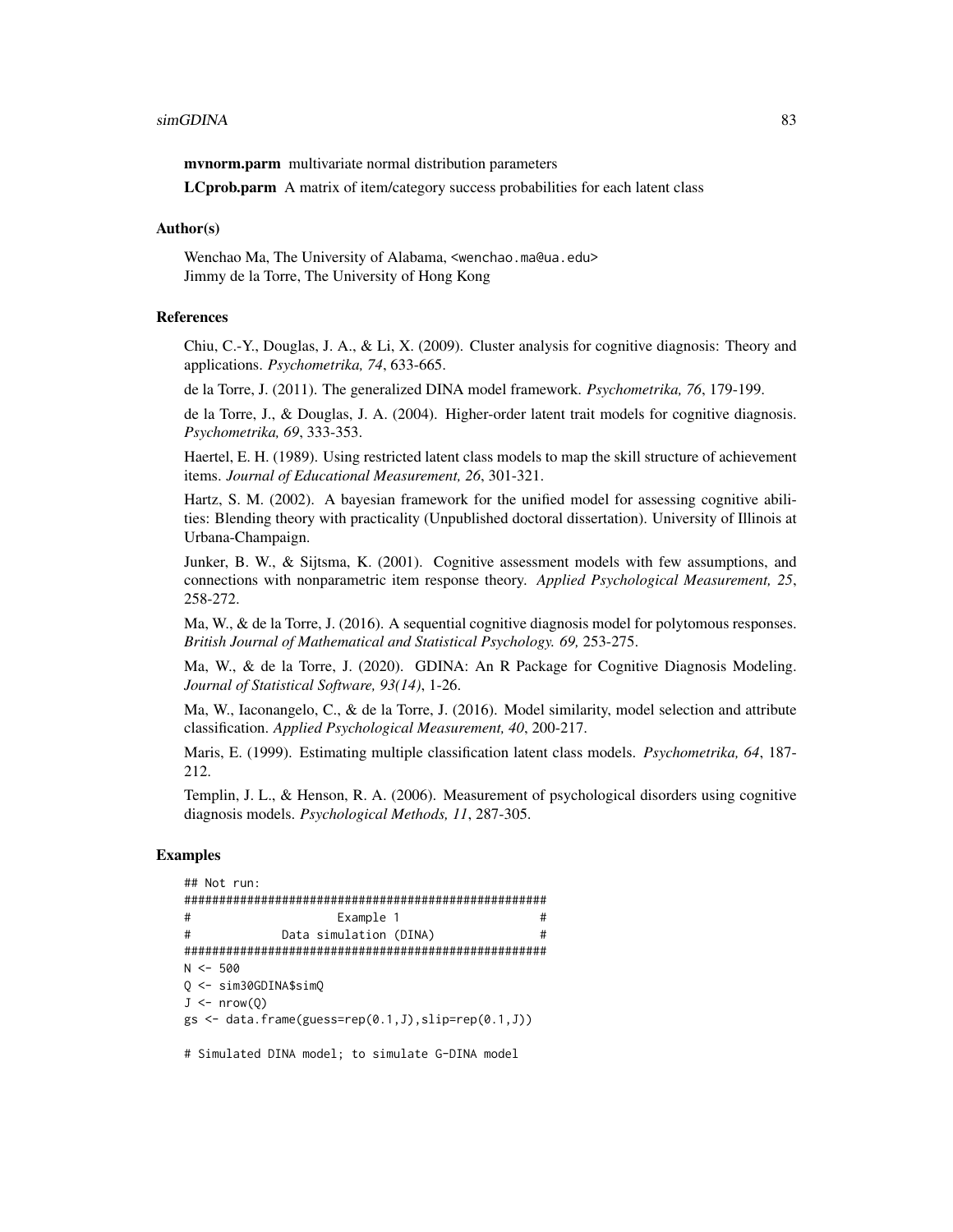**mvnorm.parm** multivariate normal distribution parameters

**LCprob.parm** A matrix of item/category success probabilities for each latent class

### Author(s)

Wenchao Ma, The University of Alabama, <wenchao.ma@ua.edu>
Jimmy de la Torre, The University of Hong Kong

### References

Chiu, C.-Y., Douglas, J. A., & Li, X. (2009). Cluster analysis for cognitive diagnosis: Theory and applications. *Psychometrika, 74*, 633-665.

de la Torre, J. (2011). The generalized DINA model framework. *Psychometrika, 76*, 179-199.

de la Torre, J., & Douglas, J. A. (2004). Higher-order latent trait models for cognitive diagnosis. *Psychometrika, 69*, 333-353.

Haertel, E. H. (1989). Using restricted latent class models to map the skill structure of achievement items. *Journal of Educational Measurement, 26*, 301-321.

Hartz, S. M. (2002). A bayesian framework for the unified model for assessing cognitive abilities: Blending theory with practicality (Unpublished doctoral dissertation). University of Illinois at Urbana-Champaign.

Junker, B. W., & Sijtsma, K. (2001). Cognitive assessment models with few assumptions, and connections with nonparametric item response theory. *Applied Psychological Measurement, 25*, 258-272.

Ma, W., & de la Torre, J. (2016). A sequential cognitive diagnosis model for polytomous responses. *British Journal of Mathematical and Statistical Psychology. 69,* 253-275.

Ma, W., & de la Torre, J. (2020). GDINA: An R Package for Cognitive Diagnosis Modeling. *Journal of Statistical Software, 93(14)*, 1-26.

Ma, W., Iaconangelo, C., & de la Torre, J. (2016). Model similarity, model selection and attribute classification. *Applied Psychological Measurement, 40*, 200-217.

Maris, E. (1999). Estimating multiple classification latent class models. *Psychometrika, 64*, 187-212.

Templin, J. L., & Henson, R. A. (2006). Measurement of psychological disorders using cognitive diagnosis models. *Psychological Methods, 11*, 287-305.

### Examples

```
## Not run:
####################################################
#                    Example 1                     #
#             Data simulation (DINA)               #
####################################################
N <- 500
Q <- sim30GDINA$simQ
J <- nrow(Q)
gs <- data.frame(guess=rep(0.1,J),slip=rep(0.1,J))

# Simulated DINA model; to simulate G-DINA model
```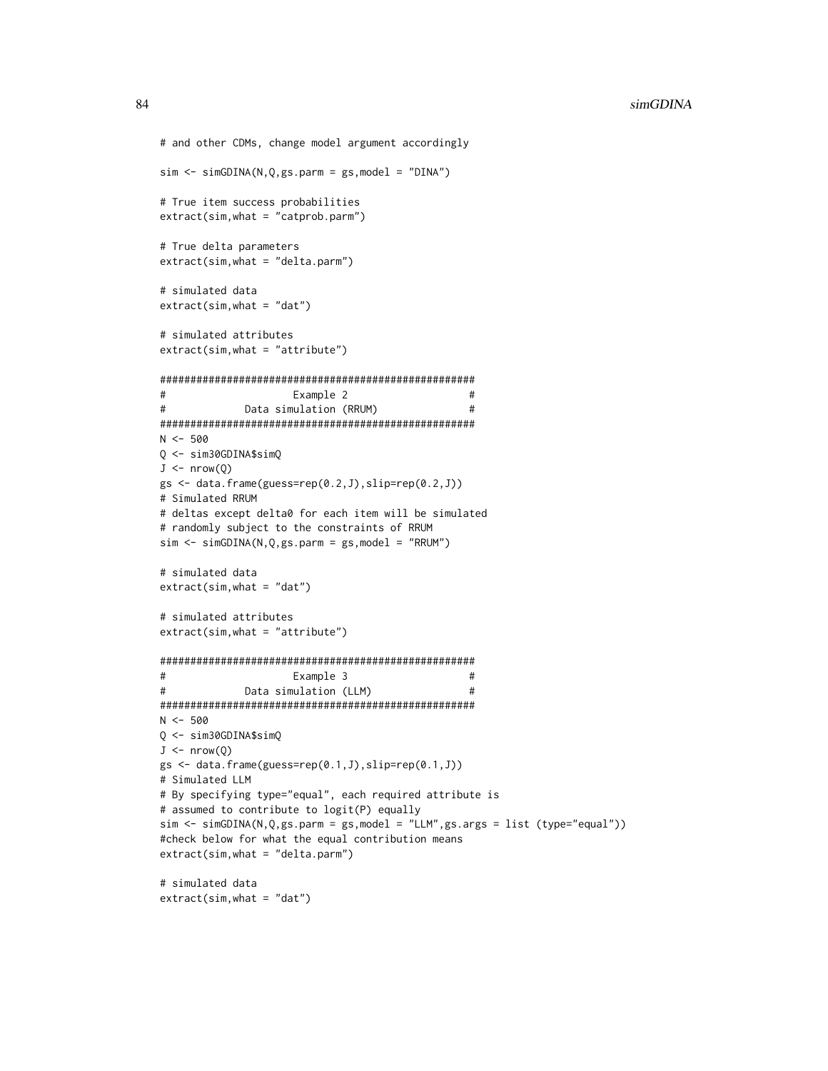```
# and other CDMs, change model argument accordingly

sim <- simGDINA(N,Q,gs.parm = gs,model = "DINA")

# True item success probabilities
extract(sim,what = "catprob.parm")

# True delta parameters
extract(sim,what = "delta.parm")

# simulated data
extract(sim,what = "dat")

# simulated attributes
extract(sim,what = "attribute")

####################################################
#                   Example 2                      #
#             Data simulation (RRUM)               #
####################################################
N <- 500
Q <- sim30GDINA$simQ
J <- nrow(Q)
gs <- data.frame(guess=rep(0.2,J),slip=rep(0.2,J))
# Simulated RRUM
# deltas except delta0 for each item will be simulated
# randomly subject to the constraints of RRUM
sim <- simGDINA(N,Q,gs.parm = gs,model = "RRUM")

# simulated data
extract(sim,what = "dat")

# simulated attributes
extract(sim,what = "attribute")

####################################################
#                   Example 3                      #
#             Data simulation (LLM)                #
####################################################
N <- 500
Q <- sim30GDINA$simQ
J <- nrow(Q)
gs <- data.frame(guess=rep(0.1,J),slip=rep(0.1,J))
# Simulated LLM
# By specifying type="equal", each required attribute is
# assumed to contribute to logit(P) equally
sim <- simGDINA(N,Q,gs.parm = gs,model = "LLM",gs.args = list (type="equal"))
#check below for what the equal contribution means
extract(sim,what = "delta.parm")

# simulated data
extract(sim,what = "dat")
```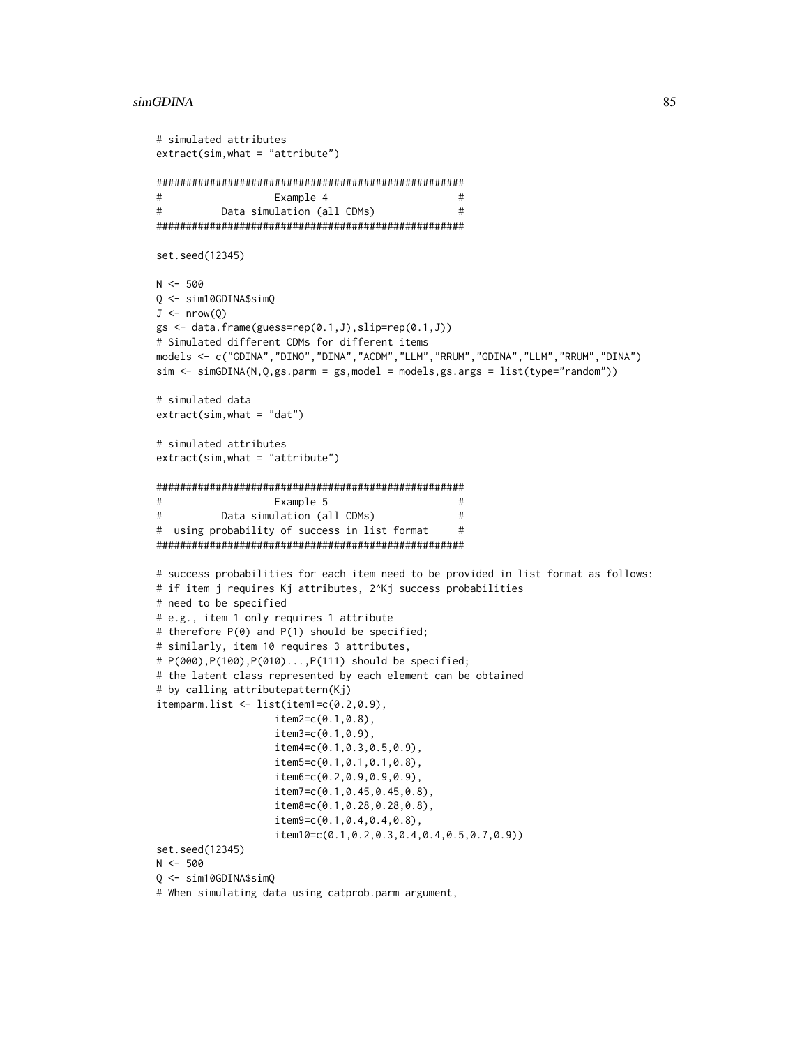```
# simulated attributes
extract(sim,what = "attribute")

####################################################
#                   Example 4                      #
#          Data simulation (all CDMs)              #
####################################################

set.seed(12345)

N <- 500
Q <- sim10GDINA$simQ
J <- nrow(Q)
gs <- data.frame(guess=rep(0.1,J),slip=rep(0.1,J))
# Simulated different CDMs for different items
models <- c("GDINA","DINO","DINA","ACDM","LLM","RRUM","GDINA","LLM","RRUM","DINA")
sim <- simGDINA(N,Q,gs.parm = gs,model = models,gs.args = list(type="random"))

# simulated data
extract(sim,what = "dat")

# simulated attributes
extract(sim,what = "attribute")

####################################################
#                   Example 5                      #
#          Data simulation (all CDMs)              #
#  using probability of success in list format     #
####################################################

# success probabilities for each item need to be provided in list format as follows:
# if item j requires Kj attributes, 2^Kj success probabilities
# need to be specified
# e.g., item 1 only requires 1 attribute
# therefore P(0) and P(1) should be specified;
# similarly, item 10 requires 3 attributes,
# P(000),P(100),P(010)...,P(111) should be specified;
# the latent class represented by each element can be obtained
# by calling attributepattern(Kj)
itemparm.list <- list(item1=c(0.2,0.9),
                      item2=c(0.1,0.8),
                      item3=c(0.1,0.9),
                      item4=c(0.1,0.3,0.5,0.9),
                      item5=c(0.1,0.1,0.1,0.8),
                      item6=c(0.2,0.9,0.9,0.9),
                      item7=c(0.1,0.45,0.45,0.8),
                      item8=c(0.1,0.28,0.28,0.8),
                      item9=c(0.1,0.4,0.4,0.8),
                      item10=c(0.1,0.2,0.3,0.4,0.4,0.5,0.7,0.9))
set.seed(12345)
N <- 500
Q <- sim10GDINA$simQ
# When simulating data using catprob.parm argument,
```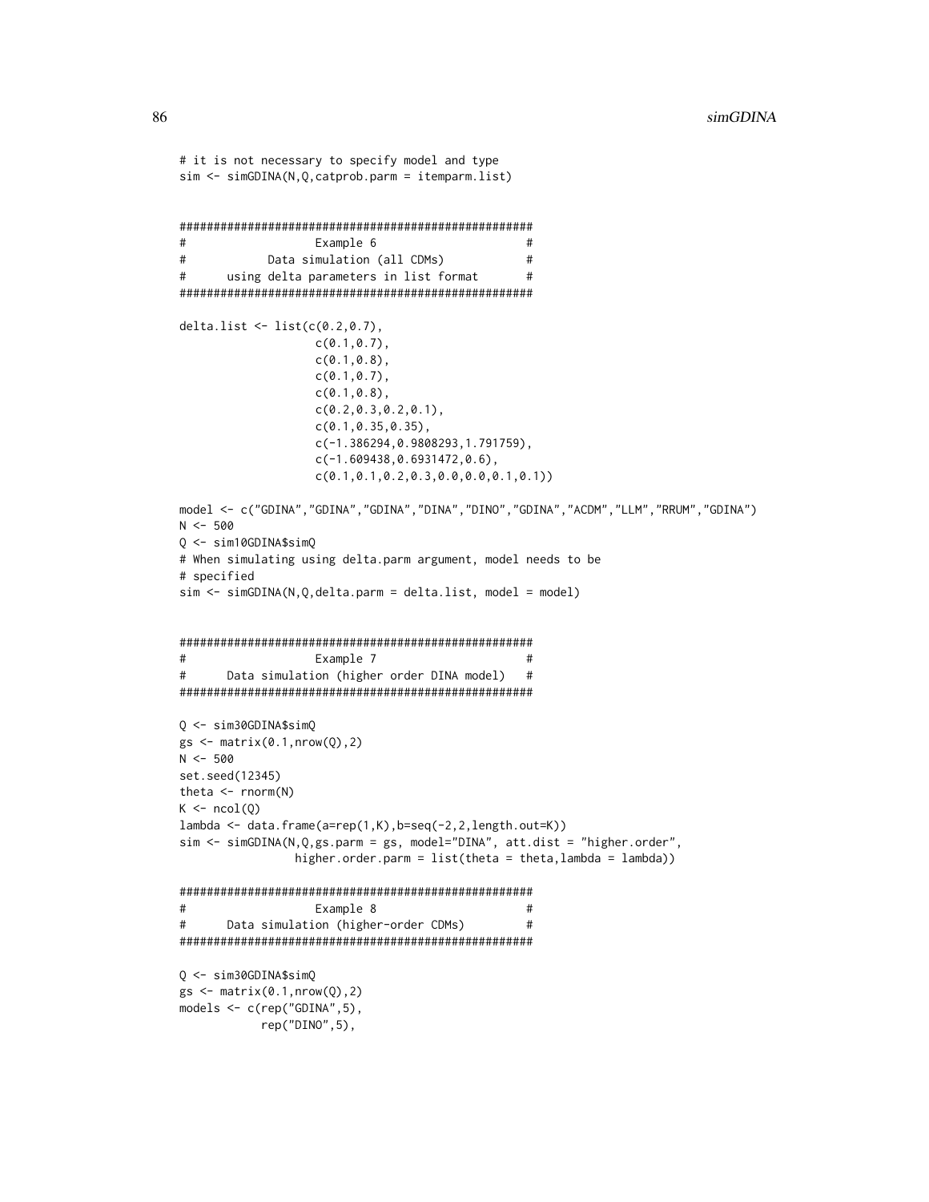```
# it is not necessary to specify model and type
sim <- simGDINA(N,Q,catprob.parm = itemparm.list)


####################################################
#                   Example 6                      #
#           Data simulation (all CDMs)             #
#      using delta parameters in list format       #
####################################################

delta.list <- list(c(0.2,0.7),
                   c(0.1,0.7),
                   c(0.1,0.8),
                   c(0.1,0.7),
                   c(0.1,0.8),
                   c(0.2,0.3,0.2,0.1),
                   c(0.1,0.35,0.35),
                   c(-1.386294,0.9808293,1.791759),
                   c(-1.609438,0.6931472,0.6),
                   c(0.1,0.1,0.2,0.3,0.0,0.0,0.1,0.1))

model <- c("GDINA","GDINA","GDINA","DINA","DINO","GDINA","ACDM","LLM","RRUM","GDINA")
N <- 500
Q <- sim10GDINA$simQ
# When simulating using delta.parm argument, model needs to be
# specified
sim <- simGDINA(N,Q,delta.parm = delta.list, model = model)


####################################################
#                   Example 7                      #
#      Data simulation (higher order DINA model)   #
####################################################

Q <- sim30GDINA$simQ
gs <- matrix(0.1,nrow(Q),2)
N <- 500
set.seed(12345)
theta <- rnorm(N)
K <- ncol(Q)
lambda <- data.frame(a=rep(1,K),b=seq(-2,2,length.out=K))
sim <- simGDINA(N,Q,gs.parm = gs, model="DINA", att.dist = "higher.order",
                higher.order.parm = list(theta = theta,lambda = lambda))

####################################################
#                   Example 8                      #
#      Data simulation (higher-order CDMs)         #
####################################################

Q <- sim30GDINA$simQ
gs <- matrix(0.1,nrow(Q),2)
models <- c(rep("GDINA",5),
            rep("DINO",5),
```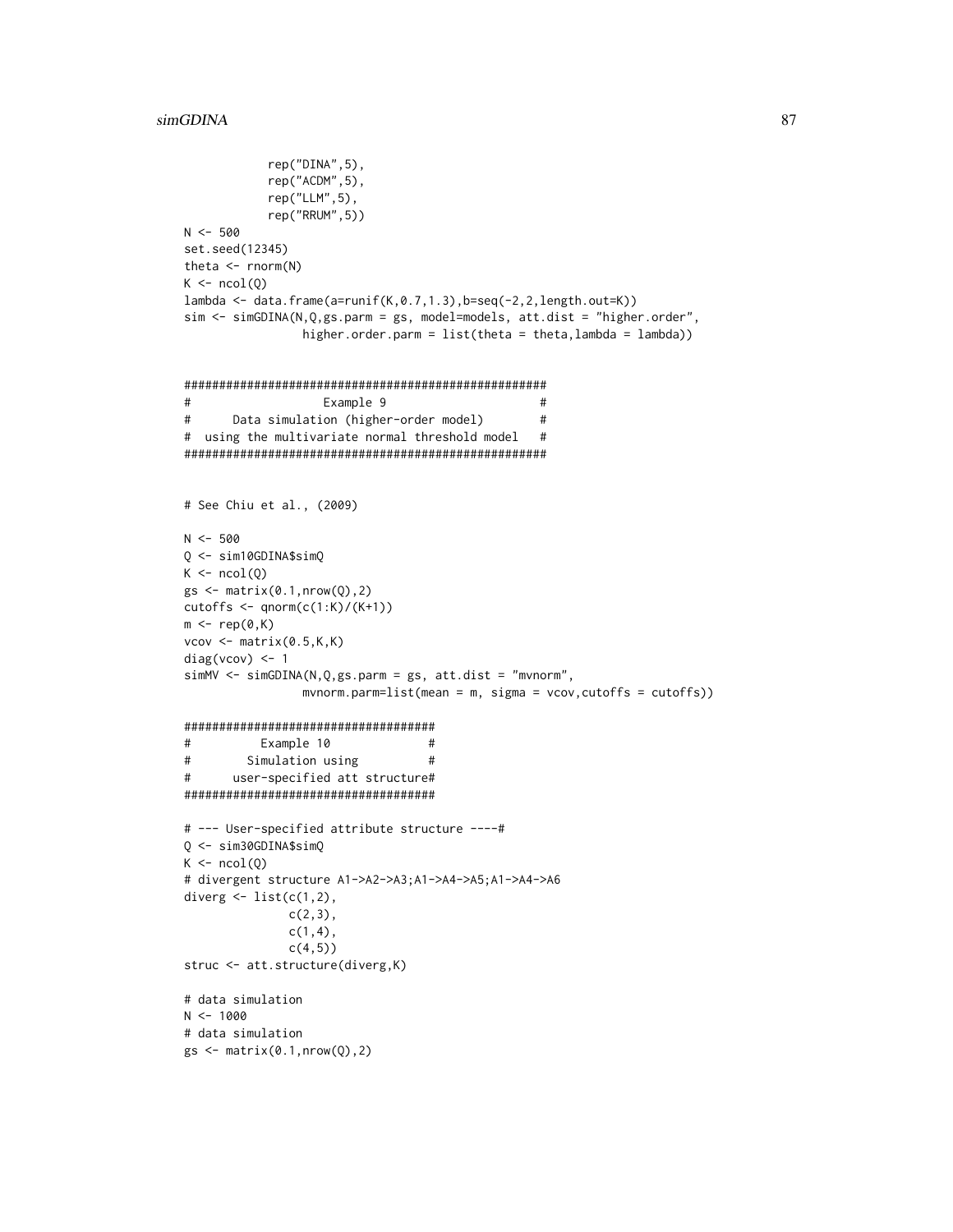```
            rep("DINA",5),
            rep("ACDM",5),
            rep("LLM",5),
            rep("RRUM",5))
N <- 500
set.seed(12345)
theta <- rnorm(N)
K <- ncol(Q)
lambda <- data.frame(a=runif(K,0.7,1.3),b=seq(-2,2,length.out=K))
sim <- simGDINA(N,Q,gs.parm = gs, model=models, att.dist = "higher.order",
                higher.order.parm = list(theta = theta,lambda = lambda))


####################################################
#                   Example 9                      #
#      Data simulation (higher-order model)        #
#  using the multivariate normal threshold model   #
####################################################


# See Chiu et al., (2009)

N <- 500
Q <- sim10GDINA$simQ
K <- ncol(Q)
gs <- matrix(0.1,nrow(Q),2)
cutoffs <- qnorm(c(1:K)/(K+1))
m <- rep(0,K)
vcov <- matrix(0.5,K,K)
diag(vcov) <- 1
simMV <- simGDINA(N,Q,gs.parm = gs, att.dist = "mvnorm",
                mvnorm.parm=list(mean = m, sigma = vcov,cutoffs = cutoffs))

####################################
#          Example 10              #
#        Simulation using          #
#      user-specified att structure#
####################################

# --- User-specified attribute structure ----#
Q <- sim30GDINA$simQ
K <- ncol(Q)
# divergent structure A1->A2->A3;A1->A4->A5;A1->A4->A6
diverg <- list(c(1,2),
               c(2,3),
               c(1,4),
               c(4,5))
struc <- att.structure(diverg,K)

# data simulation
N <- 1000
# data simulation
gs <- matrix(0.1,nrow(Q),2)
```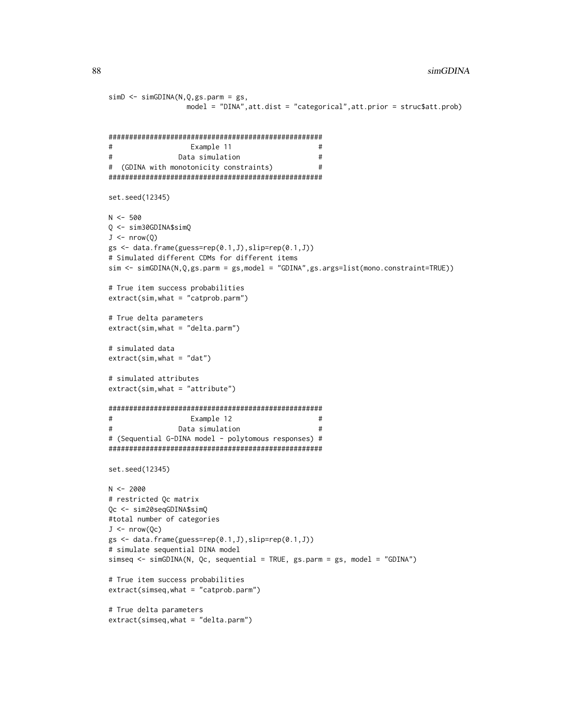```
simD <- simGDINA(N,Q,gs.parm = gs,
                 model = "DINA",att.dist = "categorical",att.prior = struc$att.prob)


####################################################
#                    Example 11                    #
#                 Data simulation                  #
#  (GDINA with monotonicity constraints)           #
####################################################

set.seed(12345)

N <- 500
Q <- sim30GDINA$simQ
J <- nrow(Q)
gs <- data.frame(guess=rep(0.1,J),slip=rep(0.1,J))
# Simulated different CDMs for different items
sim <- simGDINA(N,Q,gs.parm = gs,model = "GDINA",gs.args=list(mono.constraint=TRUE))

# True item success probabilities
extract(sim,what = "catprob.parm")

# True delta parameters
extract(sim,what = "delta.parm")

# simulated data
extract(sim,what = "dat")

# simulated attributes
extract(sim,what = "attribute")

####################################################
#                    Example 12                    #
#                 Data simulation                  #
# (Sequential G-DINA model - polytomous responses) #
####################################################

set.seed(12345)

N <- 2000
# restricted Qc matrix
Qc <- sim20seqGDINA$simQ
#total number of categories
J <- nrow(Qc)
gs <- data.frame(guess=rep(0.1,J),slip=rep(0.1,J))
# simulate sequential DINA model
simseq <- simGDINA(N, Qc, sequential = TRUE, gs.parm = gs, model = "GDINA")

# True item success probabilities
extract(simseq,what = "catprob.parm")

# True delta parameters
extract(simseq,what = "delta.parm")
```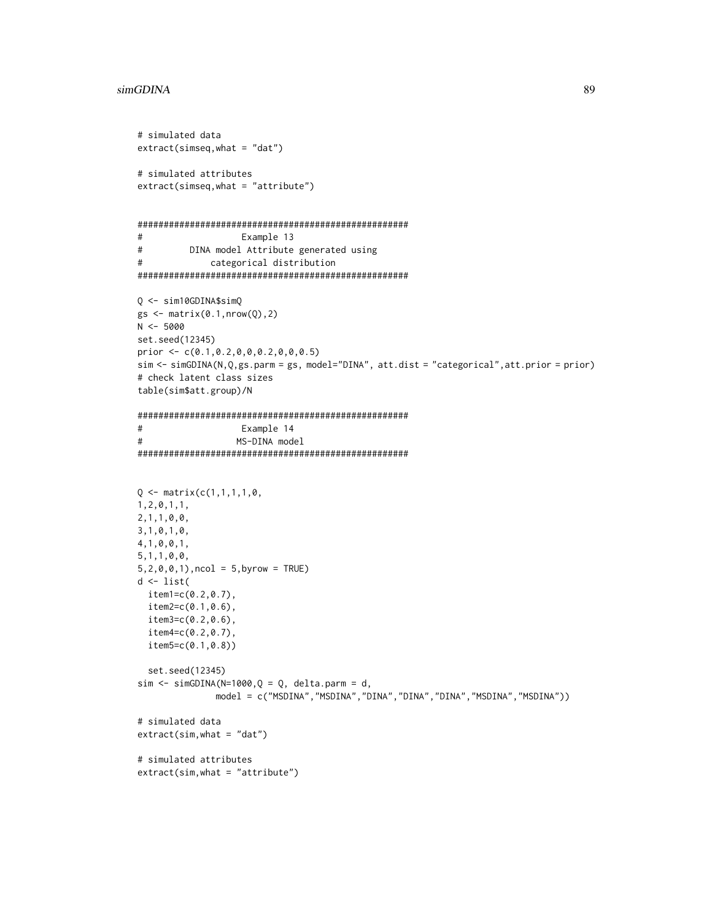```
# simulated data
extract(simseq,what = "dat")

# simulated attributes
extract(simseq,what = "attribute")


####################################################
#                   Example 13
#         DINA model Attribute generated using
#             categorical distribution
####################################################

Q <- sim10GDINA$simQ
gs <- matrix(0.1,nrow(Q),2)
N <- 5000
set.seed(12345)
prior <- c(0.1,0.2,0,0,0.2,0,0,0.5)
sim <- simGDINA(N,Q,gs.parm = gs, model="DINA", att.dist = "categorical",att.prior = prior)
# check latent class sizes
table(sim$att.group)/N

####################################################
#                   Example 14
#                  MS-DINA model
####################################################


Q <- matrix(c(1,1,1,1,0,
1,2,0,1,1,
2,1,1,0,0,
3,1,0,1,0,
4,1,0,0,1,
5,1,1,0,0,
5,2,0,0,1),ncol = 5,byrow = TRUE)
d <- list(
  item1=c(0.2,0.7),
  item2=c(0.1,0.6),
  item3=c(0.2,0.6),
  item4=c(0.2,0.7),
  item5=c(0.1,0.8))

  set.seed(12345)
sim <- simGDINA(N=1000,Q = Q, delta.parm = d,
               model = c("MSDINA","MSDINA","DINA","DINA","DINA","MSDINA","MSDINA"))

# simulated data
extract(sim,what = "dat")

# simulated attributes
extract(sim,what = "attribute")
```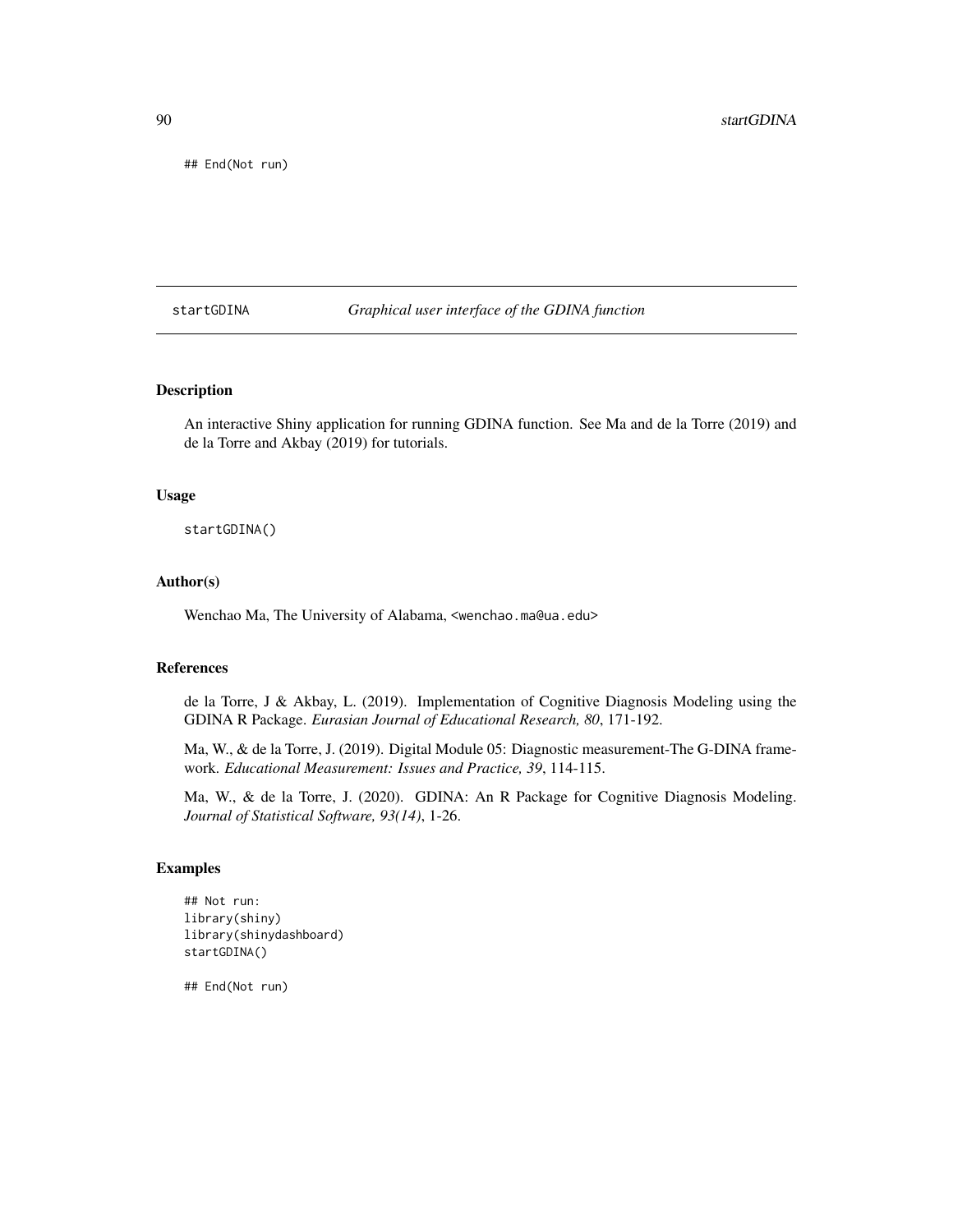```
## End(Not run)
```

## startGDINA *Graphical user interface of the GDINA function*

### Description

An interactive Shiny application for running GDINA function. See Ma and de la Torre (2019) and de la Torre and Akbay (2019) for tutorials.

### Usage

```
startGDINA()
```

### Author(s)

Wenchao Ma, The University of Alabama, <wenchao.ma@ua.edu>

### References

de la Torre, J & Akbay, L. (2019). Implementation of Cognitive Diagnosis Modeling using the GDINA R Package. *Eurasian Journal of Educational Research, 80*, 171-192.

Ma, W., & de la Torre, J. (2019). Digital Module 05: Diagnostic measurement-The G-DINA framework. *Educational Measurement: Issues and Practice, 39*, 114-115.

Ma, W., & de la Torre, J. (2020). GDINA: An R Package for Cognitive Diagnosis Modeling. *Journal of Statistical Software, 93(14)*, 1-26.

### Examples

```
## Not run:
library(shiny)
library(shinydashboard)
startGDINA()

## End(Not run)
```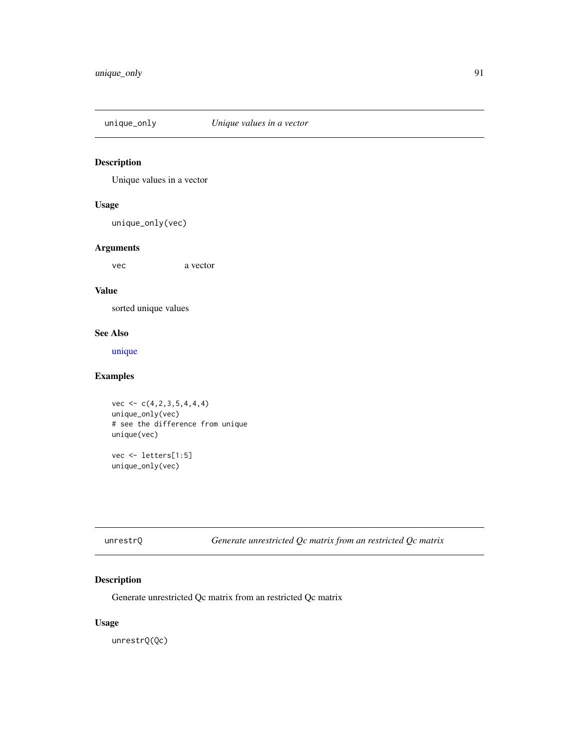## unique_only    *Unique values in a vector*

### Description

Unique values in a vector

### Usage

```
unique_only(vec)
```

### Arguments

| | |
|---|---|
| `vec` | a vector |

### Value

sorted unique values

### See Also

unique

### Examples

```
vec <- c(4,2,3,5,4,4,4)
unique_only(vec)
# see the difference from unique
unique(vec)

vec <- letters[1:5]
unique_only(vec)
```

## unrestrQ    *Generate unrestricted Qc matrix from an restricted Qc matrix*

### Description

Generate unrestricted Qc matrix from an restricted Qc matrix

### Usage

```
unrestrQ(Qc)
```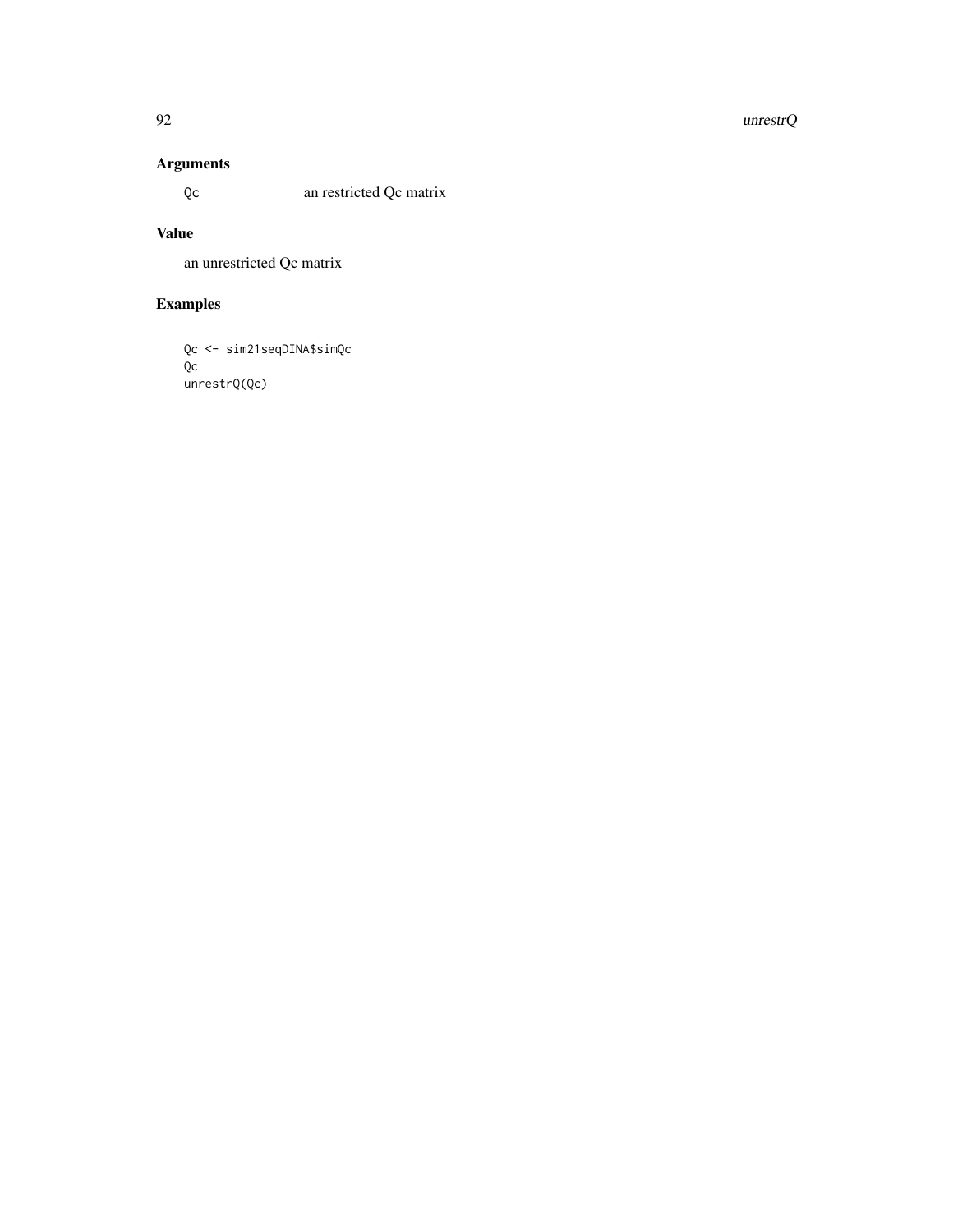## Arguments

Qc an restricted Qc matrix

## Value

an unrestricted Qc matrix

## Examples

```
Qc <- sim21seqDINA$simQc
Qc
unrestrQ(Qc)
```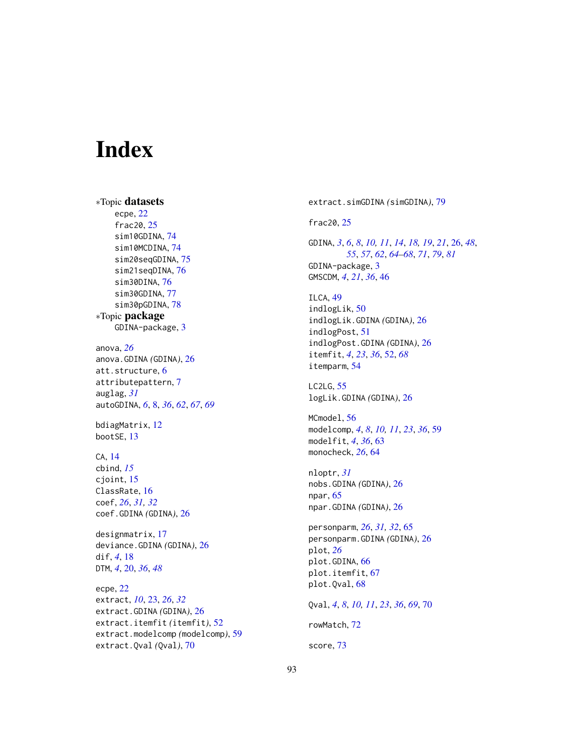# Index

∗Topic **datasets**

- ecpe, 22
- frac20, 25
- sim10GDINA, 74
- sim10MCDINA, 74
- sim20seqGDINA, 75
- sim21seqDINA, 76
- sim30DINA, 76
- sim30GDINA, 77
- sim30pGDINA, 78

∗Topic **package**

- GDINA-package, 3

anova, *26*
anova.GDINA *(*GDINA*)*, 26
att.structure, 6
attributepattern, 7
auglag, *31*
autoGDINA, *6*, 8, *36*, *62*, *67*, *69*

bdiagMatrix, 12
bootSE, 13

CA, 14
cbind, *15*
cjoint, 15
ClassRate, 16
coef, *26*, *31, 32*
coef.GDINA *(*GDINA*)*, 26

designmatrix, 17
deviance.GDINA *(*GDINA*)*, 26
dif, *4*, 18
DTM, *4*, 20, *36*, *48*

ecpe, 22
extract, *10*, 23, *26*, *32*
extract.GDINA *(*GDINA*)*, 26
extract.itemfit *(*itemfit*)*, 52
extract.modelcomp *(*modelcomp*)*, 59
extract.Qval *(*Qval*)*, 70
extract.simGDINA *(*simGDINA*)*, 79

frac20, 25

GDINA, *3*, *6*, *8*, *10, 11*, *14*, *18, 19*, *21*, 26, *48*, *55*, *57*, *62*, *64–68*, *71*, *79*, *81*
GDINA-package, 3
GMSCDM, *4*, *21*, *36*, 46

ILCA, 49
indlogLik, 50
indlogLik.GDINA *(*GDINA*)*, 26
indlogPost, 51
indlogPost.GDINA *(*GDINA*)*, 26
itemfit, *4*, *23*, *36*, 52, *68*
itemparm, 54

LC2LG, 55
logLik.GDINA *(*GDINA*)*, 26

MCmodel, 56
modelcomp, *4*, *8*, *10, 11*, *23*, *36*, 59
modelfit, *4*, *36*, 63
monocheck, *26*, 64

nloptr, *31*
nobs.GDINA *(*GDINA*)*, 26
npar, 65
npar.GDINA *(*GDINA*)*, 26

personparm, *26*, *31, 32*, 65
personparm.GDINA *(*GDINA*)*, 26
plot, *26*
plot.GDINA, 66
plot.itemfit, 67
plot.Qval, 68

Qval, *4*, *8*, *10, 11*, *23*, *36*, *69*, 70

rowMatch, 72

score, 73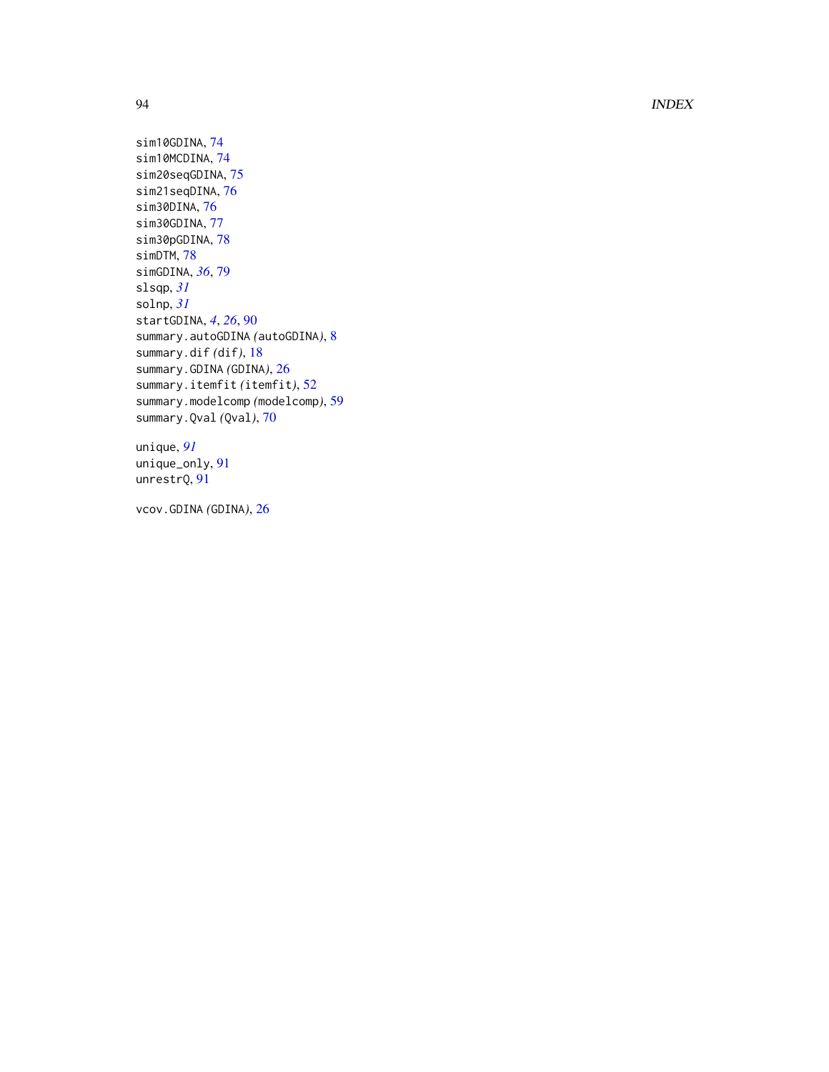sim10GDINA, 74
sim10MCDINA, 74
sim20seqGDINA, 75
sim21seqDINA, 76
sim30DINA, 76
sim30GDINA, 77
sim30pGDINA, 78
simDTM, 78
simGDINA, *36*, 79
slsqp, *31*
solnp, *31*
startGDINA, *4*, *26*, 90
summary.autoGDINA *(*autoGDINA*)*, 8
summary.dif *(*dif*)*, 18
summary.GDINA *(*GDINA*)*, 26
summary.itemfit *(*itemfit*)*, 52
summary.modelcomp *(*modelcomp*)*, 59
summary.Qval *(*Qval*)*, 70

unique, *91*
unique_only, 91
unrestrQ, 91

vcov.GDINA *(*GDINA*)*, 26